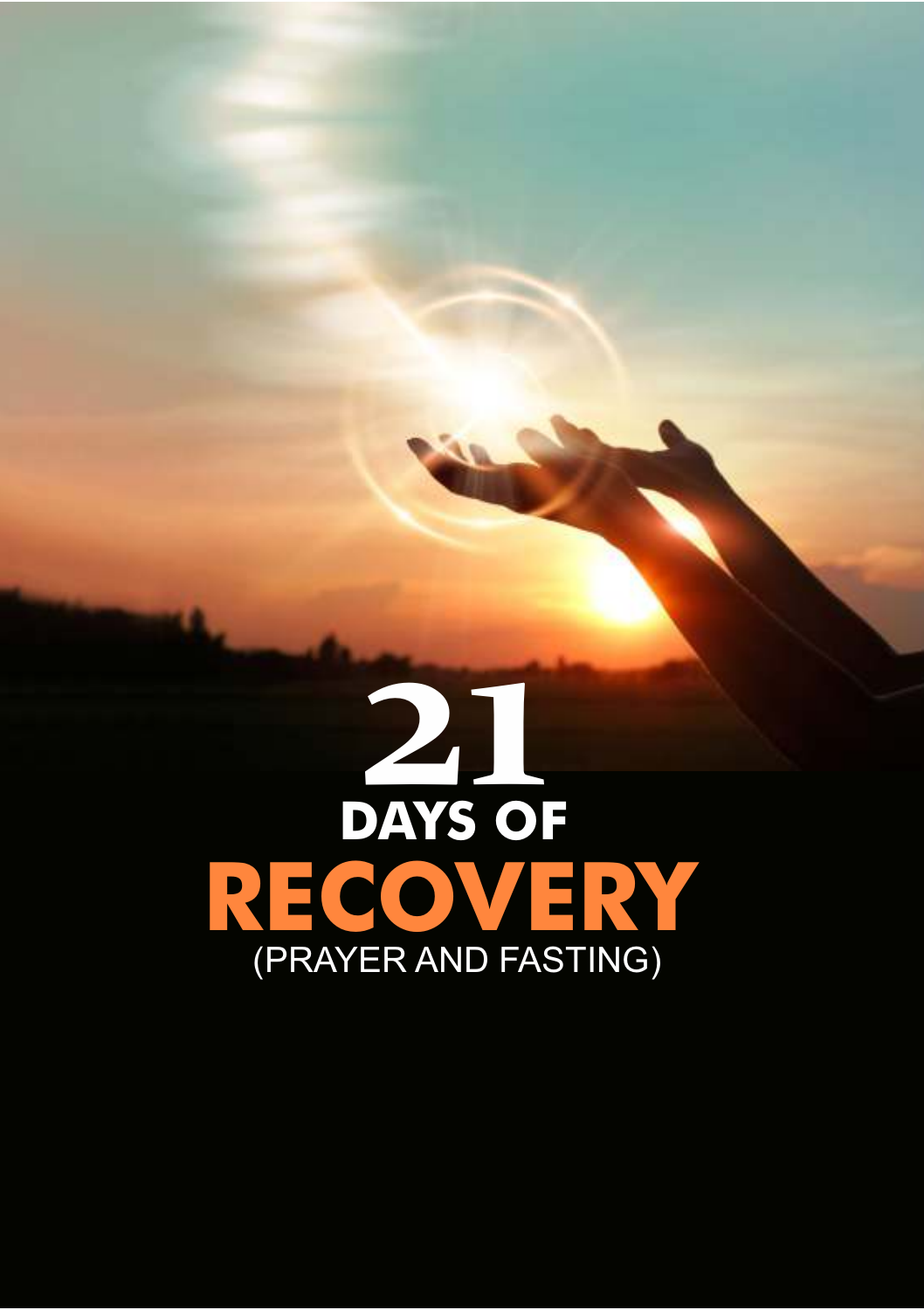# 21 DAYS OF RECOVERY

(PRAYER AND FASTING)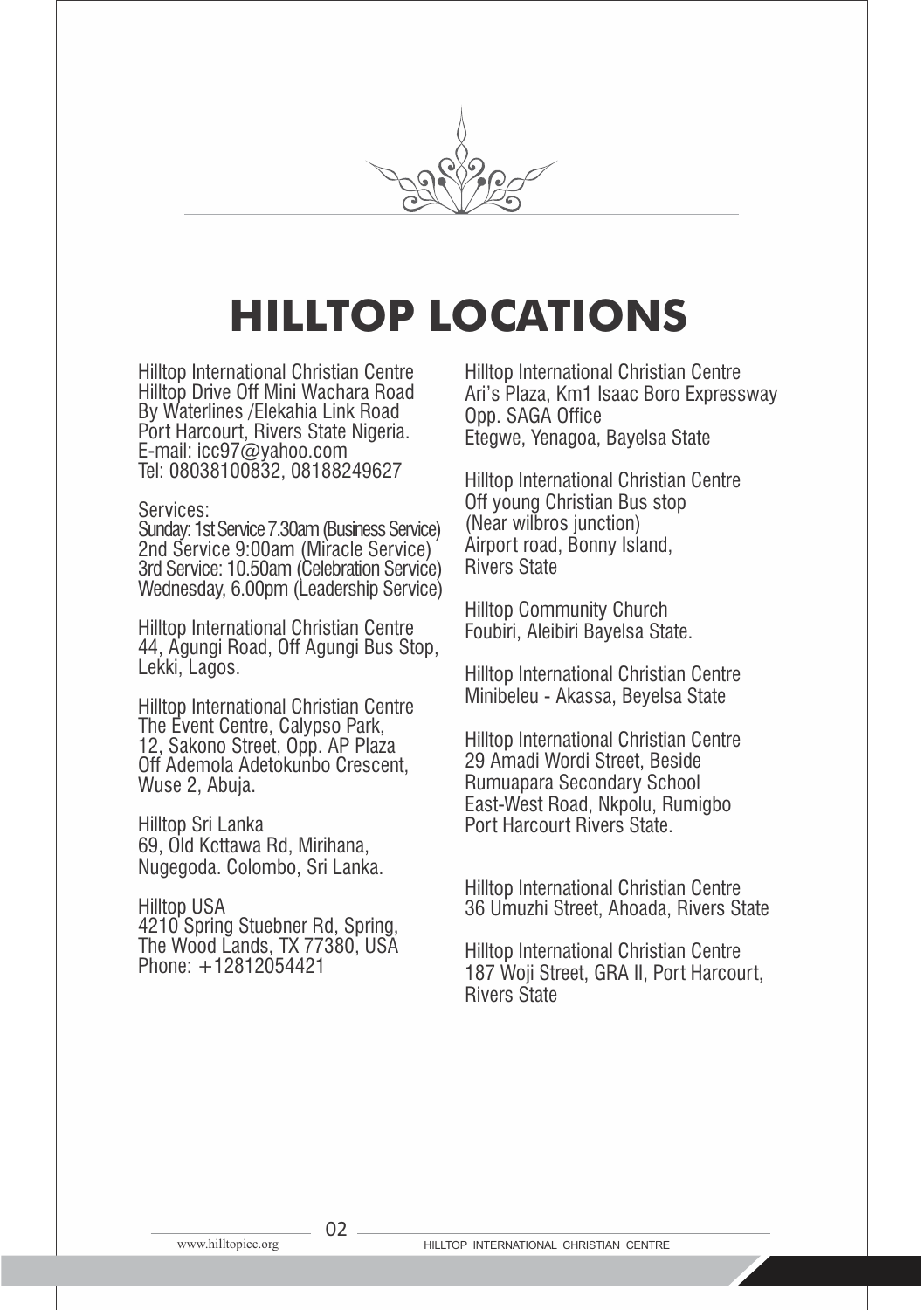# HILLTOP LOCATIONS

Hilltop International Christian Centre
Hilltop Drive Off Mini Wachara Road
By Waterlines /Elekahia Link Road
Port Harcourt, Rivers State Nigeria.
E-mail: icc97@yahoo.com
Tel: 08038100832, 08188249627

Services:
Sunday: 1st Service 7.30am (Business Service)
2nd Service 9:00am (Miracle Service)
3rd Service: 10.50am (Celebration Service)
Wednesday, 6.00pm (Leadership Service)

Hilltop International Christian Centre
44, Agungi Road, Off Agungi Bus Stop,
Lekki, Lagos.

Hilltop International Christian Centre
The Event Centre, Calypso Park,
12, Sakono Street, Opp. AP Plaza
Off Ademola Adetokunbo Crescent,
Wuse 2, Abuja.

Hilltop Sri Lanka
69, Old Kcttawa Rd, Mirihana,
Nugegoda. Colombo, Sri Lanka.

Hilltop USA
4210 Spring Stuebner Rd, Spring,
The Wood Lands, TX 77380, USA
Phone: +12812054421

Hilltop International Christian Centre
Ari's Plaza, Km1 Isaac Boro Expressway
Opp. SAGA Office
Etegwe, Yenagoa, Bayelsa State

Hilltop International Christian Centre
Off young Christian Bus stop
(Near wilbros junction)
Airport road, Bonny Island,
Rivers State

Hilltop Community Church
Foubiri, Aleibiri Bayelsa State.

Hilltop International Christian Centre
Minibeleu - Akassa, Beyelsa State

Hilltop International Christian Centre
29 Amadi Wordi Street, Beside
Rumuapara Secondary School
East-West Road, Nkpolu, Rumigbo
Port Harcourt Rivers State.

Hilltop International Christian Centre
36 Umuzhi Street, Ahoada, Rivers State

Hilltop International Christian Centre
187 Woji Street, GRA II, Port Harcourt,
Rivers State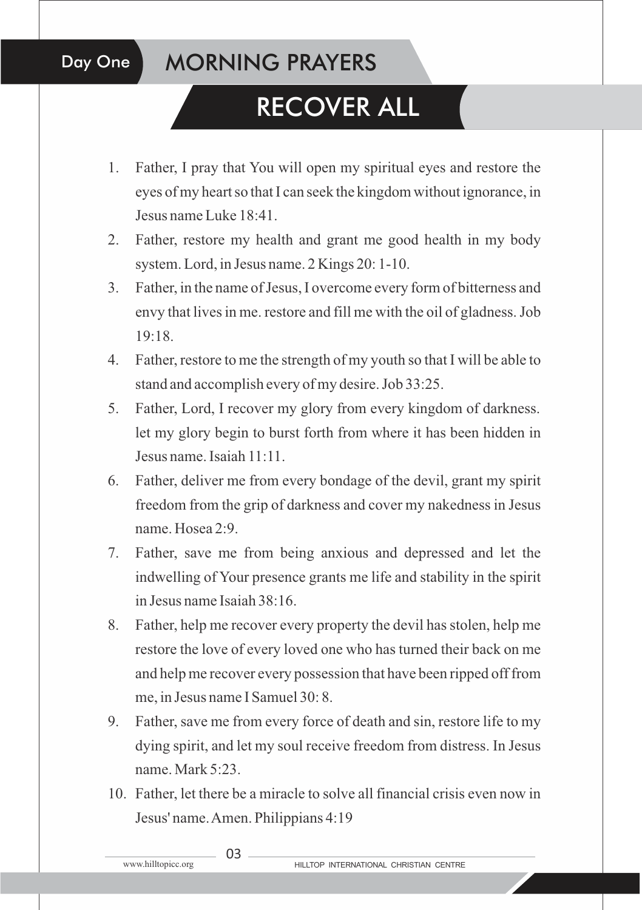Day One

# MORNING PRAYERS

## RECOVER ALL

1. Father, I pray that You will open my spiritual eyes and restore the eyes of my heart so that I can seek the kingdom without ignorance, in Jesus name Luke 18:41.
2. Father, restore my health and grant me good health in my body system. Lord, in Jesus name. 2 Kings 20: 1-10.
3. Father, in the name of Jesus, I overcome every form of bitterness and envy that lives in me. restore and fill me with the oil of gladness. Job 19:18.
4. Father, restore to me the strength of my youth so that I will be able to stand and accomplish every of my desire. Job 33:25.
5. Father, Lord, I recover my glory from every kingdom of darkness. let my glory begin to burst forth from where it has been hidden in Jesus name. Isaiah 11:11.
6. Father, deliver me from every bondage of the devil, grant my spirit freedom from the grip of darkness and cover my nakedness in Jesus name. Hosea 2:9.
7. Father, save me from being anxious and depressed and let the indwelling of Your presence grants me life and stability in the spirit in Jesus name Isaiah 38:16.
8. Father, help me recover every property the devil has stolen, help me restore the love of every loved one who has turned their back on me and help me recover every possession that have been ripped off from me, in Jesus name I Samuel 30: 8.
9. Father, save me from every force of death and sin, restore life to my dying spirit, and let my soul receive freedom from distress. In Jesus name. Mark 5:23.
10. Father, let there be a miracle to solve all financial crisis even now in Jesus' name. Amen. Philippians 4:19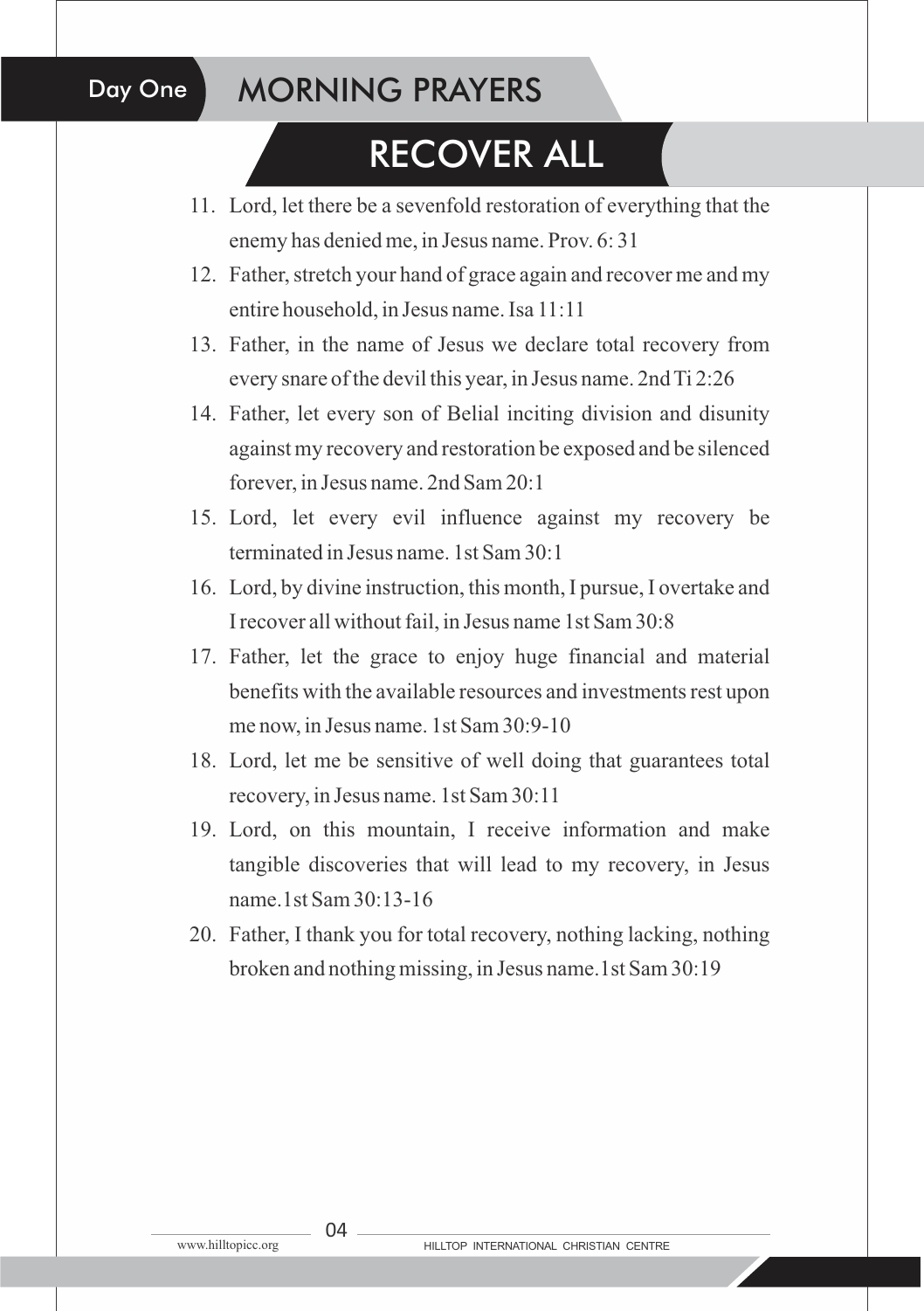Day One

# MORNING PRAYERS

## RECOVER ALL

11. Lord, let there be a sevenfold restoration of everything that the enemy has denied me, in Jesus name. Prov. 6: 31
12. Father, stretch your hand of grace again and recover me and my entire household, in Jesus name. Isa 11:11
13. Father, in the name of Jesus we declare total recovery from every snare of the devil this year, in Jesus name. 2nd Ti 2:26
14. Father, let every son of Belial inciting division and disunity against my recovery and restoration be exposed and be silenced forever, in Jesus name. 2nd Sam 20:1
15. Lord, let every evil influence against my recovery be terminated in Jesus name. 1st Sam 30:1
16. Lord, by divine instruction, this month, I pursue, I overtake and I recover all without fail, in Jesus name 1st Sam 30:8
17. Father, let the grace to enjoy huge financial and material benefits with the available resources and investments rest upon me now, in Jesus name. 1st Sam 30:9-10
18. Lord, let me be sensitive of well doing that guarantees total recovery, in Jesus name. 1st Sam 30:11
19. Lord, on this mountain, I receive information and make tangible discoveries that will lead to my recovery, in Jesus name.1st Sam 30:13-16
20. Father, I thank you for total recovery, nothing lacking, nothing broken and nothing missing, in Jesus name.1st Sam 30:19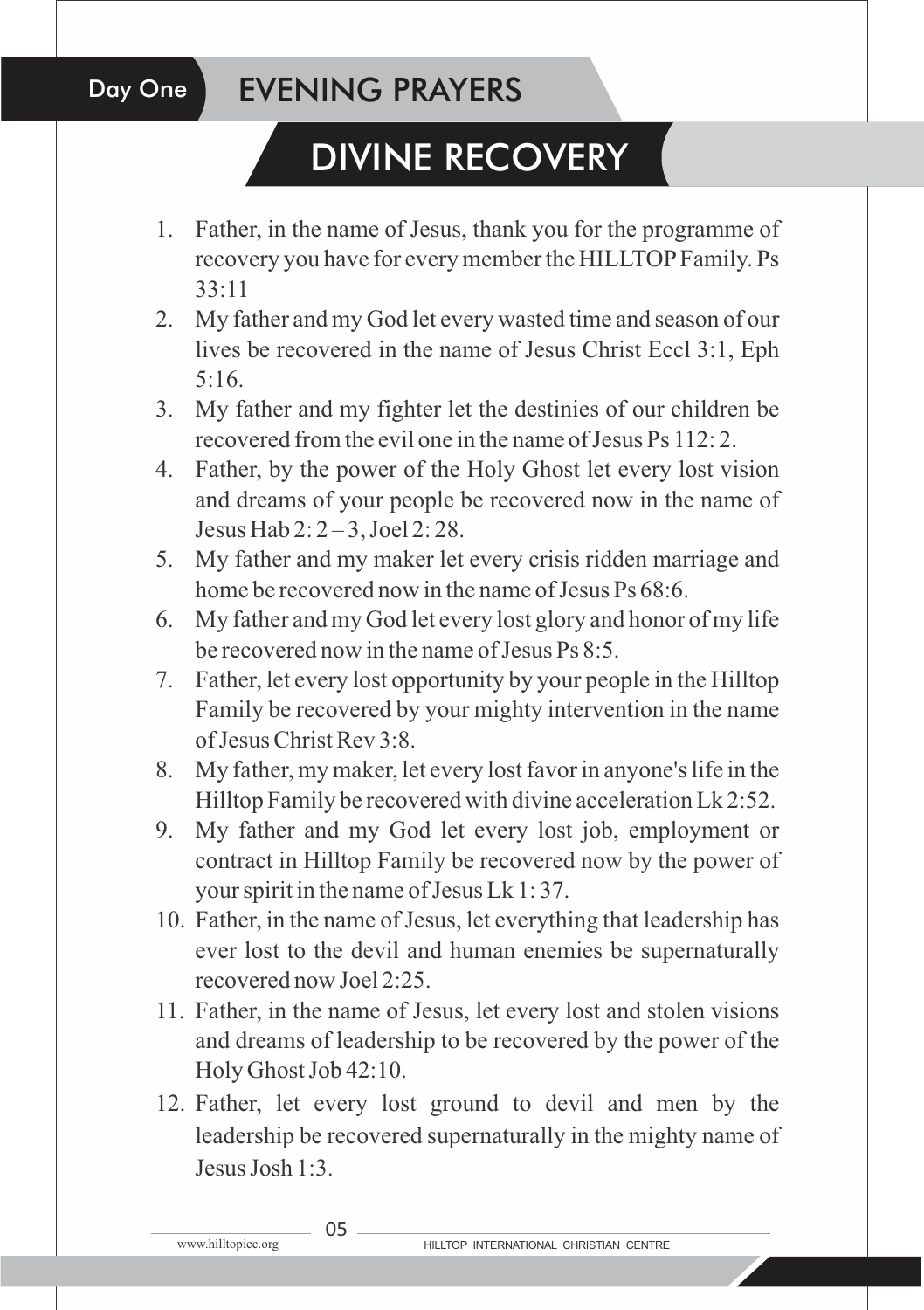Day One

## EVENING PRAYERS

# DIVINE RECOVERY

1. Father, in the name of Jesus, thank you for the programme of recovery you have for every member the HILLTOP Family. Ps 33:11
2. My father and my God let every wasted time and season of our lives be recovered in the name of Jesus Christ Eccl 3:1, Eph 5:16.
3. My father and my fighter let the destinies of our children be recovered from the evil one in the name of Jesus Ps 112: 2.
4. Father, by the power of the Holy Ghost let every lost vision and dreams of your people be recovered now in the name of Jesus Hab 2: 2 – 3, Joel 2: 28.
5. My father and my maker let every crisis ridden marriage and home be recovered now in the name of Jesus Ps 68:6.
6. My father and my God let every lost glory and honor of my life be recovered now in the name of Jesus Ps 8:5.
7. Father, let every lost opportunity by your people in the Hilltop Family be recovered by your mighty intervention in the name of Jesus Christ Rev 3:8.
8. My father, my maker, let every lost favor in anyone's life in the Hilltop Family be recovered with divine acceleration Lk 2:52.
9. My father and my God let every lost job, employment or contract in Hilltop Family be recovered now by the power of your spirit in the name of Jesus Lk 1: 37.
10. Father, in the name of Jesus, let everything that leadership has ever lost to the devil and human enemies be supernaturally recovered now Joel 2:25.
11. Father, in the name of Jesus, let every lost and stolen visions and dreams of leadership to be recovered by the power of the Holy Ghost Job 42:10.
12. Father, let every lost ground to devil and men by the leadership be recovered supernaturally in the mighty name of Jesus Josh 1:3.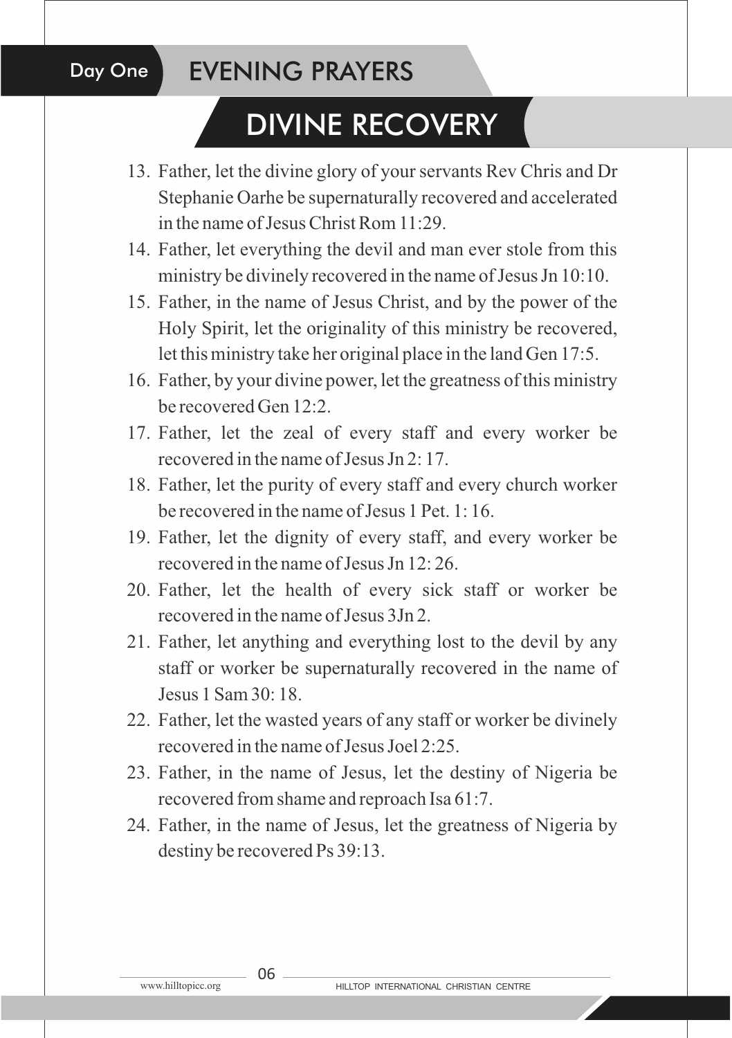Day One

## EVENING PRAYERS

# DIVINE RECOVERY

13. Father, let the divine glory of your servants Rev Chris and Dr Stephanie Oarhe be supernaturally recovered and accelerated in the name of Jesus Christ Rom 11:29.
14. Father, let everything the devil and man ever stole from this ministry be divinely recovered in the name of Jesus Jn 10:10.
15. Father, in the name of Jesus Christ, and by the power of the Holy Spirit, let the originality of this ministry be recovered, let this ministry take her original place in the land Gen 17:5.
16. Father, by your divine power, let the greatness of this ministry be recovered Gen 12:2.
17. Father, let the zeal of every staff and every worker be recovered in the name of Jesus Jn 2: 17.
18. Father, let the purity of every staff and every church worker be recovered in the name of Jesus 1 Pet. 1: 16.
19. Father, let the dignity of every staff, and every worker be recovered in the name of Jesus Jn 12: 26.
20. Father, let the health of every sick staff or worker be recovered in the name of Jesus 3Jn 2.
21. Father, let anything and everything lost to the devil by any staff or worker be supernaturally recovered in the name of Jesus 1 Sam 30: 18.
22. Father, let the wasted years of any staff or worker be divinely recovered in the name of Jesus Joel 2:25.
23. Father, in the name of Jesus, let the destiny of Nigeria be recovered from shame and reproach Isa 61:7.
24. Father, in the name of Jesus, let the greatness of Nigeria by destiny be recovered Ps 39:13.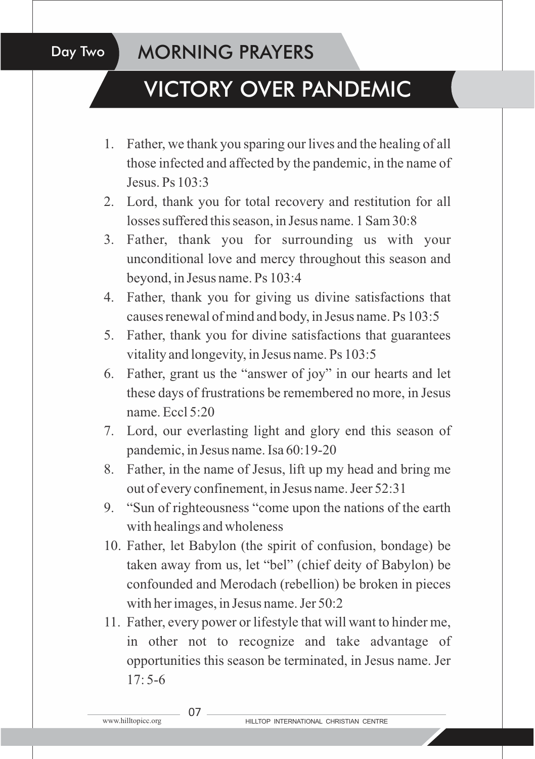Day Two

# MORNING PRAYERS

## VICTORY OVER PANDEMIC

1. Father, we thank you sparing our lives and the healing of all those infected and affected by the pandemic, in the name of Jesus. Ps 103:3
2. Lord, thank you for total recovery and restitution for all losses suffered this season, in Jesus name. 1 Sam 30:8
3. Father, thank you for surrounding us with your unconditional love and mercy throughout this season and beyond, in Jesus name. Ps 103:4
4. Father, thank you for giving us divine satisfactions that causes renewal of mind and body, in Jesus name. Ps 103:5
5. Father, thank you for divine satisfactions that guarantees vitality and longevity, in Jesus name. Ps 103:5
6. Father, grant us the "answer of joy" in our hearts and let these days of frustrations be remembered no more, in Jesus name. Eccl 5:20
7. Lord, our everlasting light and glory end this season of pandemic, in Jesus name. Isa 60:19-20
8. Father, in the name of Jesus, lift up my head and bring me out of every confinement, in Jesus name. Jeer 52:31
9. "Sun of righteousness "come upon the nations of the earth with healings and wholeness
10. Father, let Babylon (the spirit of confusion, bondage) be taken away from us, let "bel" (chief deity of Babylon) be confounded and Merodach (rebellion) be broken in pieces with her images, in Jesus name. Jer 50:2
11. Father, every power or lifestyle that will want to hinder me, in other not to recognize and take advantage of opportunities this season be terminated, in Jesus name. Jer 17: 5-6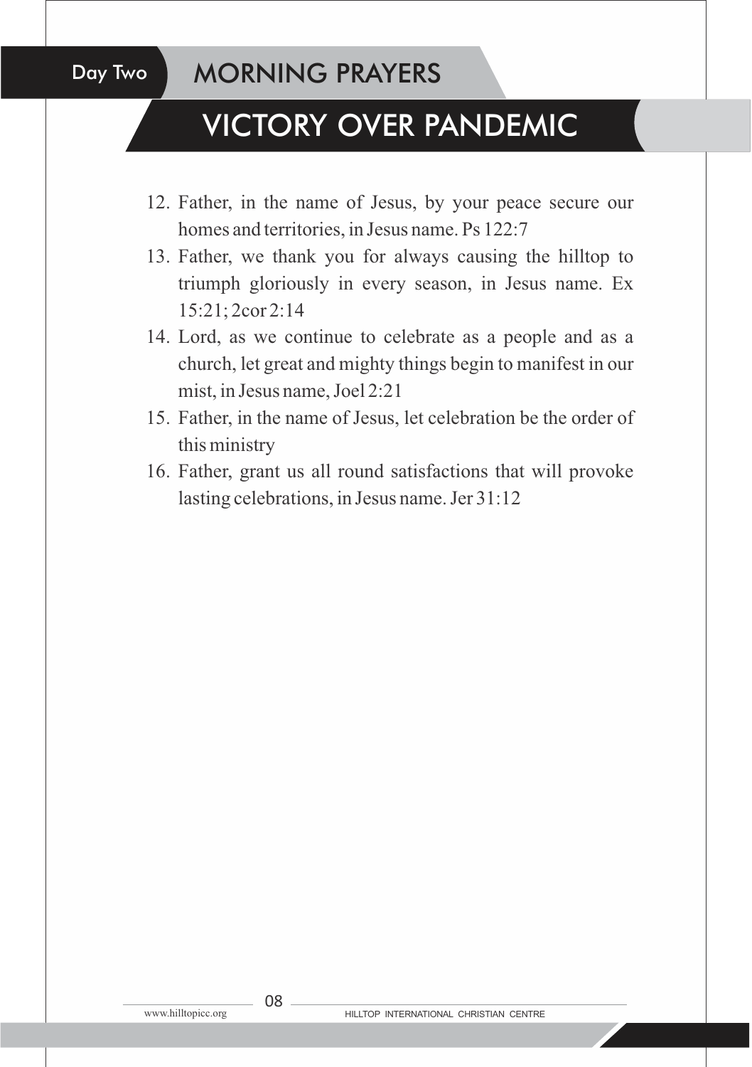Day Two

## MORNING PRAYERS

# VICTORY OVER PANDEMIC

12. Father, in the name of Jesus, by your peace secure our homes and territories, in Jesus name. Ps 122:7
13. Father, we thank you for always causing the hilltop to triumph gloriously in every season, in Jesus name. Ex 15:21; 2cor 2:14
14. Lord, as we continue to celebrate as a people and as a church, let great and mighty things begin to manifest in our mist, in Jesus name, Joel 2:21
15. Father, in the name of Jesus, let celebration be the order of this ministry
16. Father, grant us all round satisfactions that will provoke lasting celebrations, in Jesus name. Jer 31:12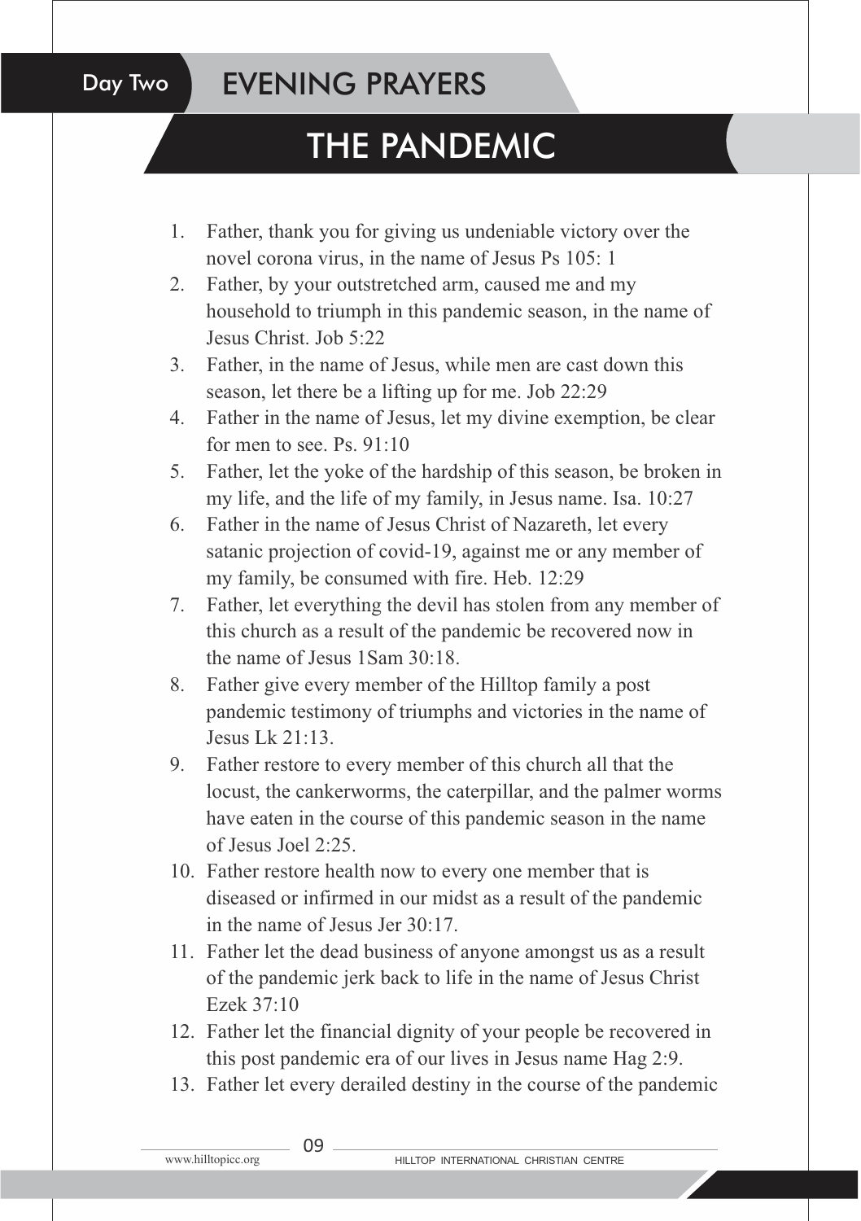Day Two

## EVENING PRAYERS

# THE PANDEMIC

1. Father, thank you for giving us undeniable victory over the novel corona virus, in the name of Jesus Ps 105: 1
2. Father, by your outstretched arm, caused me and my household to triumph in this pandemic season, in the name of Jesus Christ. Job 5:22
3. Father, in the name of Jesus, while men are cast down this season, let there be a lifting up for me. Job 22:29
4. Father in the name of Jesus, let my divine exemption, be clear for men to see. Ps. 91:10
5. Father, let the yoke of the hardship of this season, be broken in my life, and the life of my family, in Jesus name. Isa. 10:27
6. Father in the name of Jesus Christ of Nazareth, let every satanic projection of covid-19, against me or any member of my family, be consumed with fire. Heb. 12:29
7. Father, let everything the devil has stolen from any member of this church as a result of the pandemic be recovered now in the name of Jesus 1Sam 30:18.
8. Father give every member of the Hilltop family a post pandemic testimony of triumphs and victories in the name of Jesus Lk 21:13.
9. Father restore to every member of this church all that the locust, the cankerworms, the caterpillar, and the palmer worms have eaten in the course of this pandemic season in the name of Jesus Joel 2:25.
10. Father restore health now to every one member that is diseased or infirmed in our midst as a result of the pandemic in the name of Jesus Jer 30:17.
11. Father let the dead business of anyone amongst us as a result of the pandemic jerk back to life in the name of Jesus Christ Ezek 37:10
12. Father let the financial dignity of your people be recovered in this post pandemic era of our lives in Jesus name Hag 2:9.
13. Father let every derailed destiny in the course of the pandemic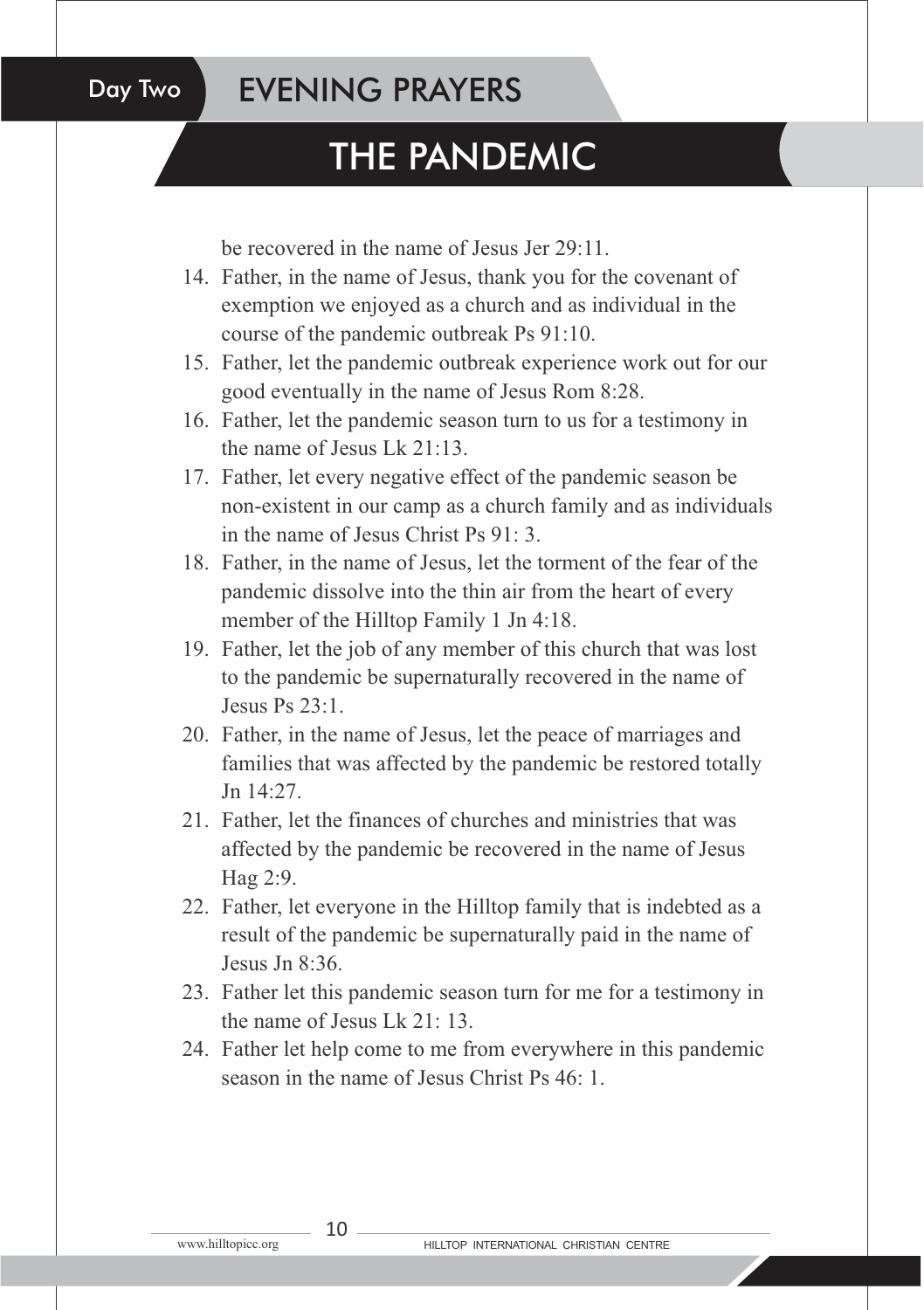## Day Two EVENING PRAYERS

# THE PANDEMIC

be recovered in the name of Jesus Jer 29:11.

14. Father, in the name of Jesus, thank you for the covenant of exemption we enjoyed as a church and as individual in the course of the pandemic outbreak Ps 91:10.
15. Father, let the pandemic outbreak experience work out for our good eventually in the name of Jesus Rom 8:28.
16. Father, let the pandemic season turn to us for a testimony in the name of Jesus Lk 21:13.
17. Father, let every negative effect of the pandemic season be non-existent in our camp as a church family and as individuals in the name of Jesus Christ Ps 91: 3.
18. Father, in the name of Jesus, let the torment of the fear of the pandemic dissolve into the thin air from the heart of every member of the Hilltop Family 1 Jn 4:18.
19. Father, let the job of any member of this church that was lost to the pandemic be supernaturally recovered in the name of Jesus Ps 23:1.
20. Father, in the name of Jesus, let the peace of marriages and families that was affected by the pandemic be restored totally Jn 14:27.
21. Father, let the finances of churches and ministries that was affected by the pandemic be recovered in the name of Jesus Hag 2:9.
22. Father, let everyone in the Hilltop family that is indebted as a result of the pandemic be supernaturally paid in the name of Jesus Jn 8:36.
23. Father let this pandemic season turn for me for a testimony in the name of Jesus Lk 21: 13.
24. Father let help come to me from everywhere in this pandemic season in the name of Jesus Christ Ps 46: 1.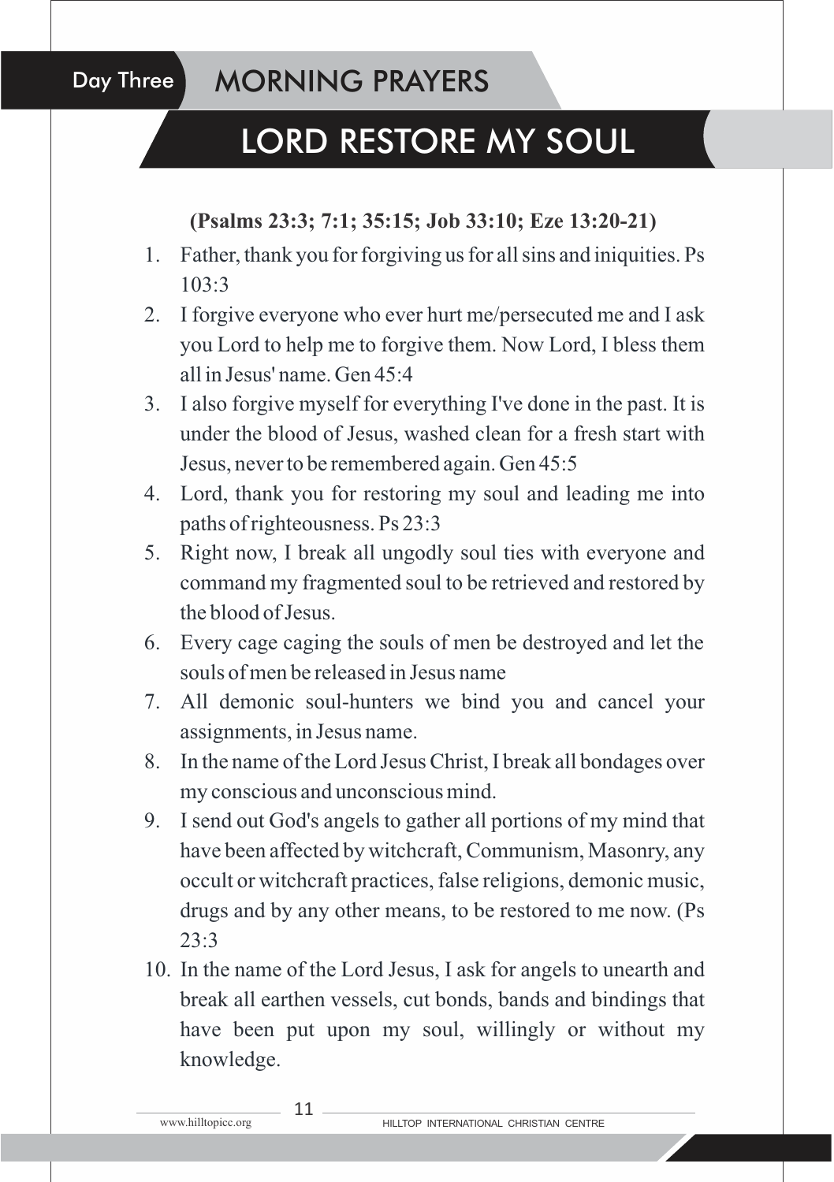Day Three

## MORNING PRAYERS

# LORD RESTORE MY SOUL

**(Psalms 23:3; 7:1; 35:15; Job 33:10; Eze 13:20-21)**

1. Father, thank you for forgiving us for all sins and iniquities. Ps 103:3
2. I forgive everyone who ever hurt me/persecuted me and I ask you Lord to help me to forgive them. Now Lord, I bless them all in Jesus' name. Gen 45:4
3. I also forgive myself for everything I've done in the past. It is under the blood of Jesus, washed clean for a fresh start with Jesus, never to be remembered again. Gen 45:5
4. Lord, thank you for restoring my soul and leading me into paths of righteousness. Ps 23:3
5. Right now, I break all ungodly soul ties with everyone and command my fragmented soul to be retrieved and restored by the blood of Jesus.
6. Every cage caging the souls of men be destroyed and let the souls of men be released in Jesus name
7. All demonic soul-hunters we bind you and cancel your assignments, in Jesus name.
8. In the name of the Lord Jesus Christ, I break all bondages over my conscious and unconscious mind.
9. I send out God's angels to gather all portions of my mind that have been affected by witchcraft, Communism, Masonry, any occult or witchcraft practices, false religions, demonic music, drugs and by any other means, to be restored to me now. (Ps 23:3
10. In the name of the Lord Jesus, I ask for angels to unearth and break all earthen vessels, cut bonds, bands and bindings that have been put upon my soul, willingly or without my knowledge.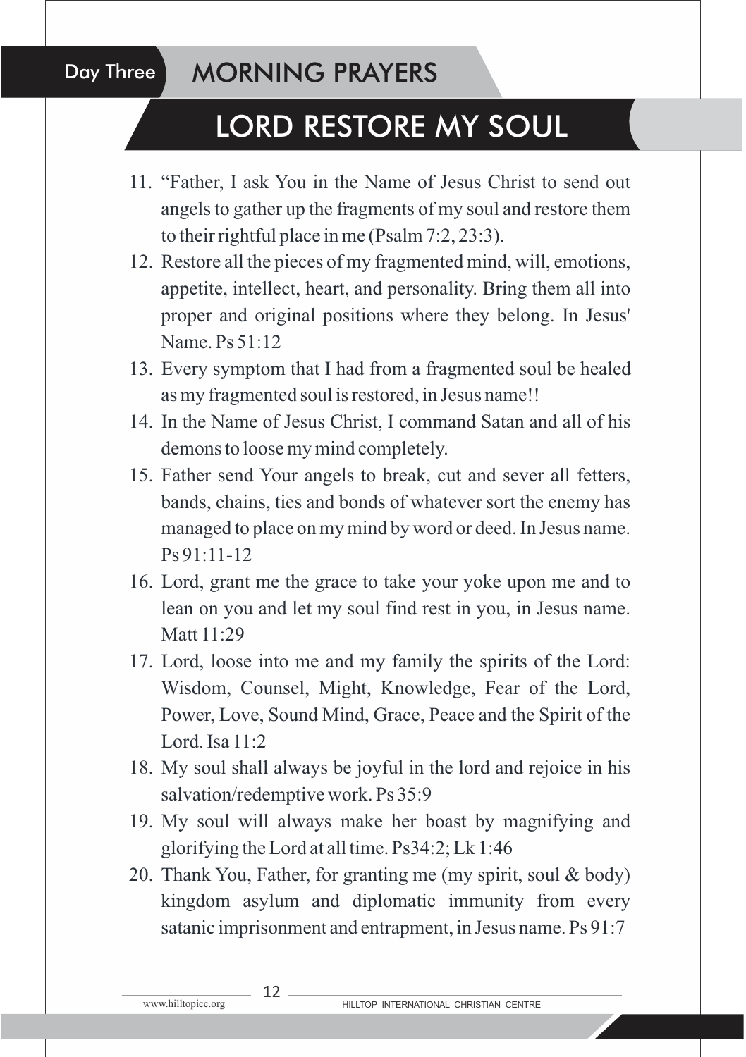Day Three

## MORNING PRAYERS

# LORD RESTORE MY SOUL

11. "Father, I ask You in the Name of Jesus Christ to send out angels to gather up the fragments of my soul and restore them to their rightful place in me (Psalm 7:2, 23:3).
12. Restore all the pieces of my fragmented mind, will, emotions, appetite, intellect, heart, and personality. Bring them all into proper and original positions where they belong. In Jesus' Name. Ps 51:12
13. Every symptom that I had from a fragmented soul be healed as my fragmented soul is restored, in Jesus name!!
14. In the Name of Jesus Christ, I command Satan and all of his demons to loose my mind completely.
15. Father send Your angels to break, cut and sever all fetters, bands, chains, ties and bonds of whatever sort the enemy has managed to place on my mind by word or deed. In Jesus name. Ps 91:11-12
16. Lord, grant me the grace to take your yoke upon me and to lean on you and let my soul find rest in you, in Jesus name. Matt 11:29
17. Lord, loose into me and my family the spirits of the Lord: Wisdom, Counsel, Might, Knowledge, Fear of the Lord, Power, Love, Sound Mind, Grace, Peace and the Spirit of the Lord. Isa 11:2
18. My soul shall always be joyful in the lord and rejoice in his salvation/redemptive work. Ps 35:9
19. My soul will always make her boast by magnifying and glorifying the Lord at all time. Ps34:2; Lk 1:46
20. Thank You, Father, for granting me (my spirit, soul & body) kingdom asylum and diplomatic immunity from every satanic imprisonment and entrapment, in Jesus name. Ps 91:7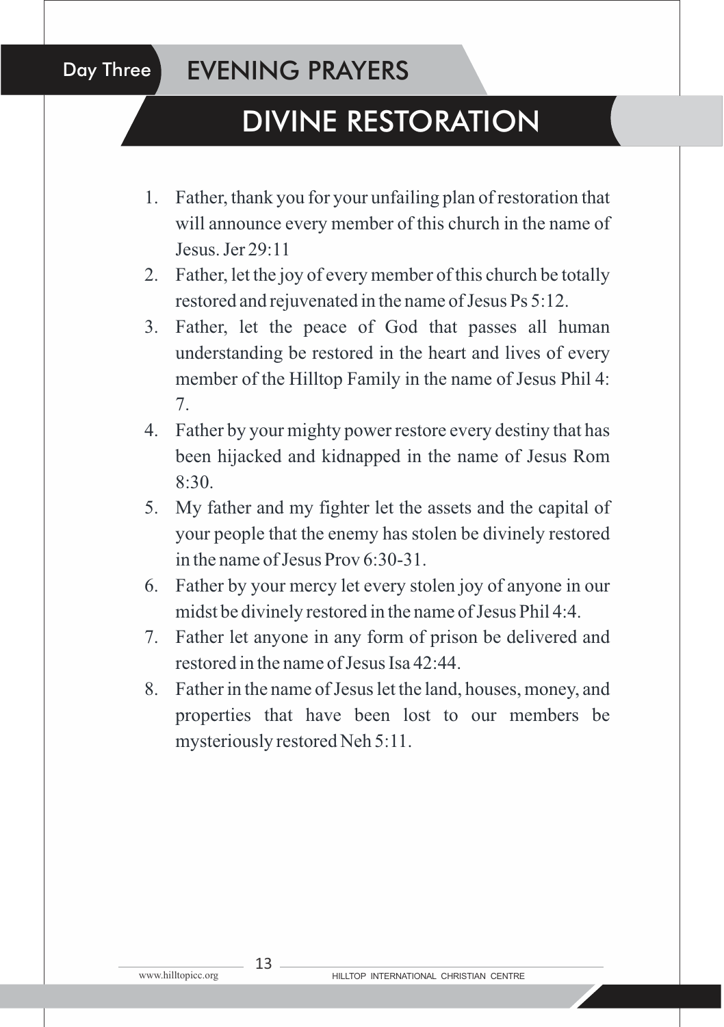Day Three

## EVENING PRAYERS

# DIVINE RESTORATION

1. Father, thank you for your unfailing plan of restoration that will announce every member of this church in the name of Jesus. Jer 29:11
2. Father, let the joy of every member of this church be totally restored and rejuvenated in the name of Jesus Ps 5:12.
3. Father, let the peace of God that passes all human understanding be restored in the heart and lives of every member of the Hilltop Family in the name of Jesus Phil 4: 7.
4. Father by your mighty power restore every destiny that has been hijacked and kidnapped in the name of Jesus Rom 8:30.
5. My father and my fighter let the assets and the capital of your people that the enemy has stolen be divinely restored in the name of Jesus Prov 6:30-31.
6. Father by your mercy let every stolen joy of anyone in our midst be divinely restored in the name of Jesus Phil 4:4.
7. Father let anyone in any form of prison be delivered and restored in the name of Jesus Isa 42:44.
8. Father in the name of Jesus let the land, houses, money, and properties that have been lost to our members be mysteriously restored Neh 5:11.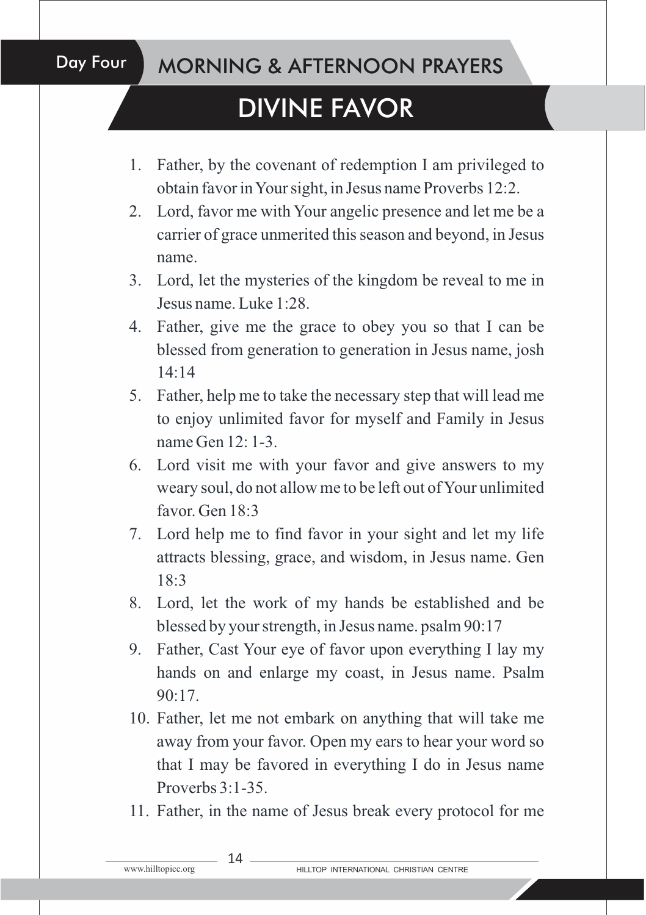Day Four — MORNING & AFTERNOON PRAYERS

# DIVINE FAVOR

1. Father, by the covenant of redemption I am privileged to obtain favor in Your sight, in Jesus name Proverbs 12:2.
2. Lord, favor me with Your angelic presence and let me be a carrier of grace unmerited this season and beyond, in Jesus name.
3. Lord, let the mysteries of the kingdom be reveal to me in Jesus name. Luke 1:28.
4. Father, give me the grace to obey you so that I can be blessed from generation to generation in Jesus name, josh 14:14
5. Father, help me to take the necessary step that will lead me to enjoy unlimited favor for myself and Family in Jesus name Gen 12: 1-3.
6. Lord visit me with your favor and give answers to my weary soul, do not allow me to be left out of Your unlimited favor. Gen 18:3
7. Lord help me to find favor in your sight and let my life attracts blessing, grace, and wisdom, in Jesus name. Gen 18:3
8. Lord, let the work of my hands be established and be blessed by your strength, in Jesus name. psalm 90:17
9. Father, Cast Your eye of favor upon everything I lay my hands on and enlarge my coast, in Jesus name. Psalm 90:17.
10. Father, let me not embark on anything that will take me away from your favor. Open my ears to hear your word so that I may be favored in everything I do in Jesus name Proverbs 3:1-35.
11. Father, in the name of Jesus break every protocol for me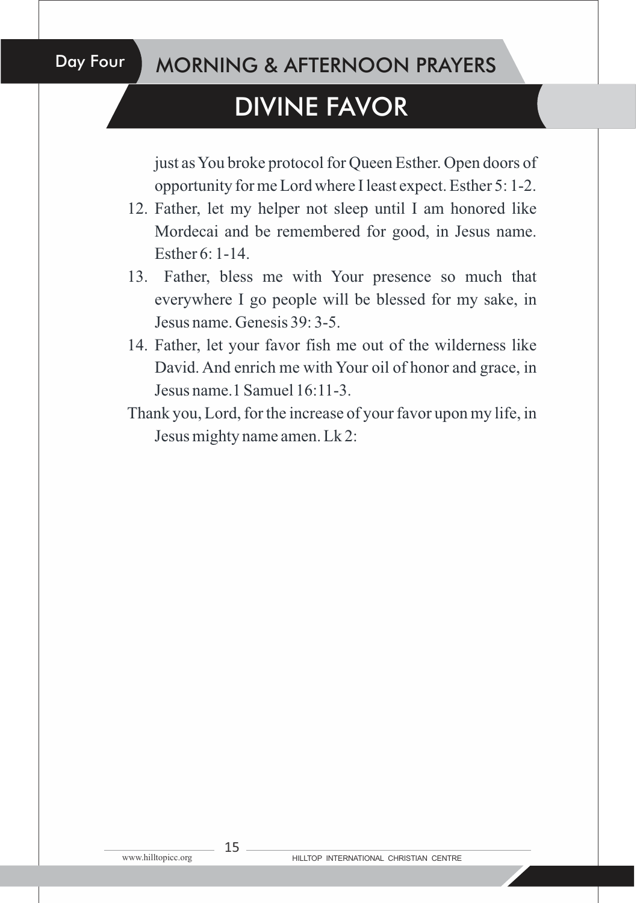## Day Four — MORNING & AFTERNOON PRAYERS

# DIVINE FAVOR

just as You broke protocol for Queen Esther. Open doors of opportunity for me Lord where I least expect. Esther 5: 1-2.

12. Father, let my helper not sleep until I am honored like Mordecai and be remembered for good, in Jesus name. Esther 6: 1-14.
13. Father, bless me with Your presence so much that everywhere I go people will be blessed for my sake, in Jesus name. Genesis 39: 3-5.
14. Father, let your favor fish me out of the wilderness like David. And enrich me with Your oil of honor and grace, in Jesus name.1 Samuel 16:11-3.

Thank you, Lord, for the increase of your favor upon my life, in Jesus mighty name amen. Lk 2: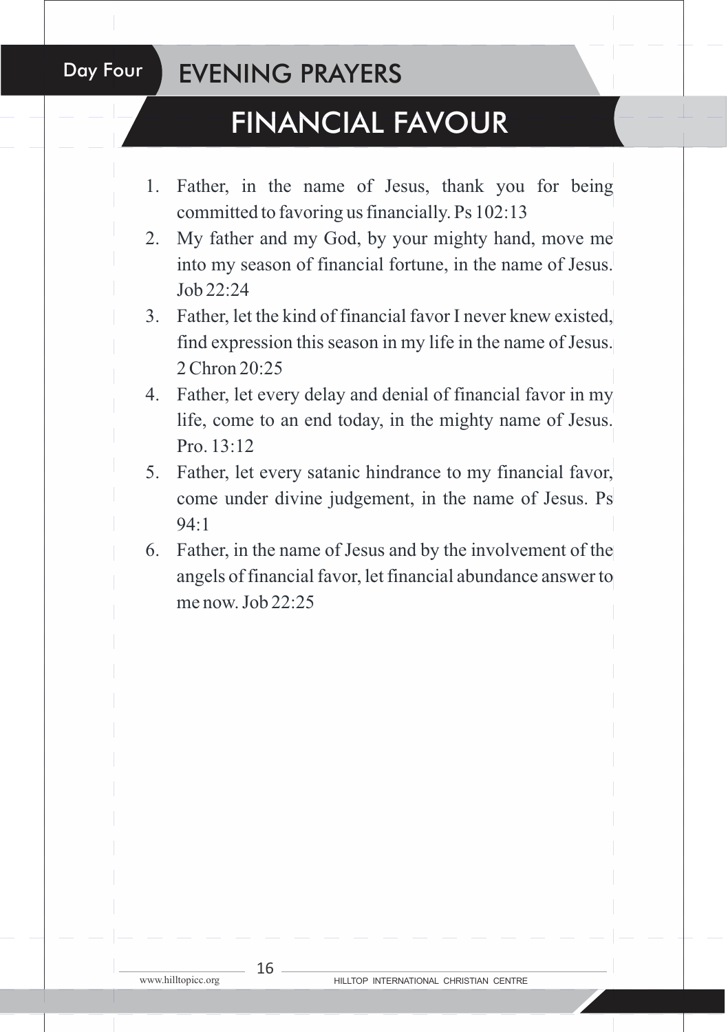Day Four

## EVENING PRAYERS

# FINANCIAL FAVOUR

1. Father, in the name of Jesus, thank you for being committed to favoring us financially. Ps 102:13
2. My father and my God, by your mighty hand, move me into my season of financial fortune, in the name of Jesus. Job 22:24
3. Father, let the kind of financial favor I never knew existed, find expression this season in my life in the name of Jesus. 2 Chron 20:25
4. Father, let every delay and denial of financial favor in my life, come to an end today, in the mighty name of Jesus. Pro. 13:12
5. Father, let every satanic hindrance to my financial favor, come under divine judgement, in the name of Jesus. Ps 94:1
6. Father, in the name of Jesus and by the involvement of the angels of financial favor, let financial abundance answer to me now. Job 22:25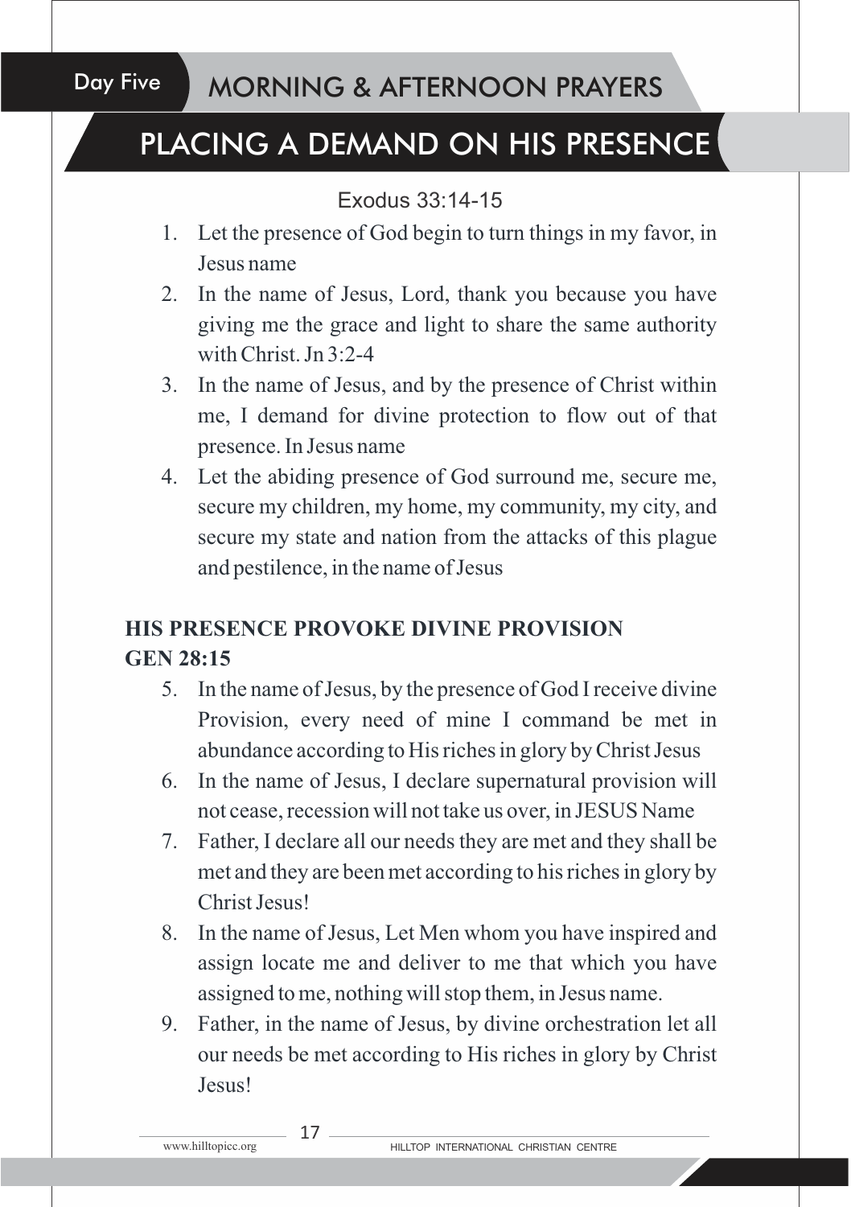Day Five — MORNING & AFTERNOON PRAYERS

# PLACING A DEMAND ON HIS PRESENCE

Exodus 33:14-15

1. Let the presence of God begin to turn things in my favor, in Jesus name
2. In the name of Jesus, Lord, thank you because you have giving me the grace and light to share the same authority with Christ. Jn 3:2-4
3. In the name of Jesus, and by the presence of Christ within me, I demand for divine protection to flow out of that presence. In Jesus name
4. Let the abiding presence of God surround me, secure me, secure my children, my home, my community, my city, and secure my state and nation from the attacks of this plague and pestilence, in the name of Jesus

**HIS PRESENCE PROVOKE DIVINE PROVISION**
**GEN 28:15**

5. In the name of Jesus, by the presence of God I receive divine Provision, every need of mine I command be met in abundance according to His riches in glory by Christ Jesus
6. In the name of Jesus, I declare supernatural provision will not cease, recession will not take us over, in JESUS Name
7. Father, I declare all our needs they are met and they shall be met and they are been met according to his riches in glory by Christ Jesus!
8. In the name of Jesus, Let Men whom you have inspired and assign locate me and deliver to me that which you have assigned to me, nothing will stop them, in Jesus name.
9. Father, in the name of Jesus, by divine orchestration let all our needs be met according to His riches in glory by Christ Jesus!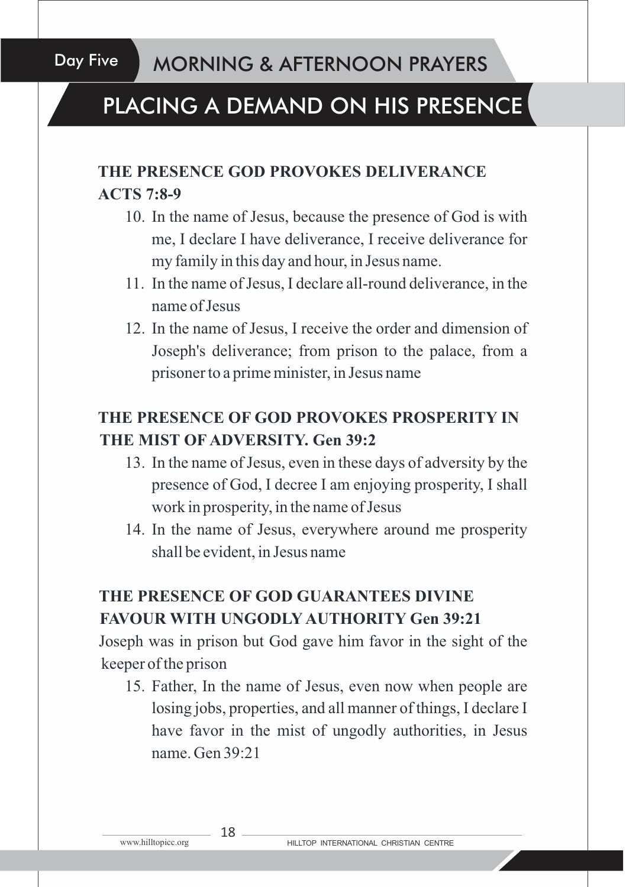Day Five

MORNING & AFTERNOON PRAYERS

# PLACING A DEMAND ON HIS PRESENCE

**THE PRESENCE GOD PROVOKES DELIVERANCE ACTS 7:8-9**

10. In the name of Jesus, because the presence of God is with me, I declare I have deliverance, I receive deliverance for my family in this day and hour, in Jesus name.
11. In the name of Jesus, I declare all-round deliverance, in the name of Jesus
12. In the name of Jesus, I receive the order and dimension of Joseph's deliverance; from prison to the palace, from a prisoner to a prime minister, in Jesus name

**THE PRESENCE OF GOD PROVOKES PROSPERITY IN THE MIST OF ADVERSITY. Gen 39:2**

13. In the name of Jesus, even in these days of adversity by the presence of God, I decree I am enjoying prosperity, I shall work in prosperity, in the name of Jesus
14. In the name of Jesus, everywhere around me prosperity shall be evident, in Jesus name

**THE PRESENCE OF GOD GUARANTEES DIVINE FAVOUR WITH UNGODLY AUTHORITY Gen 39:21**

Joseph was in prison but God gave him favor in the sight of the keeper of the prison

15. Father, In the name of Jesus, even now when people are losing jobs, properties, and all manner of things, I declare I have favor in the mist of ungodly authorities, in Jesus name. Gen 39:21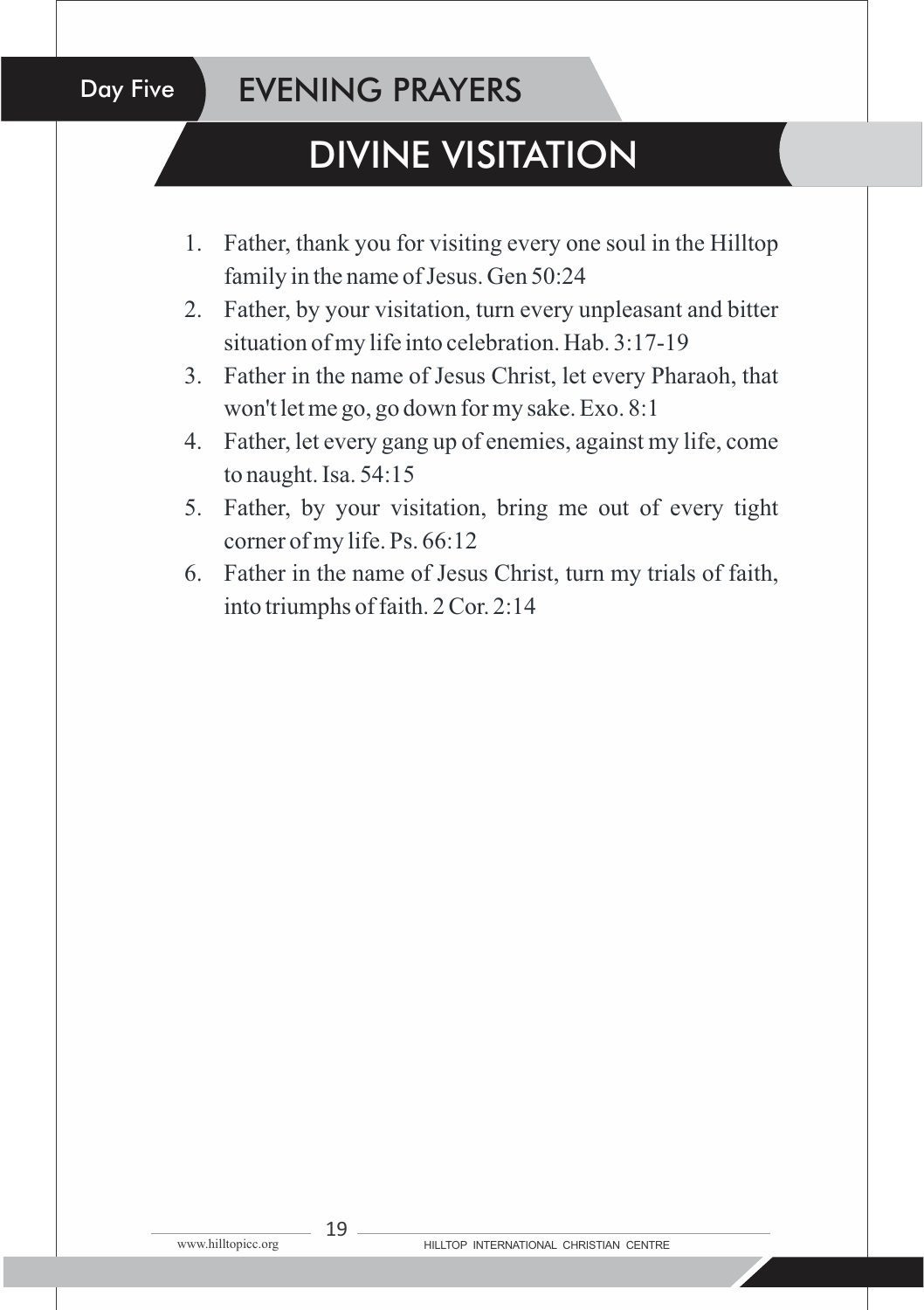Day Five

# EVENING PRAYERS

## DIVINE VISITATION

1. Father, thank you for visiting every one soul in the Hilltop family in the name of Jesus. Gen 50:24
2. Father, by your visitation, turn every unpleasant and bitter situation of my life into celebration. Hab. 3:17-19
3. Father in the name of Jesus Christ, let every Pharaoh, that won't let me go, go down for my sake. Exo. 8:1
4. Father, let every gang up of enemies, against my life, come to naught. Isa. 54:15
5. Father, by your visitation, bring me out of every tight corner of my life. Ps. 66:12
6. Father in the name of Jesus Christ, turn my trials of faith, into triumphs of faith. 2 Cor. 2:14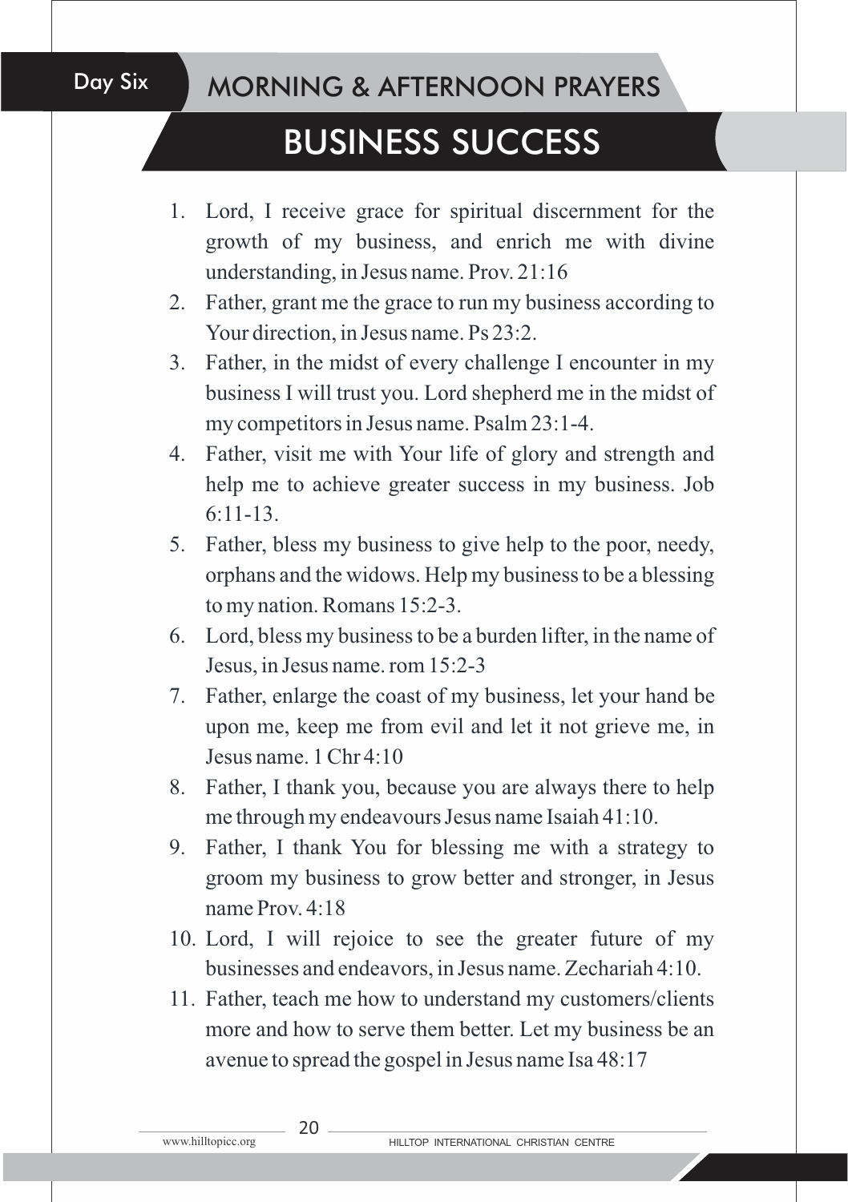Day Six

## MORNING & AFTERNOON PRAYERS

# BUSINESS SUCCESS

1. Lord, I receive grace for spiritual discernment for the growth of my business, and enrich me with divine understanding, in Jesus name. Prov. 21:16
2. Father, grant me the grace to run my business according to Your direction, in Jesus name. Ps 23:2.
3. Father, in the midst of every challenge I encounter in my business I will trust you. Lord shepherd me in the midst of my competitors in Jesus name. Psalm 23:1-4.
4. Father, visit me with Your life of glory and strength and help me to achieve greater success in my business. Job 6:11-13.
5. Father, bless my business to give help to the poor, needy, orphans and the widows. Help my business to be a blessing to my nation. Romans 15:2-3.
6. Lord, bless my business to be a burden lifter, in the name of Jesus, in Jesus name. rom 15:2-3
7. Father, enlarge the coast of my business, let your hand be upon me, keep me from evil and let it not grieve me, in Jesus name. 1 Chr 4:10
8. Father, I thank you, because you are always there to help me through my endeavours Jesus name Isaiah 41:10.
9. Father, I thank You for blessing me with a strategy to groom my business to grow better and stronger, in Jesus name Prov. 4:18
10. Lord, I will rejoice to see the greater future of my businesses and endeavors, in Jesus name. Zechariah 4:10.
11. Father, teach me how to understand my customers/clients more and how to serve them better. Let my business be an avenue to spread the gospel in Jesus name Isa 48:17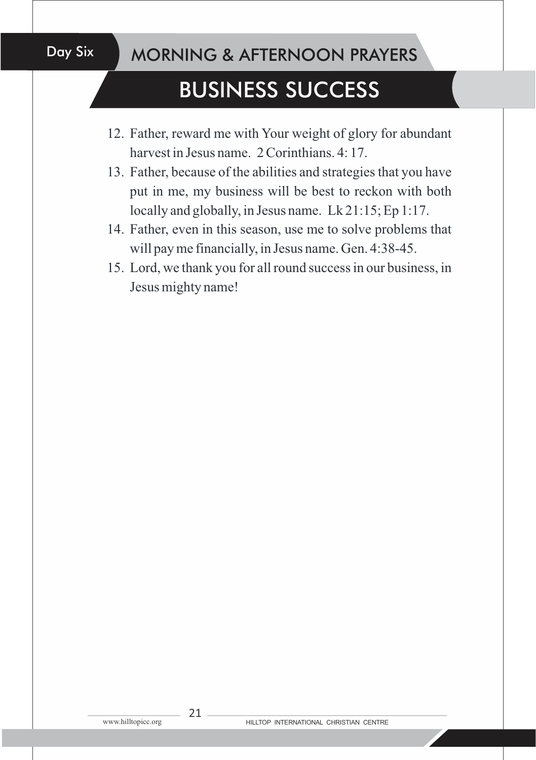Day Six

## MORNING & AFTERNOON PRAYERS

# BUSINESS SUCCESS

12. Father, reward me with Your weight of glory for abundant harvest in Jesus name. 2 Corinthians. 4: 17.
13. Father, because of the abilities and strategies that you have put in me, my business will be best to reckon with both locally and globally, in Jesus name. Lk 21:15; Ep 1:17.
14. Father, even in this season, use me to solve problems that will pay me financially, in Jesus name. Gen. 4:38-45.
15. Lord, we thank you for all round success in our business, in Jesus mighty name!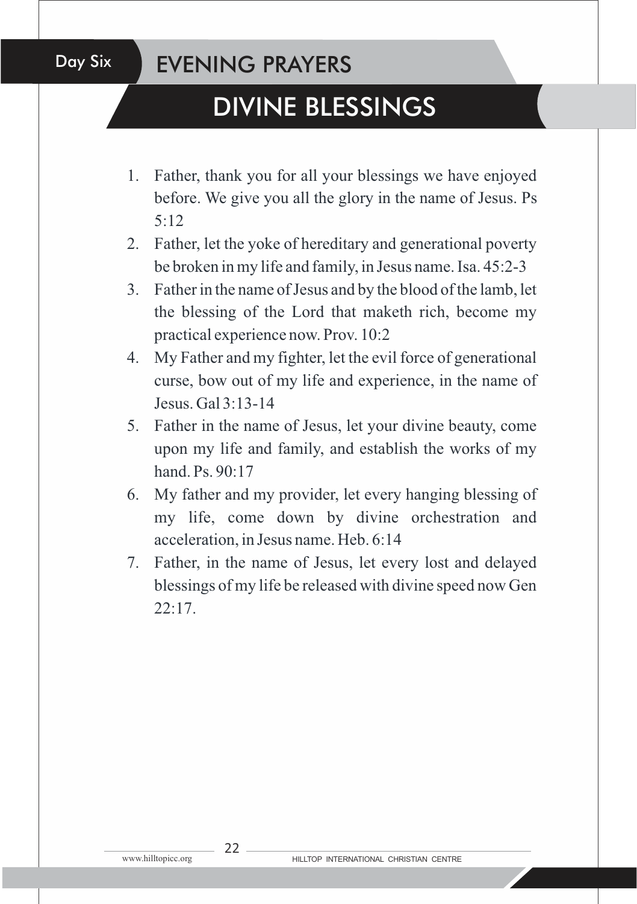Day Six

## EVENING PRAYERS

# DIVINE BLESSINGS

1. Father, thank you for all your blessings we have enjoyed before. We give you all the glory in the name of Jesus. Ps 5:12
2. Father, let the yoke of hereditary and generational poverty be broken in my life and family, in Jesus name. Isa. 45:2-3
3. Father in the name of Jesus and by the blood of the lamb, let the blessing of the Lord that maketh rich, become my practical experience now. Prov. 10:2
4. My Father and my fighter, let the evil force of generational curse, bow out of my life and experience, in the name of Jesus. Gal 3:13-14
5. Father in the name of Jesus, let your divine beauty, come upon my life and family, and establish the works of my hand. Ps. 90:17
6. My father and my provider, let every hanging blessing of my life, come down by divine orchestration and acceleration, in Jesus name. Heb. 6:14
7. Father, in the name of Jesus, let every lost and delayed blessings of my life be released with divine speed now Gen 22:17.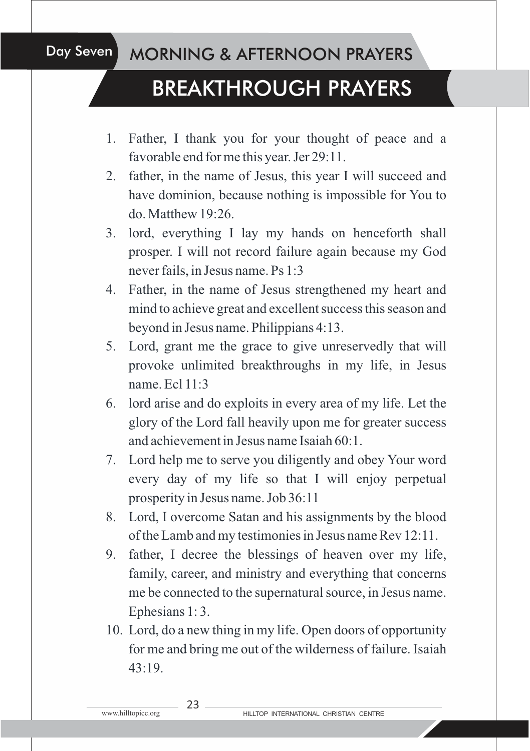Day Seven MORNING & AFTERNOON PRAYERS

# BREAKTHROUGH PRAYERS

1. Father, I thank you for your thought of peace and a favorable end for me this year. Jer 29:11.
2. father, in the name of Jesus, this year I will succeed and have dominion, because nothing is impossible for You to do. Matthew 19:26.
3. lord, everything I lay my hands on henceforth shall prosper. I will not record failure again because my God never fails, in Jesus name. Ps 1:3
4. Father, in the name of Jesus strengthened my heart and mind to achieve great and excellent success this season and beyond in Jesus name. Philippians 4:13.
5. Lord, grant me the grace to give unreservedly that will provoke unlimited breakthroughs in my life, in Jesus name. Ecl 11:3
6. lord arise and do exploits in every area of my life. Let the glory of the Lord fall heavily upon me for greater success and achievement in Jesus name Isaiah 60:1.
7. Lord help me to serve you diligently and obey Your word every day of my life so that I will enjoy perpetual prosperity in Jesus name. Job 36:11
8. Lord, I overcome Satan and his assignments by the blood of the Lamb and my testimonies in Jesus name Rev 12:11.
9. father, I decree the blessings of heaven over my life, family, career, and ministry and everything that concerns me be connected to the supernatural source, in Jesus name. Ephesians 1: 3.
10. Lord, do a new thing in my life. Open doors of opportunity for me and bring me out of the wilderness of failure. Isaiah 43:19.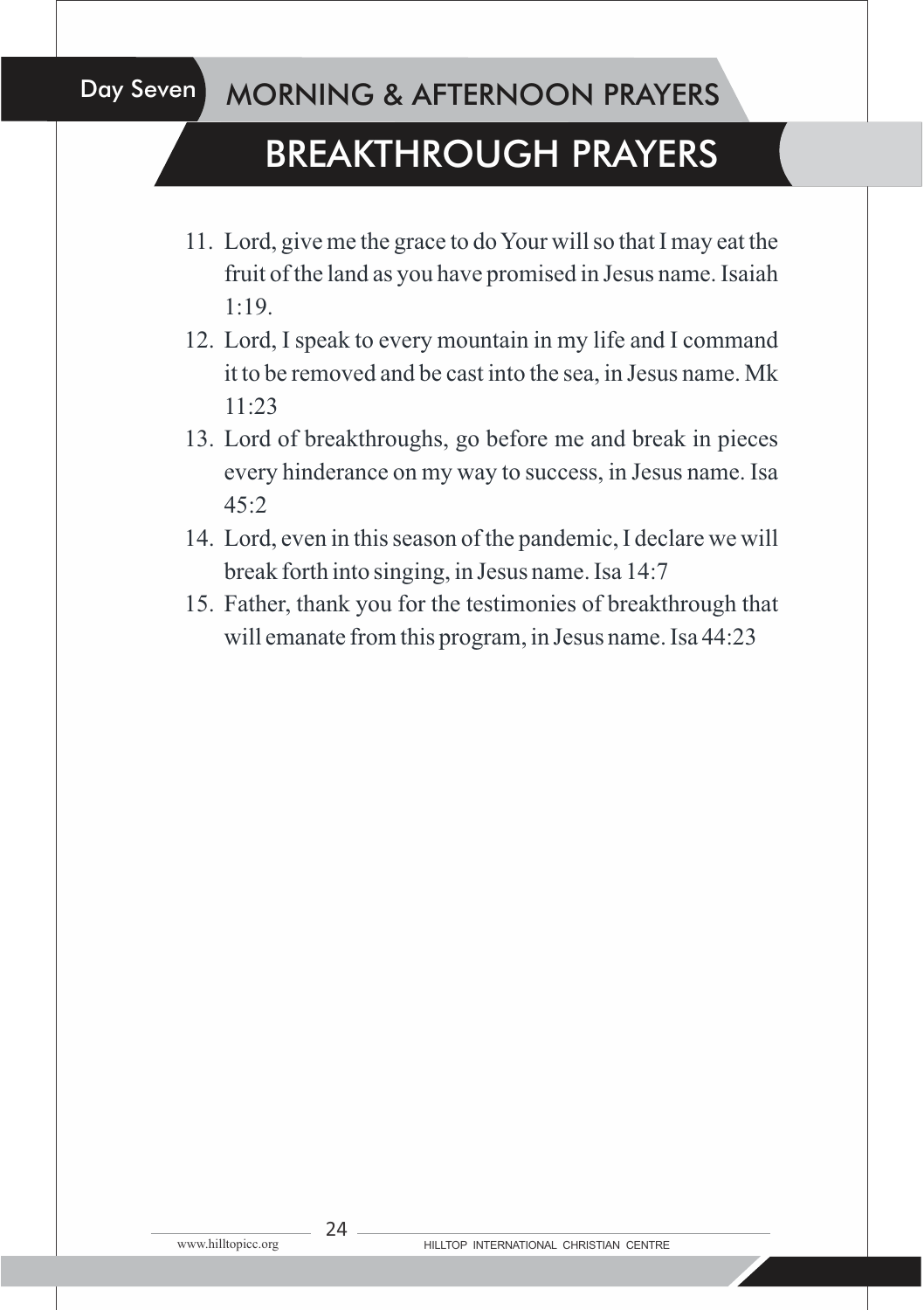Day Seven — MORNING & AFTERNOON PRAYERS

# BREAKTHROUGH PRAYERS

11. Lord, give me the grace to do Your will so that I may eat the fruit of the land as you have promised in Jesus name. Isaiah 1:19.
12. Lord, I speak to every mountain in my life and I command it to be removed and be cast into the sea, in Jesus name. Mk 11:23
13. Lord of breakthroughs, go before me and break in pieces every hinderance on my way to success, in Jesus name. Isa 45:2
14. Lord, even in this season of the pandemic, I declare we will break forth into singing, in Jesus name. Isa 14:7
15. Father, thank you for the testimonies of breakthrough that will emanate from this program, in Jesus name. Isa 44:23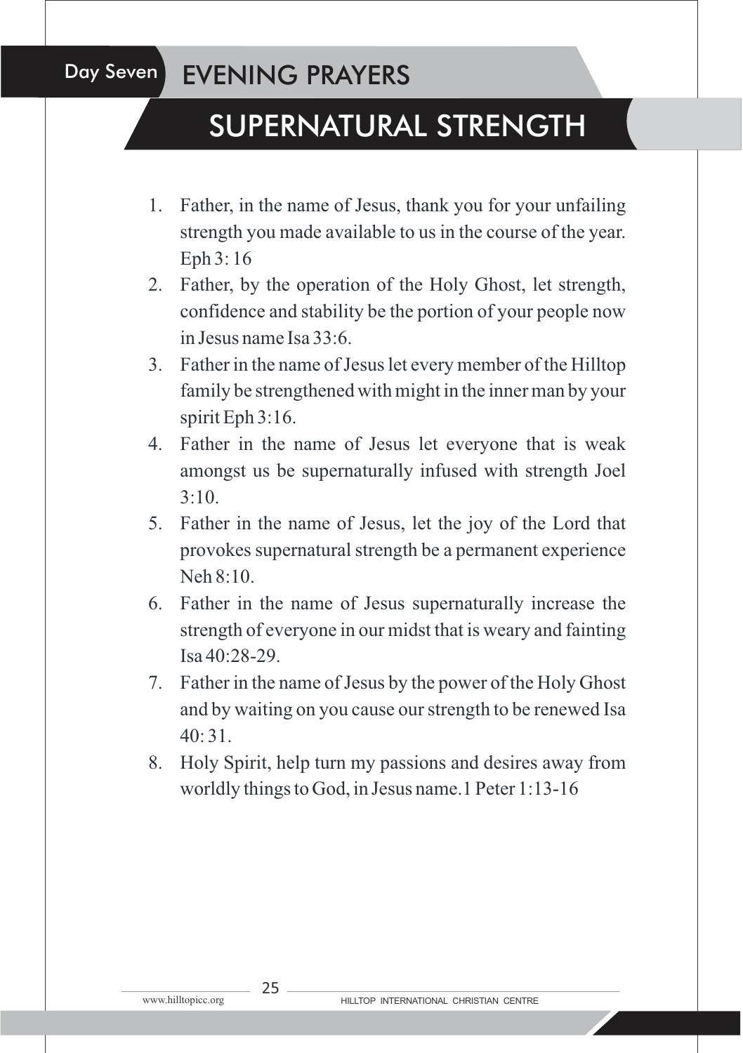Day Seven

# EVENING PRAYERS

## SUPERNATURAL STRENGTH

1. Father, in the name of Jesus, thank you for your unfailing strength you made available to us in the course of the year. Eph 3: 16
2. Father, by the operation of the Holy Ghost, let strength, confidence and stability be the portion of your people now in Jesus name Isa 33:6.
3. Father in the name of Jesus let every member of the Hilltop family be strengthened with might in the inner man by your spirit Eph 3:16.
4. Father in the name of Jesus let everyone that is weak amongst us be supernaturally infused with strength Joel 3:10.
5. Father in the name of Jesus, let the joy of the Lord that provokes supernatural strength be a permanent experience Neh 8:10.
6. Father in the name of Jesus supernaturally increase the strength of everyone in our midst that is weary and fainting Isa 40:28-29.
7. Father in the name of Jesus by the power of the Holy Ghost and by waiting on you cause our strength to be renewed Isa 40: 31.
8. Holy Spirit, help turn my passions and desires away from worldly things to God, in Jesus name.1 Peter 1:13-16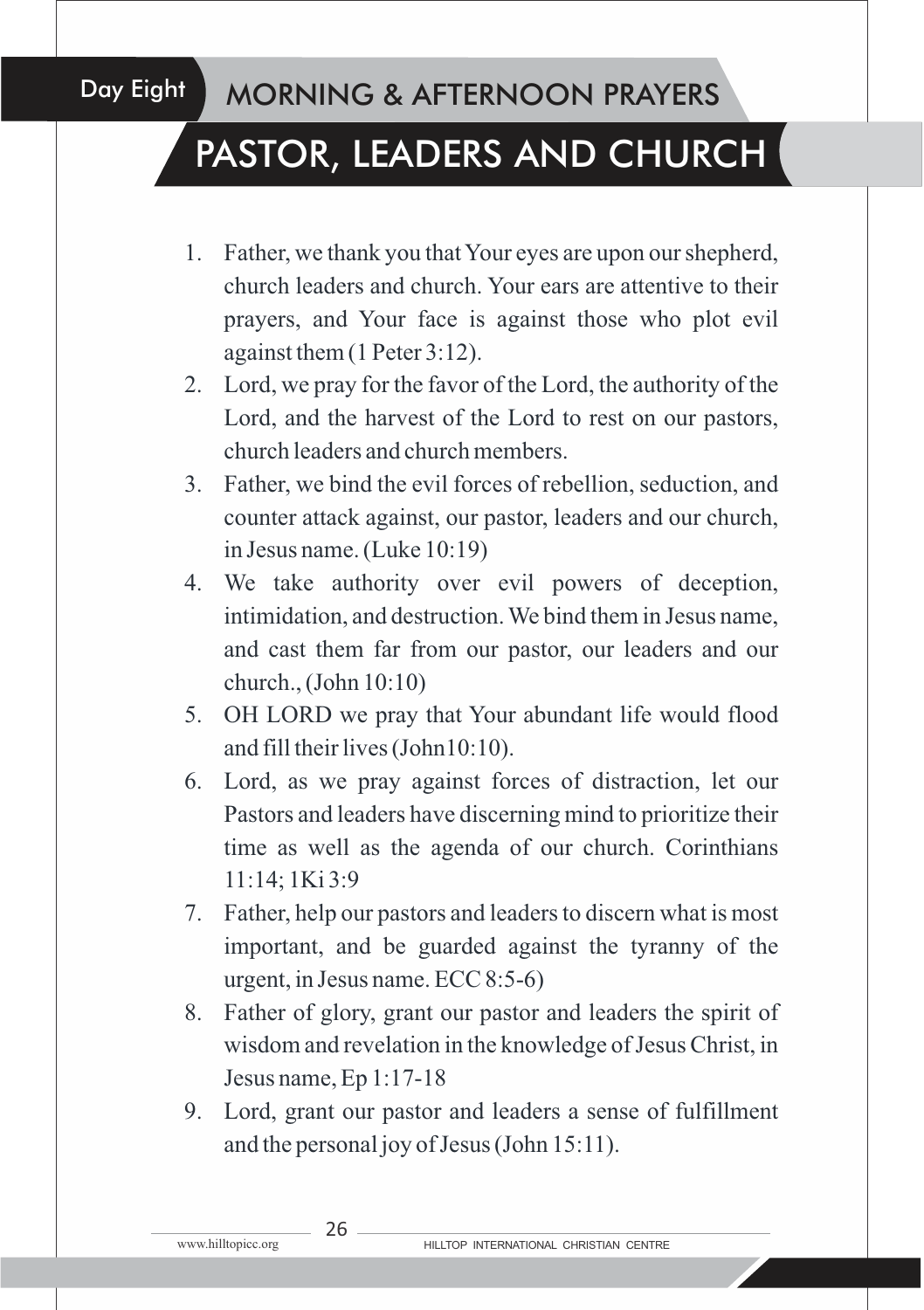Day Eight

## MORNING & AFTERNOON PRAYERS

# PASTOR, LEADERS AND CHURCH

1. Father, we thank you that Your eyes are upon our shepherd, church leaders and church. Your ears are attentive to their prayers, and Your face is against those who plot evil against them (1 Peter 3:12).
2. Lord, we pray for the favor of the Lord, the authority of the Lord, and the harvest of the Lord to rest on our pastors, church leaders and church members.
3. Father, we bind the evil forces of rebellion, seduction, and counter attack against, our pastor, leaders and our church, in Jesus name. (Luke 10:19)
4. We take authority over evil powers of deception, intimidation, and destruction. We bind them in Jesus name, and cast them far from our pastor, our leaders and our church., (John 10:10)
5. OH LORD we pray that Your abundant life would flood and fill their lives (John10:10).
6. Lord, as we pray against forces of distraction, let our Pastors and leaders have discerning mind to prioritize their time as well as the agenda of our church. Corinthians 11:14; 1Ki 3:9
7. Father, help our pastors and leaders to discern what is most important, and be guarded against the tyranny of the urgent, in Jesus name. ECC 8:5-6)
8. Father of glory, grant our pastor and leaders the spirit of wisdom and revelation in the knowledge of Jesus Christ, in Jesus name, Ep 1:17-18
9. Lord, grant our pastor and leaders a sense of fulfillment and the personal joy of Jesus (John 15:11).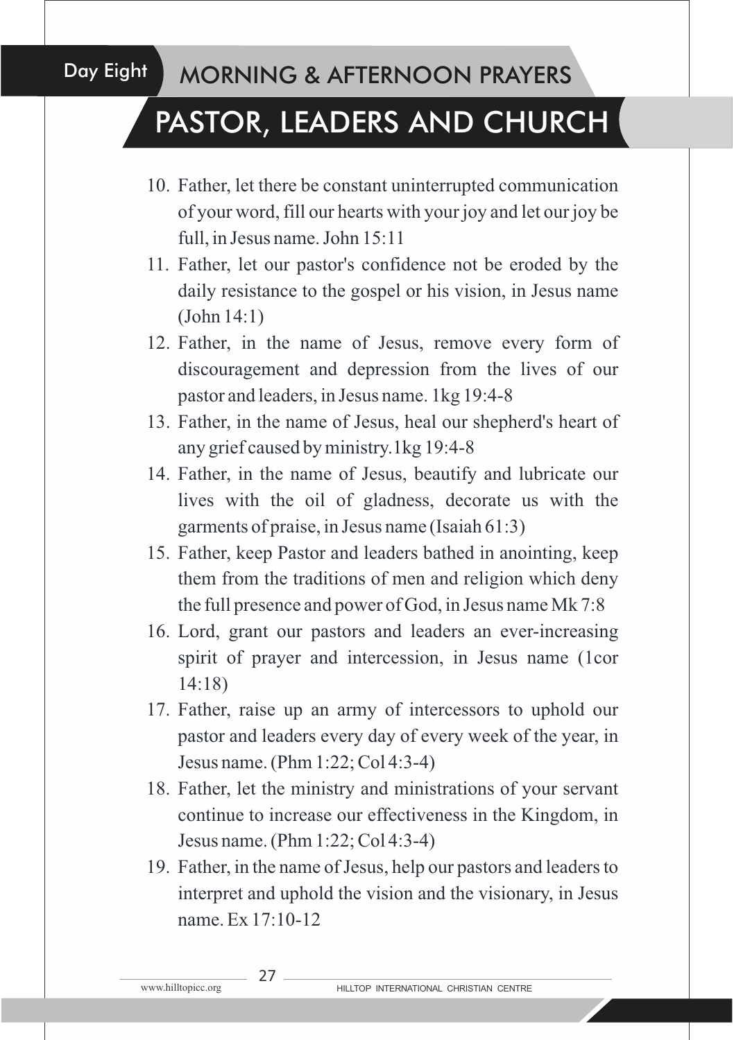Day Eight

## MORNING & AFTERNOON PRAYERS

# PASTOR, LEADERS AND CHURCH

10. Father, let there be constant uninterrupted communication of your word, fill our hearts with your joy and let our joy be full, in Jesus name. John 15:11
11. Father, let our pastor's confidence not be eroded by the daily resistance to the gospel or his vision, in Jesus name (John 14:1)
12. Father, in the name of Jesus, remove every form of discouragement and depression from the lives of our pastor and leaders, in Jesus name. 1kg 19:4-8
13. Father, in the name of Jesus, heal our shepherd's heart of any grief caused by ministry.1kg 19:4-8
14. Father, in the name of Jesus, beautify and lubricate our lives with the oil of gladness, decorate us with the garments of praise, in Jesus name (Isaiah 61:3)
15. Father, keep Pastor and leaders bathed in anointing, keep them from the traditions of men and religion which deny the full presence and power of God, in Jesus name Mk 7:8
16. Lord, grant our pastors and leaders an ever-increasing spirit of prayer and intercession, in Jesus name (1cor 14:18)
17. Father, raise up an army of intercessors to uphold our pastor and leaders every day of every week of the year, in Jesus name. (Phm 1:22; Col 4:3-4)
18. Father, let the ministry and ministrations of your servant continue to increase our effectiveness in the Kingdom, in Jesus name. (Phm 1:22; Col 4:3-4)
19. Father, in the name of Jesus, help our pastors and leaders to interpret and uphold the vision and the visionary, in Jesus name. Ex 17:10-12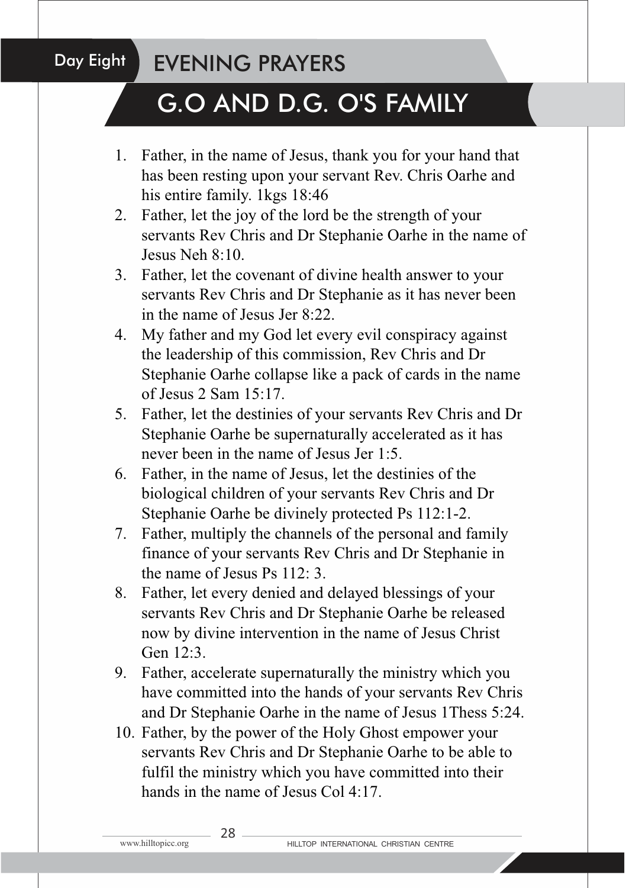Day Eight

## EVENING PRAYERS

# G.O AND D.G. O'S FAMILY

1. Father, in the name of Jesus, thank you for your hand that has been resting upon your servant Rev. Chris Oarhe and his entire family. 1kgs 18:46
2. Father, let the joy of the lord be the strength of your servants Rev Chris and Dr Stephanie Oarhe in the name of Jesus Neh 8:10.
3. Father, let the covenant of divine health answer to your servants Rev Chris and Dr Stephanie as it has never been in the name of Jesus Jer 8:22.
4. My father and my God let every evil conspiracy against the leadership of this commission, Rev Chris and Dr Stephanie Oarhe collapse like a pack of cards in the name of Jesus 2 Sam 15:17.
5. Father, let the destinies of your servants Rev Chris and Dr Stephanie Oarhe be supernaturally accelerated as it has never been in the name of Jesus Jer 1:5.
6. Father, in the name of Jesus, let the destinies of the biological children of your servants Rev Chris and Dr Stephanie Oarhe be divinely protected Ps 112:1-2.
7. Father, multiply the channels of the personal and family finance of your servants Rev Chris and Dr Stephanie in the name of Jesus Ps 112: 3.
8. Father, let every denied and delayed blessings of your servants Rev Chris and Dr Stephanie Oarhe be released now by divine intervention in the name of Jesus Christ Gen 12:3.
9. Father, accelerate supernaturally the ministry which you have committed into the hands of your servants Rev Chris and Dr Stephanie Oarhe in the name of Jesus 1Thess 5:24.
10. Father, by the power of the Holy Ghost empower your servants Rev Chris and Dr Stephanie Oarhe to be able to fulfil the ministry which you have committed into their hands in the name of Jesus Col 4:17.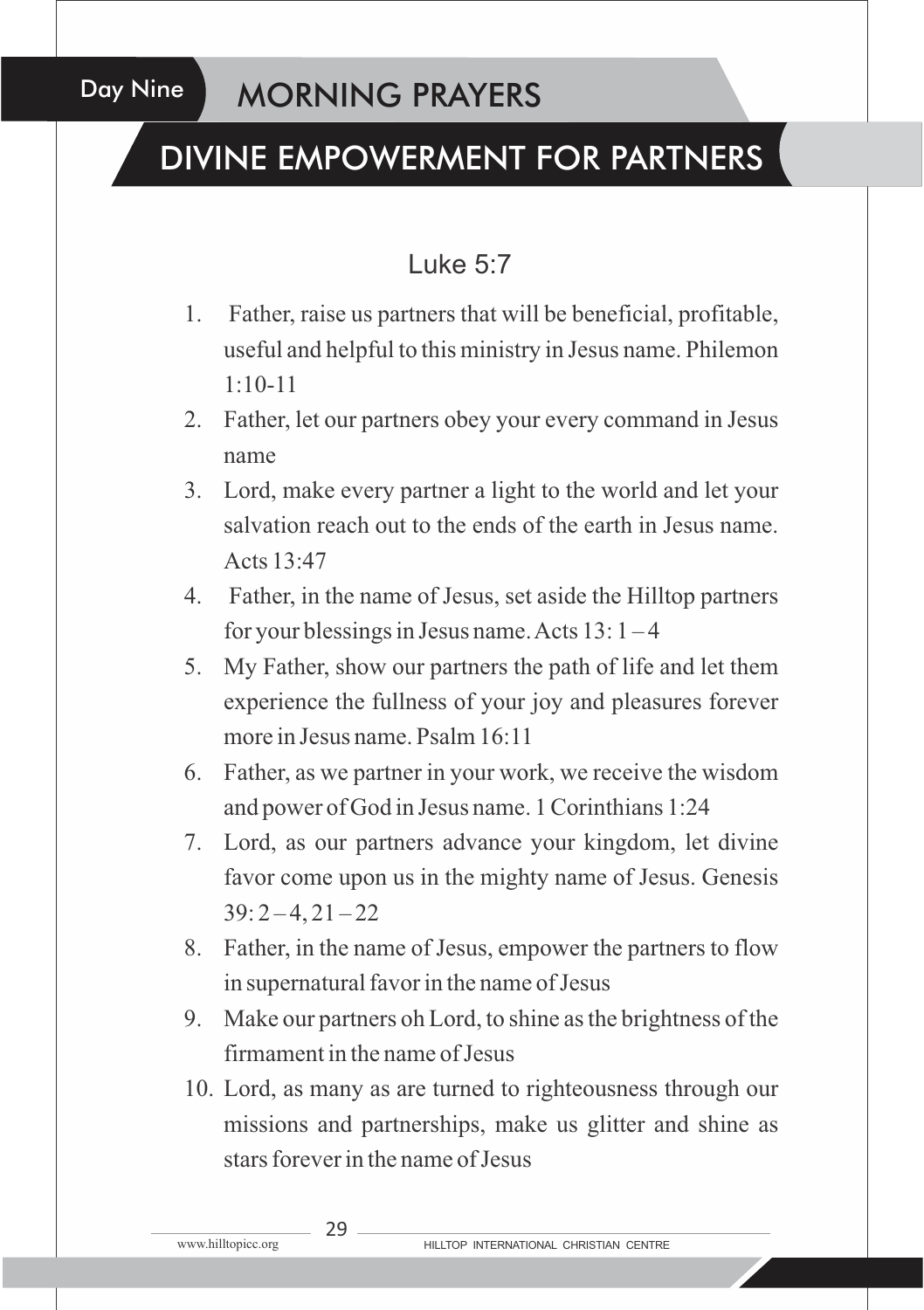Day Nine

# MORNING PRAYERS

## DIVINE EMPOWERMENT FOR PARTNERS

### Luke 5:7

1. Father, raise us partners that will be beneficial, profitable, useful and helpful to this ministry in Jesus name. Philemon 1:10-11
2. Father, let our partners obey your every command in Jesus name
3. Lord, make every partner a light to the world and let your salvation reach out to the ends of the earth in Jesus name. Acts 13:47
4. Father, in the name of Jesus, set aside the Hilltop partners for your blessings in Jesus name. Acts 13: 1 – 4
5. My Father, show our partners the path of life and let them experience the fullness of your joy and pleasures forever more in Jesus name. Psalm 16:11
6. Father, as we partner in your work, we receive the wisdom and power of God in Jesus name. 1 Corinthians 1:24
7. Lord, as our partners advance your kingdom, let divine favor come upon us in the mighty name of Jesus. Genesis 39: 2 – 4, 21 – 22
8. Father, in the name of Jesus, empower the partners to flow in supernatural favor in the name of Jesus
9. Make our partners oh Lord, to shine as the brightness of the firmament in the name of Jesus
10. Lord, as many as are turned to righteousness through our missions and partnerships, make us glitter and shine as stars forever in the name of Jesus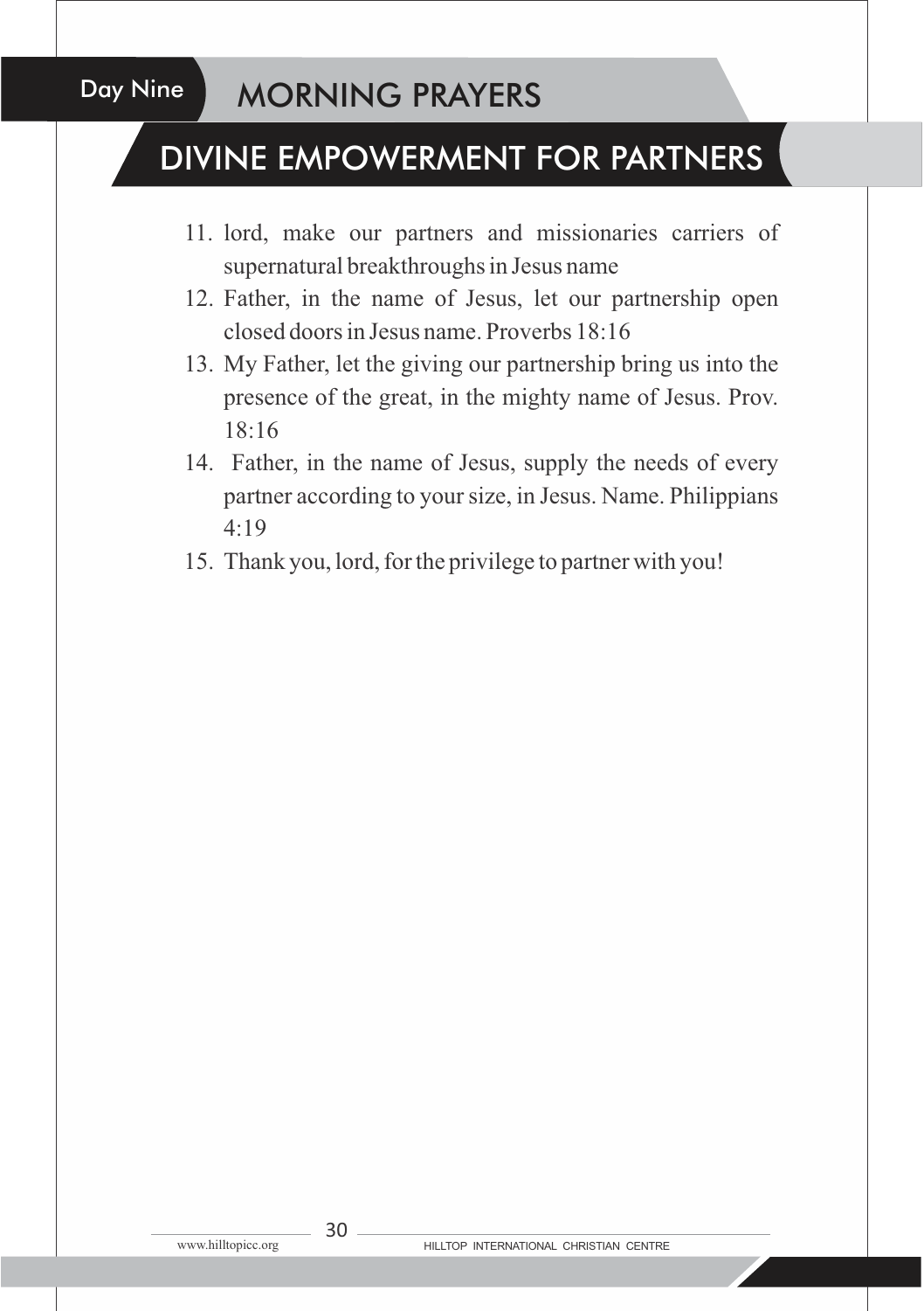Day Nine

# MORNING PRAYERS

## DIVINE EMPOWERMENT FOR PARTNERS

11. lord, make our partners and missionaries carriers of supernatural breakthroughs in Jesus name
12. Father, in the name of Jesus, let our partnership open closed doors in Jesus name. Proverbs 18:16
13. My Father, let the giving our partnership bring us into the presence of the great, in the mighty name of Jesus. Prov. 18:16
14. Father, in the name of Jesus, supply the needs of every partner according to your size, in Jesus. Name. Philippians 4:19
15. Thank you, lord, for the privilege to partner with you!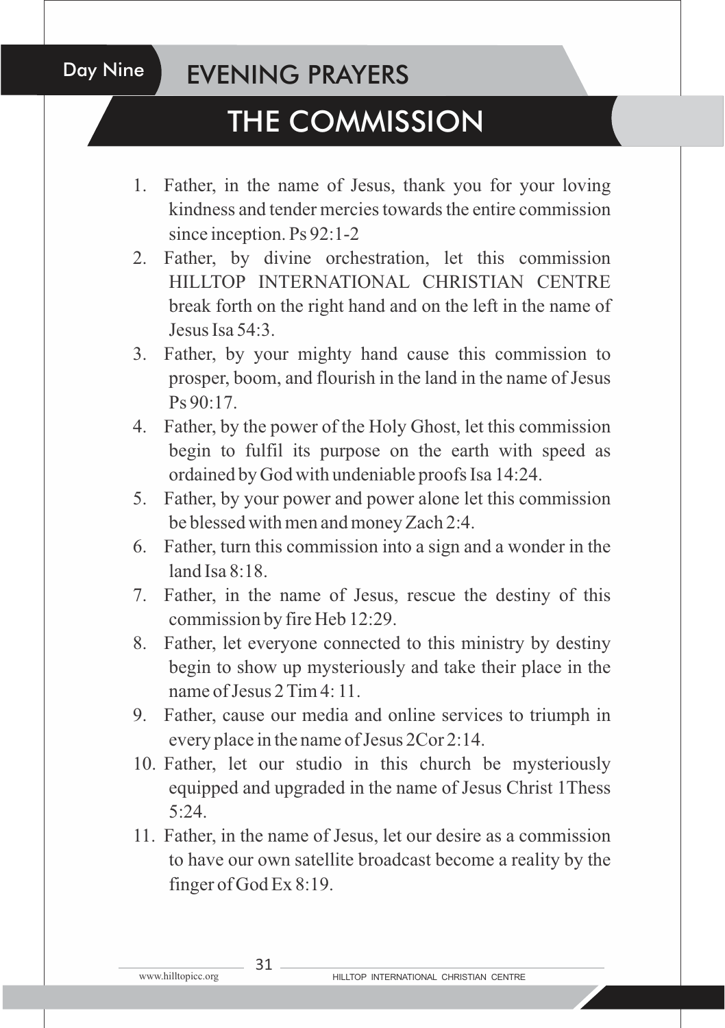Day Nine

## EVENING PRAYERS

# THE COMMISSION

1. Father, in the name of Jesus, thank you for your loving kindness and tender mercies towards the entire commission since inception. Ps 92:1-2
2. Father, by divine orchestration, let this commission HILLTOP INTERNATIONAL CHRISTIAN CENTRE break forth on the right hand and on the left in the name of Jesus Isa 54:3.
3. Father, by your mighty hand cause this commission to prosper, boom, and flourish in the land in the name of Jesus Ps 90:17.
4. Father, by the power of the Holy Ghost, let this commission begin to fulfil its purpose on the earth with speed as ordained by God with undeniable proofs Isa 14:24.
5. Father, by your power and power alone let this commission be blessed with men and money Zach 2:4.
6. Father, turn this commission into a sign and a wonder in the land Isa 8:18.
7. Father, in the name of Jesus, rescue the destiny of this commission by fire Heb 12:29.
8. Father, let everyone connected to this ministry by destiny begin to show up mysteriously and take their place in the name of Jesus 2 Tim 4: 11.
9. Father, cause our media and online services to triumph in every place in the name of Jesus 2Cor 2:14.
10. Father, let our studio in this church be mysteriously equipped and upgraded in the name of Jesus Christ 1Thess 5:24.
11. Father, in the name of Jesus, let our desire as a commission to have our own satellite broadcast become a reality by the finger of God Ex 8:19.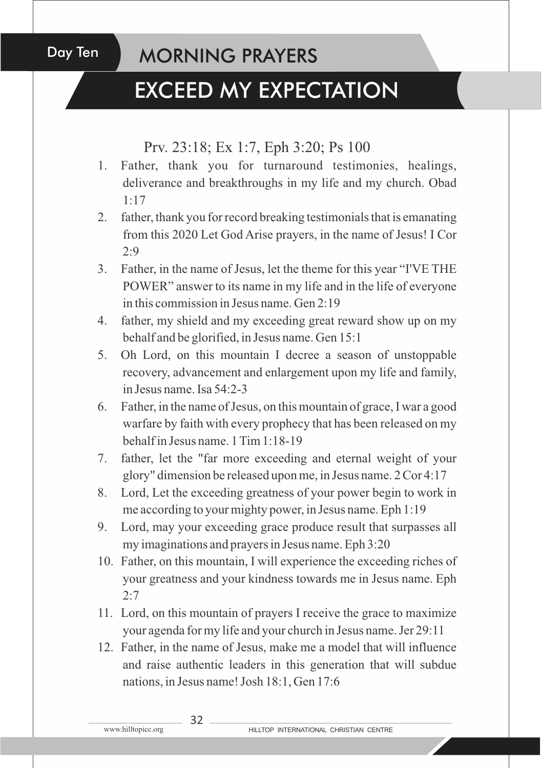Day Ten

## MORNING PRAYERS

# EXCEED MY EXPECTATION

Prv. 23:18; Ex 1:7, Eph 3:20; Ps 100

1. Father, thank you for turnaround testimonies, healings, deliverance and breakthroughs in my life and my church. Obad 1:17
2. father, thank you for record breaking testimonials that is emanating from this 2020 Let God Arise prayers, in the name of Jesus! I Cor 2:9
3. Father, in the name of Jesus, let the theme for this year "I'VE THE POWER" answer to its name in my life and in the life of everyone in this commission in Jesus name. Gen 2:19
4. father, my shield and my exceeding great reward show up on my behalf and be glorified, in Jesus name. Gen 15:1
5. Oh Lord, on this mountain I decree a season of unstoppable recovery, advancement and enlargement upon my life and family, in Jesus name. Isa 54:2-3
6. Father, in the name of Jesus, on this mountain of grace, I war a good warfare by faith with every prophecy that has been released on my behalf in Jesus name. 1 Tim 1:18-19
7. father, let the "far more exceeding and eternal weight of your glory" dimension be released upon me, in Jesus name. 2 Cor 4:17
8. Lord, Let the exceeding greatness of your power begin to work in me according to your mighty power, in Jesus name. Eph 1:19
9. Lord, may your exceeding grace produce result that surpasses all my imaginations and prayers in Jesus name. Eph 3:20
10. Father, on this mountain, I will experience the exceeding riches of your greatness and your kindness towards me in Jesus name. Eph 2:7
11. Lord, on this mountain of prayers I receive the grace to maximize your agenda for my life and your church in Jesus name. Jer 29:11
12. Father, in the name of Jesus, make me a model that will influence and raise authentic leaders in this generation that will subdue nations, in Jesus name! Josh 18:1, Gen 17:6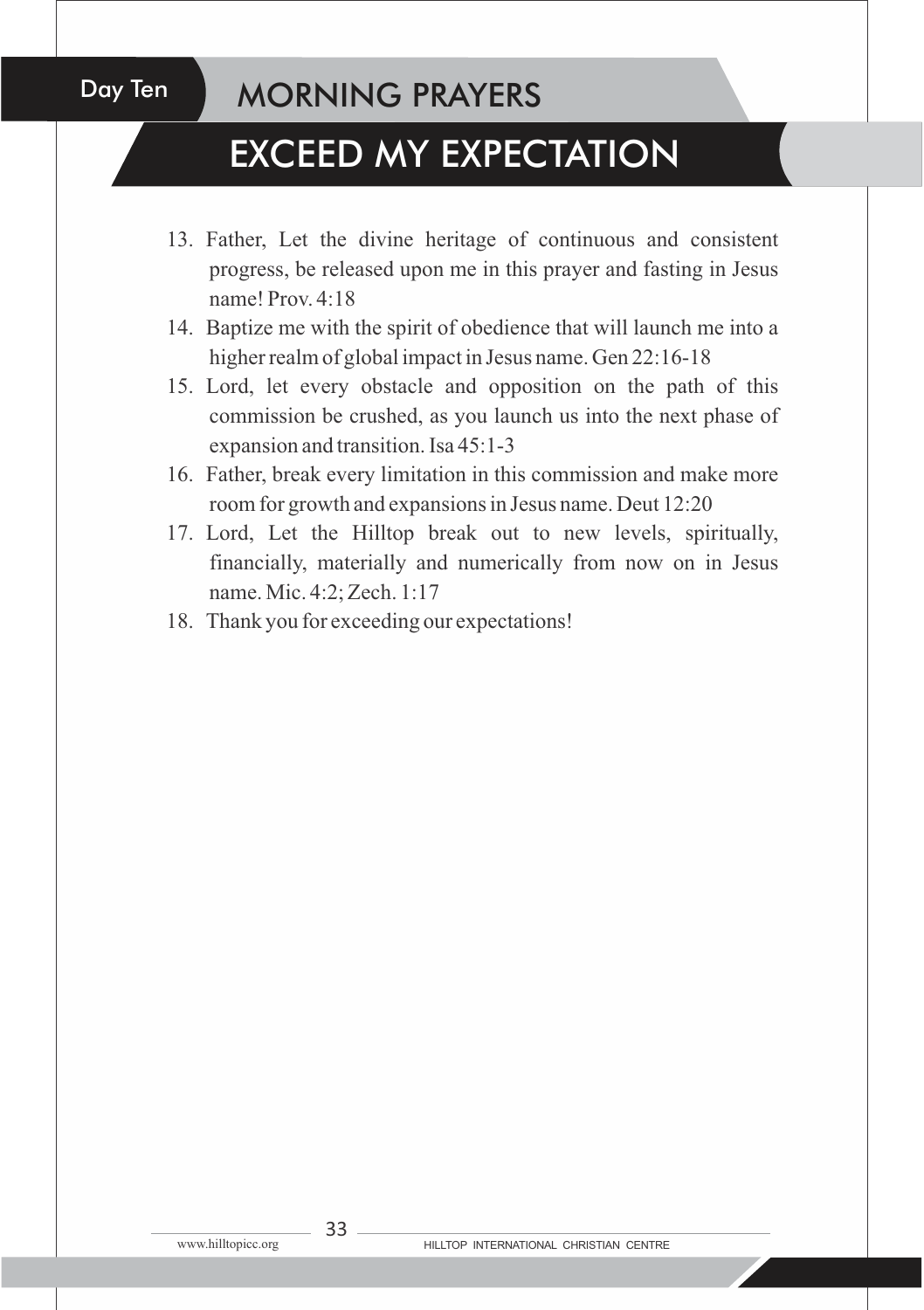Day Ten

## MORNING PRAYERS

# EXCEED MY EXPECTATION

13. Father, Let the divine heritage of continuous and consistent progress, be released upon me in this prayer and fasting in Jesus name! Prov. 4:18
14. Baptize me with the spirit of obedience that will launch me into a higher realm of global impact in Jesus name. Gen 22:16-18
15. Lord, let every obstacle and opposition on the path of this commission be crushed, as you launch us into the next phase of expansion and transition. Isa 45:1-3
16. Father, break every limitation in this commission and make more room for growth and expansions in Jesus name. Deut 12:20
17. Lord, Let the Hilltop break out to new levels, spiritually, financially, materially and numerically from now on in Jesus name. Mic. 4:2; Zech. 1:17
18. Thank you for exceeding our expectations!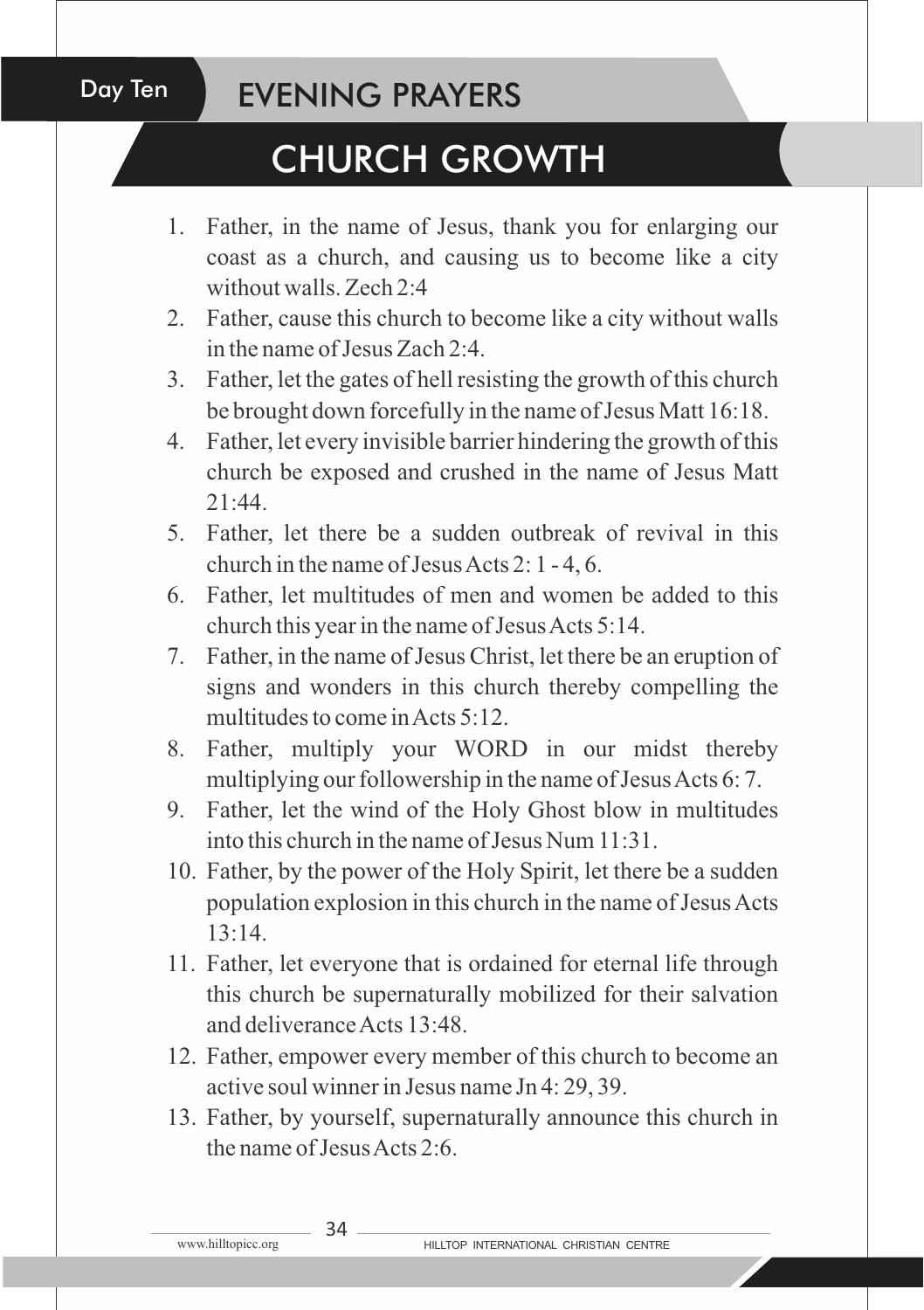Day Ten

## EVENING PRAYERS

# CHURCH GROWTH

1. Father, in the name of Jesus, thank you for enlarging our coast as a church, and causing us to become like a city without walls. Zech 2:4
2. Father, cause this church to become like a city without walls in the name of Jesus Zach 2:4.
3. Father, let the gates of hell resisting the growth of this church be brought down forcefully in the name of Jesus Matt 16:18.
4. Father, let every invisible barrier hindering the growth of this church be exposed and crushed in the name of Jesus Matt 21:44.
5. Father, let there be a sudden outbreak of revival in this church in the name of Jesus Acts 2: 1 - 4, 6.
6. Father, let multitudes of men and women be added to this church this year in the name of Jesus Acts 5:14.
7. Father, in the name of Jesus Christ, let there be an eruption of signs and wonders in this church thereby compelling the multitudes to come in Acts 5:12.
8. Father, multiply your WORD in our midst thereby multiplying our followership in the name of Jesus Acts 6: 7.
9. Father, let the wind of the Holy Ghost blow in multitudes into this church in the name of Jesus Num 11:31.
10. Father, by the power of the Holy Spirit, let there be a sudden population explosion in this church in the name of Jesus Acts 13:14.
11. Father, let everyone that is ordained for eternal life through this church be supernaturally mobilized for their salvation and deliverance Acts 13:48.
12. Father, empower every member of this church to become an active soul winner in Jesus name Jn 4: 29, 39.
13. Father, by yourself, supernaturally announce this church in the name of Jesus Acts 2:6.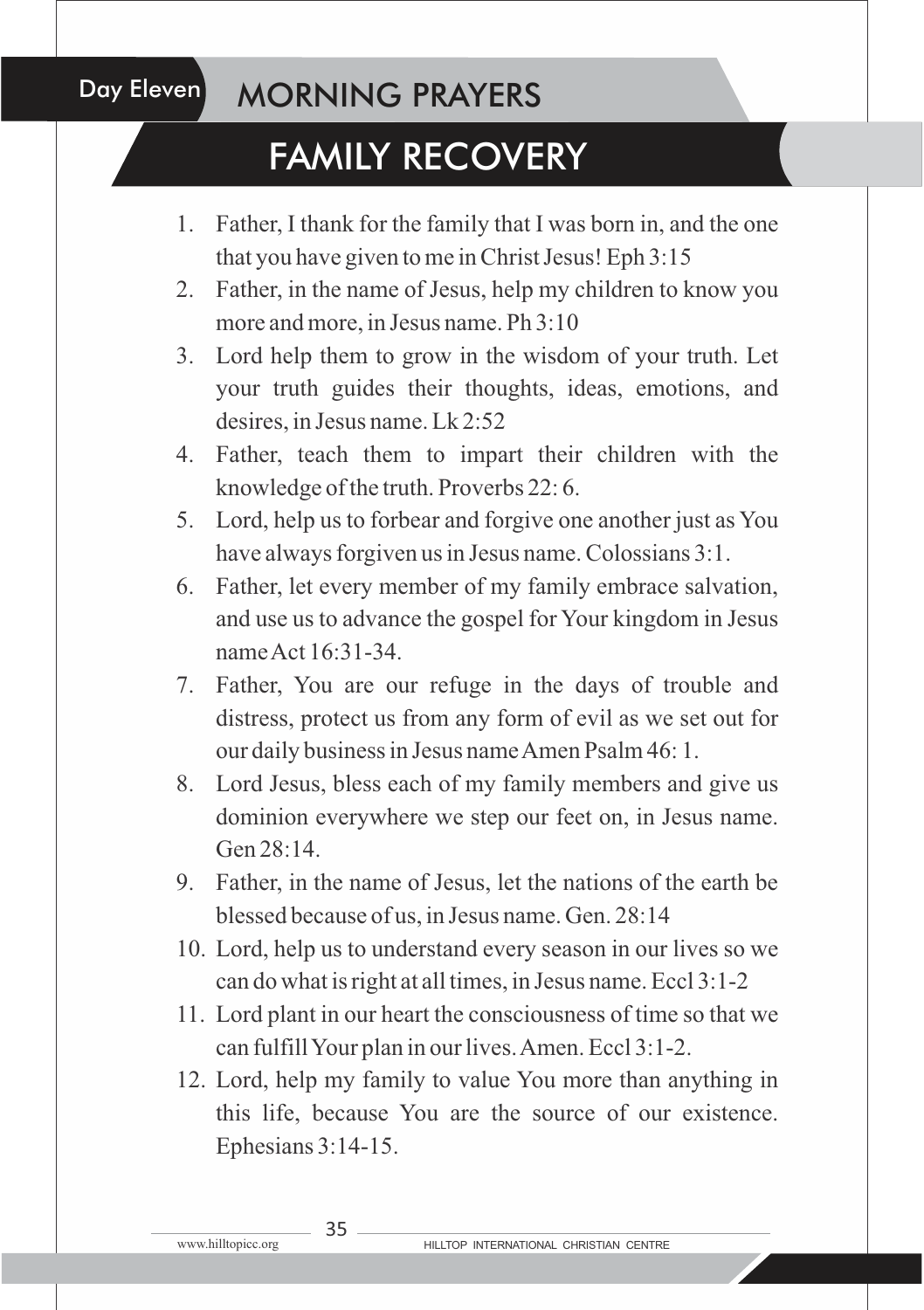Day Eleven

# MORNING PRAYERS

## FAMILY RECOVERY

1. Father, I thank for the family that I was born in, and the one that you have given to me in Christ Jesus! Eph 3:15
2. Father, in the name of Jesus, help my children to know you more and more, in Jesus name. Ph 3:10
3. Lord help them to grow in the wisdom of your truth. Let your truth guides their thoughts, ideas, emotions, and desires, in Jesus name. Lk 2:52
4. Father, teach them to impart their children with the knowledge of the truth. Proverbs 22: 6.
5. Lord, help us to forbear and forgive one another just as You have always forgiven us in Jesus name. Colossians 3:1.
6. Father, let every member of my family embrace salvation, and use us to advance the gospel for Your kingdom in Jesus name Act 16:31-34.
7. Father, You are our refuge in the days of trouble and distress, protect us from any form of evil as we set out for our daily business in Jesus name Amen Psalm 46: 1.
8. Lord Jesus, bless each of my family members and give us dominion everywhere we step our feet on, in Jesus name. Gen 28:14.
9. Father, in the name of Jesus, let the nations of the earth be blessed because of us, in Jesus name. Gen. 28:14
10. Lord, help us to understand every season in our lives so we can do what is right at all times, in Jesus name. Eccl 3:1-2
11. Lord plant in our heart the consciousness of time so that we can fulfill Your plan in our lives. Amen. Eccl 3:1-2.
12. Lord, help my family to value You more than anything in this life, because You are the source of our existence. Ephesians 3:14-15.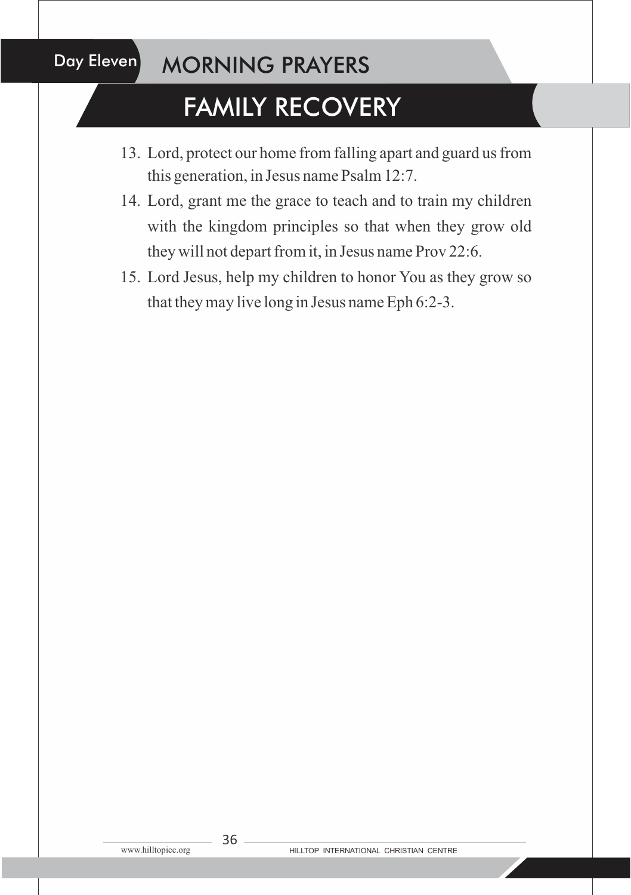Day Eleven

## MORNING PRAYERS

# FAMILY RECOVERY

13. Lord, protect our home from falling apart and guard us from this generation, in Jesus name Psalm 12:7.
14. Lord, grant me the grace to teach and to train my children with the kingdom principles so that when they grow old they will not depart from it, in Jesus name Prov 22:6.
15. Lord Jesus, help my children to honor You as they grow so that they may live long in Jesus name Eph 6:2-3.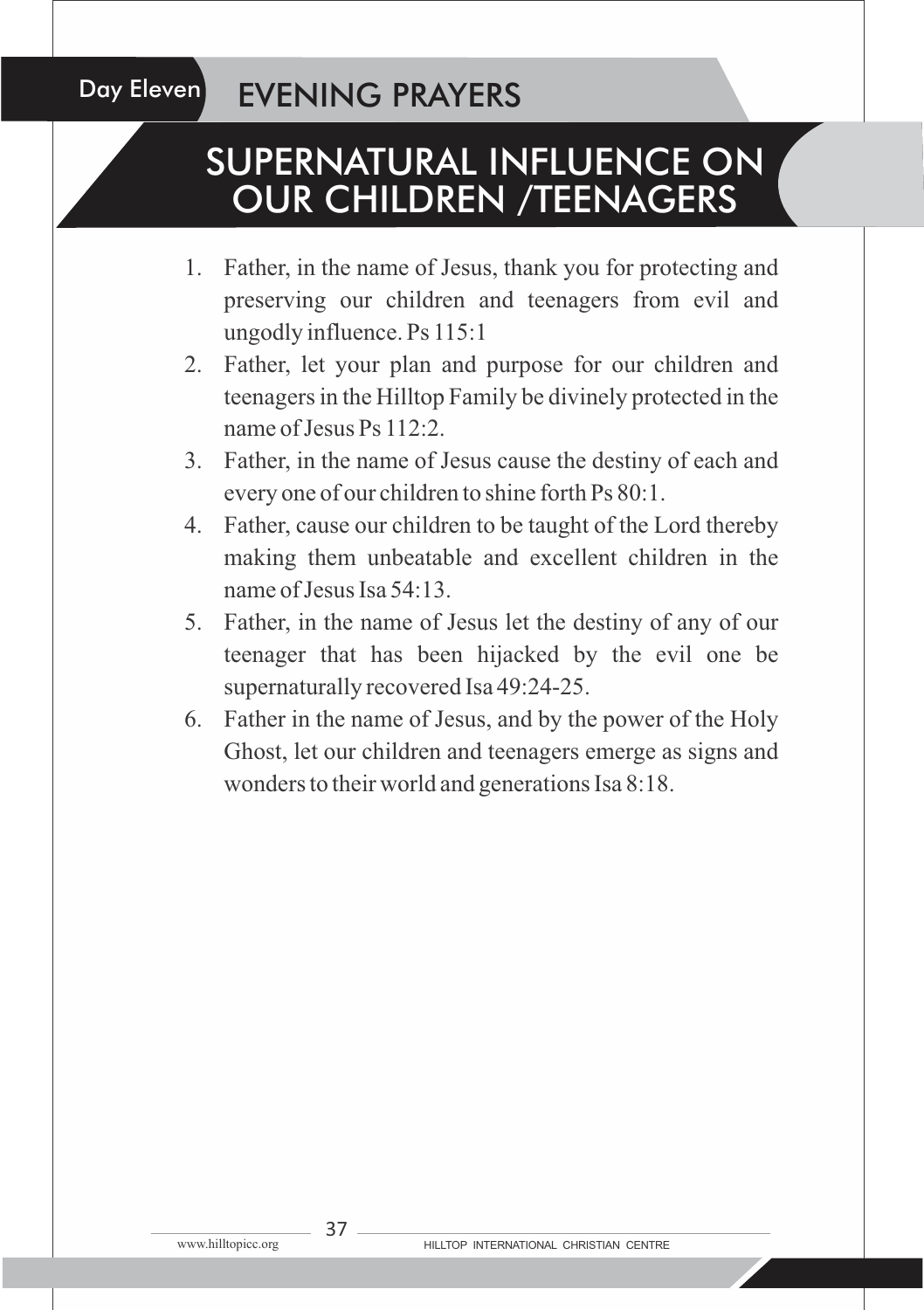Day Eleven

## EVENING PRAYERS

# SUPERNATURAL INFLUENCE ON OUR CHILDREN /TEENAGERS

1. Father, in the name of Jesus, thank you for protecting and preserving our children and teenagers from evil and ungodly influence. Ps 115:1
2. Father, let your plan and purpose for our children and teenagers in the Hilltop Family be divinely protected in the name of Jesus Ps 112:2.
3. Father, in the name of Jesus cause the destiny of each and every one of our children to shine forth Ps 80:1.
4. Father, cause our children to be taught of the Lord thereby making them unbeatable and excellent children in the name of Jesus Isa 54:13.
5. Father, in the name of Jesus let the destiny of any of our teenager that has been hijacked by the evil one be supernaturally recovered Isa 49:24-25.
6. Father in the name of Jesus, and by the power of the Holy Ghost, let our children and teenagers emerge as signs and wonders to their world and generations Isa 8:18.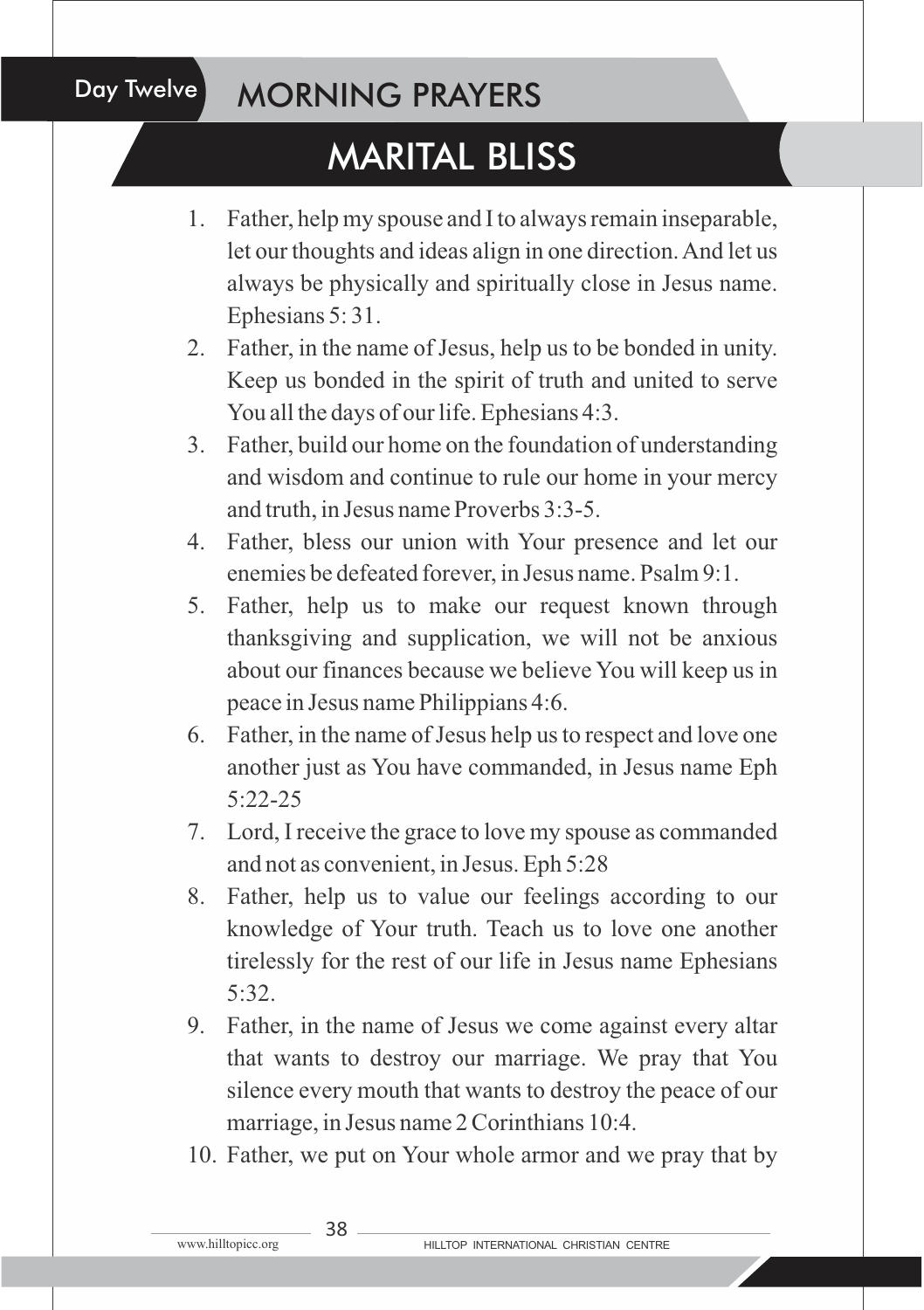Day Twelve

# MORNING PRAYERS

## MARITAL BLISS

1. Father, help my spouse and I to always remain inseparable, let our thoughts and ideas align in one direction. And let us always be physically and spiritually close in Jesus name. Ephesians 5: 31.
2. Father, in the name of Jesus, help us to be bonded in unity. Keep us bonded in the spirit of truth and united to serve You all the days of our life. Ephesians 4:3.
3. Father, build our home on the foundation of understanding and wisdom and continue to rule our home in your mercy and truth, in Jesus name Proverbs 3:3-5.
4. Father, bless our union with Your presence and let our enemies be defeated forever, in Jesus name. Psalm 9:1.
5. Father, help us to make our request known through thanksgiving and supplication, we will not be anxious about our finances because we believe You will keep us in peace in Jesus name Philippians 4:6.
6. Father, in the name of Jesus help us to respect and love one another just as You have commanded, in Jesus name Eph 5:22-25
7. Lord, I receive the grace to love my spouse as commanded and not as convenient, in Jesus. Eph 5:28
8. Father, help us to value our feelings according to our knowledge of Your truth. Teach us to love one another tirelessly for the rest of our life in Jesus name Ephesians 5:32.
9. Father, in the name of Jesus we come against every altar that wants to destroy our marriage. We pray that You silence every mouth that wants to destroy the peace of our marriage, in Jesus name 2 Corinthians 10:4.
10. Father, we put on Your whole armor and we pray that by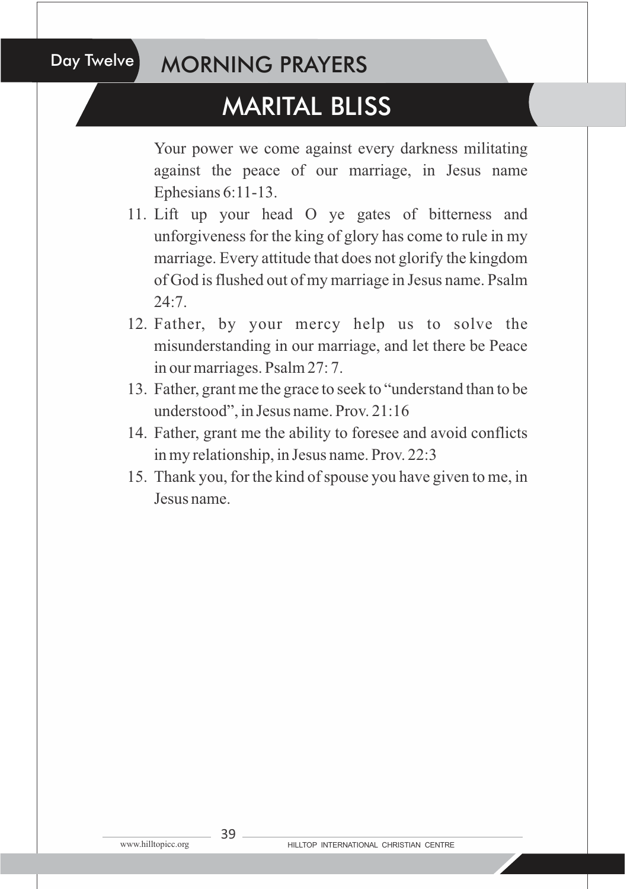Day Twelve

## MORNING PRAYERS

# MARITAL BLISS

Your power we come against every darkness militating against the peace of our marriage, in Jesus name Ephesians 6:11-13.

11. Lift up your head O ye gates of bitterness and unforgiveness for the king of glory has come to rule in my marriage. Every attitude that does not glorify the kingdom of God is flushed out of my marriage in Jesus name. Psalm 24:7.
12. Father, by your mercy help us to solve the misunderstanding in our marriage, and let there be Peace in our marriages. Psalm 27: 7.
13. Father, grant me the grace to seek to "understand than to be understood", in Jesus name. Prov. 21:16
14. Father, grant me the ability to foresee and avoid conflicts in my relationship, in Jesus name. Prov. 22:3
15. Thank you, for the kind of spouse you have given to me, in Jesus name.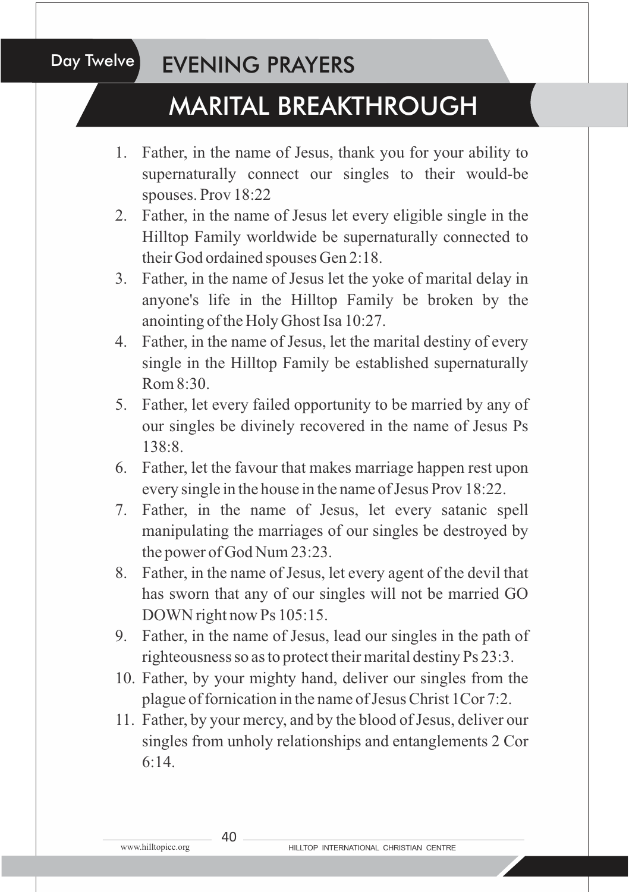Day Twelve

## EVENING PRAYERS

# MARITAL BREAKTHROUGH

1. Father, in the name of Jesus, thank you for your ability to supernaturally connect our singles to their would-be spouses. Prov 18:22
2. Father, in the name of Jesus let every eligible single in the Hilltop Family worldwide be supernaturally connected to their God ordained spouses Gen 2:18.
3. Father, in the name of Jesus let the yoke of marital delay in anyone's life in the Hilltop Family be broken by the anointing of the Holy Ghost Isa 10:27.
4. Father, in the name of Jesus, let the marital destiny of every single in the Hilltop Family be established supernaturally Rom 8:30.
5. Father, let every failed opportunity to be married by any of our singles be divinely recovered in the name of Jesus Ps 138:8.
6. Father, let the favour that makes marriage happen rest upon every single in the house in the name of Jesus Prov 18:22.
7. Father, in the name of Jesus, let every satanic spell manipulating the marriages of our singles be destroyed by the power of God Num 23:23.
8. Father, in the name of Jesus, let every agent of the devil that has sworn that any of our singles will not be married GO DOWN right now Ps 105:15.
9. Father, in the name of Jesus, lead our singles in the path of righteousness so as to protect their marital destiny Ps 23:3.
10. Father, by your mighty hand, deliver our singles from the plague of fornication in the name of Jesus Christ 1Cor 7:2.
11. Father, by your mercy, and by the blood of Jesus, deliver our singles from unholy relationships and entanglements 2 Cor 6:14.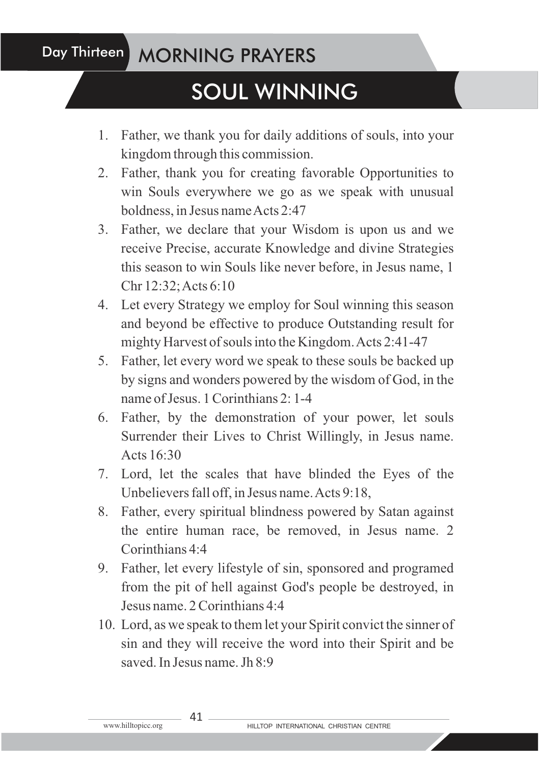Day Thirteen **MORNING PRAYERS**

# SOUL WINNING

1. Father, we thank you for daily additions of souls, into your kingdom through this commission.
2. Father, thank you for creating favorable Opportunities to win Souls everywhere we go as we speak with unusual boldness, in Jesus name Acts 2:47
3. Father, we declare that your Wisdom is upon us and we receive Precise, accurate Knowledge and divine Strategies this season to win Souls like never before, in Jesus name, 1 Chr 12:32; Acts 6:10
4. Let every Strategy we employ for Soul winning this season and beyond be effective to produce Outstanding result for mighty Harvest of souls into the Kingdom. Acts 2:41-47
5. Father, let every word we speak to these souls be backed up by signs and wonders powered by the wisdom of God, in the name of Jesus. 1 Corinthians 2: 1-4
6. Father, by the demonstration of your power, let souls Surrender their Lives to Christ Willingly, in Jesus name. Acts 16:30
7. Lord, let the scales that have blinded the Eyes of the Unbelievers fall off, in Jesus name. Acts 9:18,
8. Father, every spiritual blindness powered by Satan against the entire human race, be removed, in Jesus name. 2 Corinthians 4:4
9. Father, let every lifestyle of sin, sponsored and programed from the pit of hell against God's people be destroyed, in Jesus name. 2 Corinthians 4:4
10. Lord, as we speak to them let your Spirit convict the sinner of sin and they will receive the word into their Spirit and be saved. In Jesus name. Jh 8:9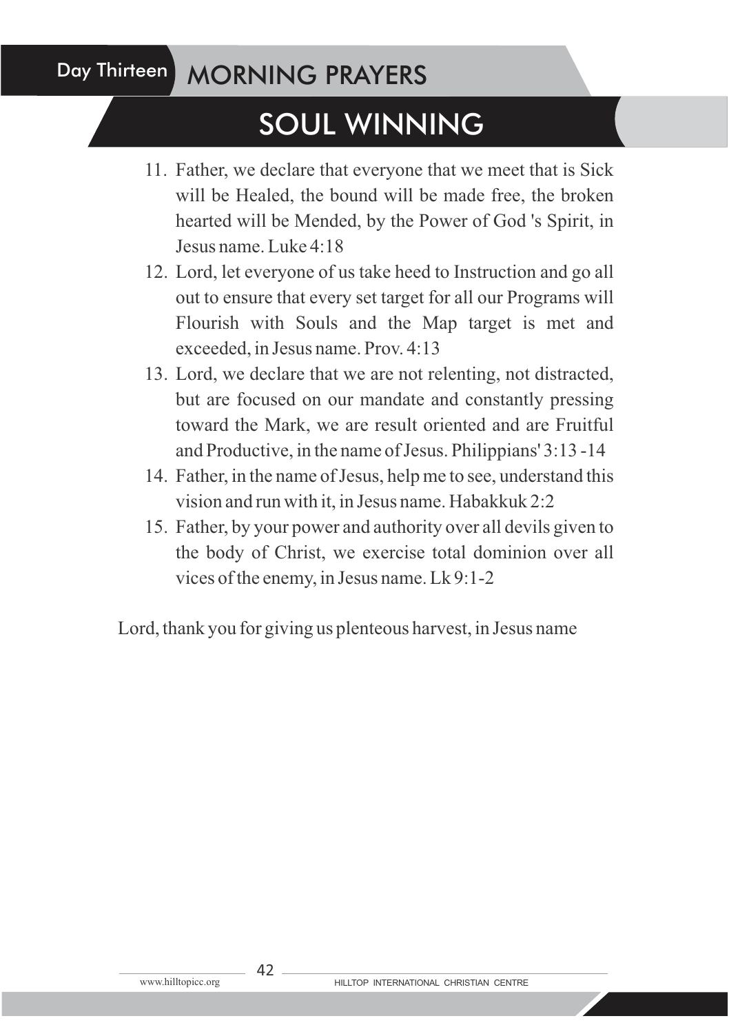Day Thirteen MORNING PRAYERS

# SOUL WINNING

11. Father, we declare that everyone that we meet that is Sick will be Healed, the bound will be made free, the broken hearted will be Mended, by the Power of God 's Spirit, in Jesus name. Luke 4:18
12. Lord, let everyone of us take heed to Instruction and go all out to ensure that every set target for all our Programs will Flourish with Souls and the Map target is met and exceeded, in Jesus name. Prov. 4:13
13. Lord, we declare that we are not relenting, not distracted, but are focused on our mandate and constantly pressing toward the Mark, we are result oriented and are Fruitful and Productive, in the name of Jesus. Philippians' 3:13 -14
14. Father, in the name of Jesus, help me to see, understand this vision and run with it, in Jesus name. Habakkuk 2:2
15. Father, by your power and authority over all devils given to the body of Christ, we exercise total dominion over all vices of the enemy, in Jesus name. Lk 9:1-2

Lord, thank you for giving us plenteous harvest, in Jesus name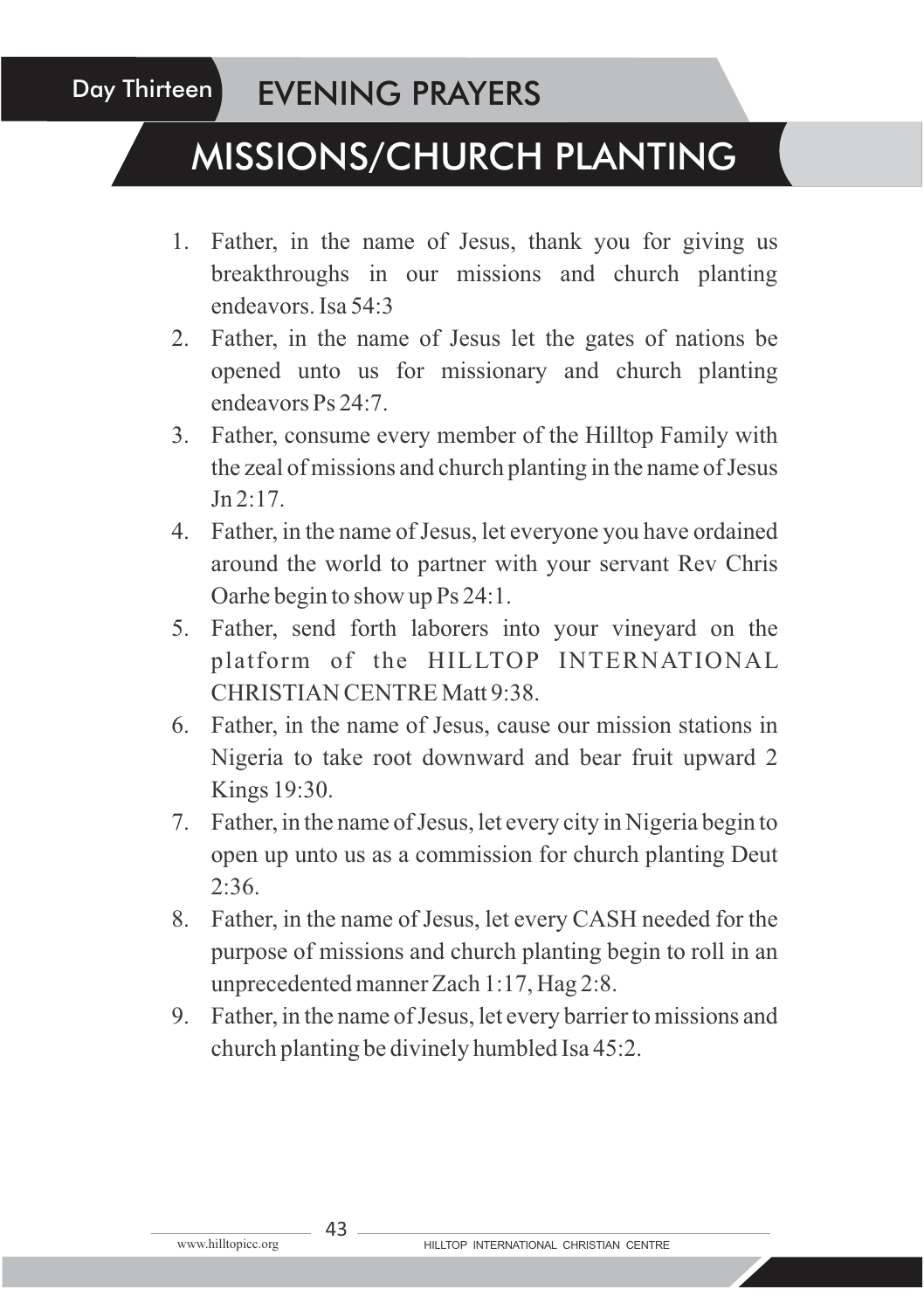Day Thirteen

## EVENING PRAYERS

# MISSIONS/CHURCH PLANTING

1. Father, in the name of Jesus, thank you for giving us breakthroughs in our missions and church planting endeavors. Isa 54:3
2. Father, in the name of Jesus let the gates of nations be opened unto us for missionary and church planting endeavors Ps 24:7.
3. Father, consume every member of the Hilltop Family with the zeal of missions and church planting in the name of Jesus Jn 2:17.
4. Father, in the name of Jesus, let everyone you have ordained around the world to partner with your servant Rev Chris Oarhe begin to show up Ps 24:1.
5. Father, send forth laborers into your vineyard on the platform of the HILLTOP INTERNATIONAL CHRISTIAN CENTRE Matt 9:38.
6. Father, in the name of Jesus, cause our mission stations in Nigeria to take root downward and bear fruit upward 2 Kings 19:30.
7. Father, in the name of Jesus, let every city in Nigeria begin to open up unto us as a commission for church planting Deut 2:36.
8. Father, in the name of Jesus, let every CASH needed for the purpose of missions and church planting begin to roll in an unprecedented manner Zach 1:17, Hag 2:8.
9. Father, in the name of Jesus, let every barrier to missions and church planting be divinely humbled Isa 45:2.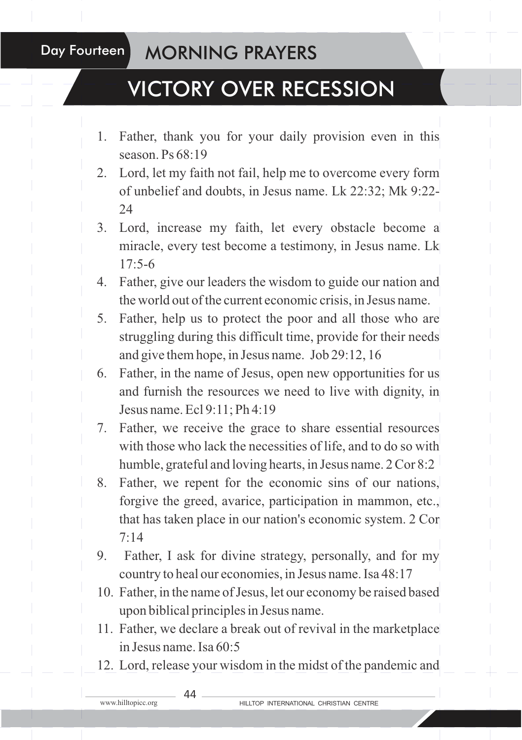Day Fourteen MORNING PRAYERS

# VICTORY OVER RECESSION

1. Father, thank you for your daily provision even in this season. Ps 68:19
2. Lord, let my faith not fail, help me to overcome every form of unbelief and doubts, in Jesus name. Lk 22:32; Mk 9:22-24
3. Lord, increase my faith, let every obstacle become a miracle, every test become a testimony, in Jesus name. Lk 17:5-6
4. Father, give our leaders the wisdom to guide our nation and the world out of the current economic crisis, in Jesus name.
5. Father, help us to protect the poor and all those who are struggling during this difficult time, provide for their needs and give them hope, in Jesus name. Job 29:12, 16
6. Father, in the name of Jesus, open new opportunities for us and furnish the resources we need to live with dignity, in Jesus name. Ecl 9:11; Ph 4:19
7. Father, we receive the grace to share essential resources with those who lack the necessities of life, and to do so with humble, grateful and loving hearts, in Jesus name. 2 Cor 8:2
8. Father, we repent for the economic sins of our nations, forgive the greed, avarice, participation in mammon, etc., that has taken place in our nation's economic system. 2 Cor 7:14
9. Father, I ask for divine strategy, personally, and for my country to heal our economies, in Jesus name. Isa 48:17
10. Father, in the name of Jesus, let our economy be raised based upon biblical principles in Jesus name.
11. Father, we declare a break out of revival in the marketplace in Jesus name. Isa 60:5
12. Lord, release your wisdom in the midst of the pandemic and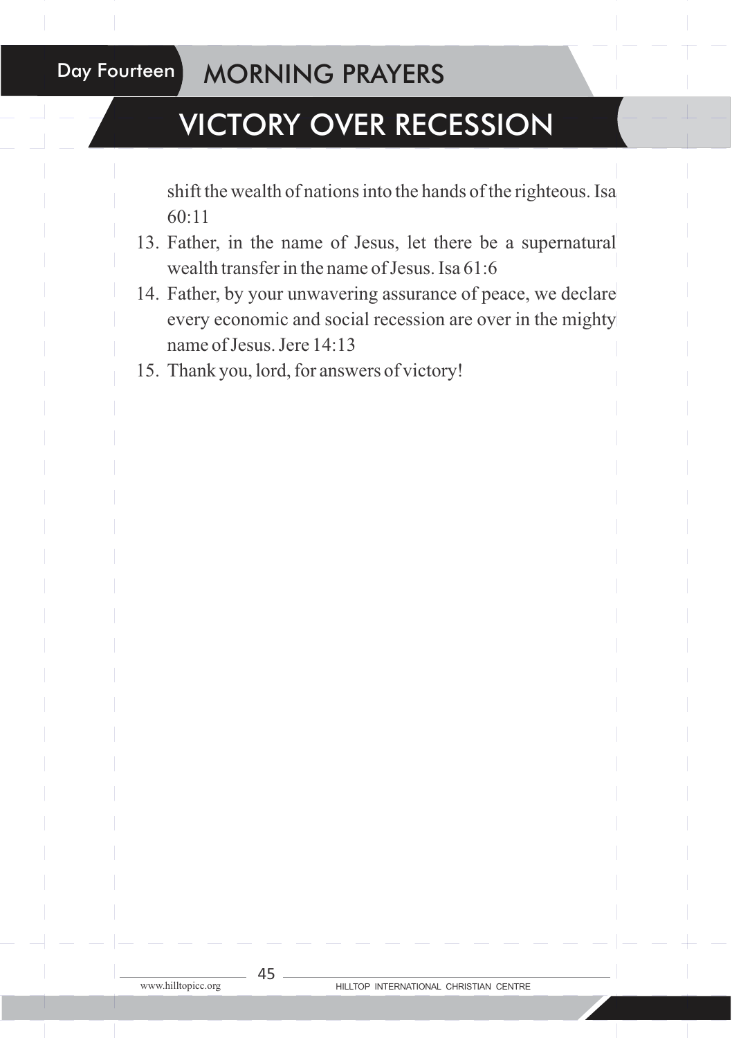Day Fourteen MORNING PRAYERS

# VICTORY OVER RECESSION

shift the wealth of nations into the hands of the righteous. Isa 60:11

13. Father, in the name of Jesus, let there be a supernatural wealth transfer in the name of Jesus. Isa 61:6
14. Father, by your unwavering assurance of peace, we declare every economic and social recession are over in the mighty name of Jesus. Jere 14:13
15. Thank you, lord, for answers of victory!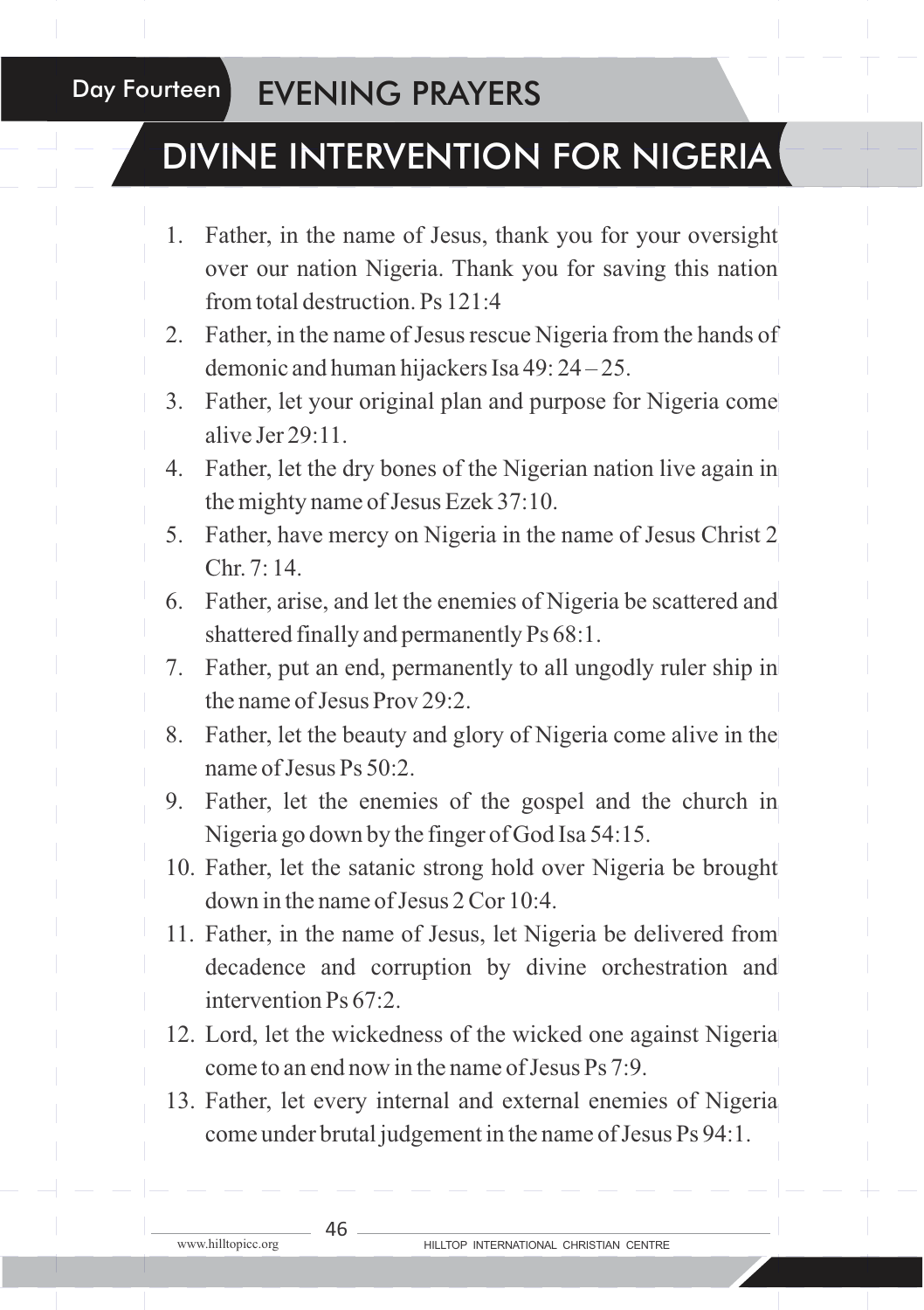Day Fourteen **EVENING PRAYERS**

# DIVINE INTERVENTION FOR NIGERIA

1. Father, in the name of Jesus, thank you for your oversight over our nation Nigeria. Thank you for saving this nation from total destruction. Ps 121:4
2. Father, in the name of Jesus rescue Nigeria from the hands of demonic and human hijackers Isa 49: 24 – 25.
3. Father, let your original plan and purpose for Nigeria come alive Jer 29:11.
4. Father, let the dry bones of the Nigerian nation live again in the mighty name of Jesus Ezek 37:10.
5. Father, have mercy on Nigeria in the name of Jesus Christ 2 Chr. 7: 14.
6. Father, arise, and let the enemies of Nigeria be scattered and shattered finally and permanently Ps 68:1.
7. Father, put an end, permanently to all ungodly ruler ship in the name of Jesus Prov 29:2.
8. Father, let the beauty and glory of Nigeria come alive in the name of Jesus Ps 50:2.
9. Father, let the enemies of the gospel and the church in Nigeria go down by the finger of God Isa 54:15.
10. Father, let the satanic strong hold over Nigeria be brought down in the name of Jesus 2 Cor 10:4.
11. Father, in the name of Jesus, let Nigeria be delivered from decadence and corruption by divine orchestration and intervention Ps 67:2.
12. Lord, let the wickedness of the wicked one against Nigeria come to an end now in the name of Jesus Ps 7:9.
13. Father, let every internal and external enemies of Nigeria come under brutal judgement in the name of Jesus Ps 94:1.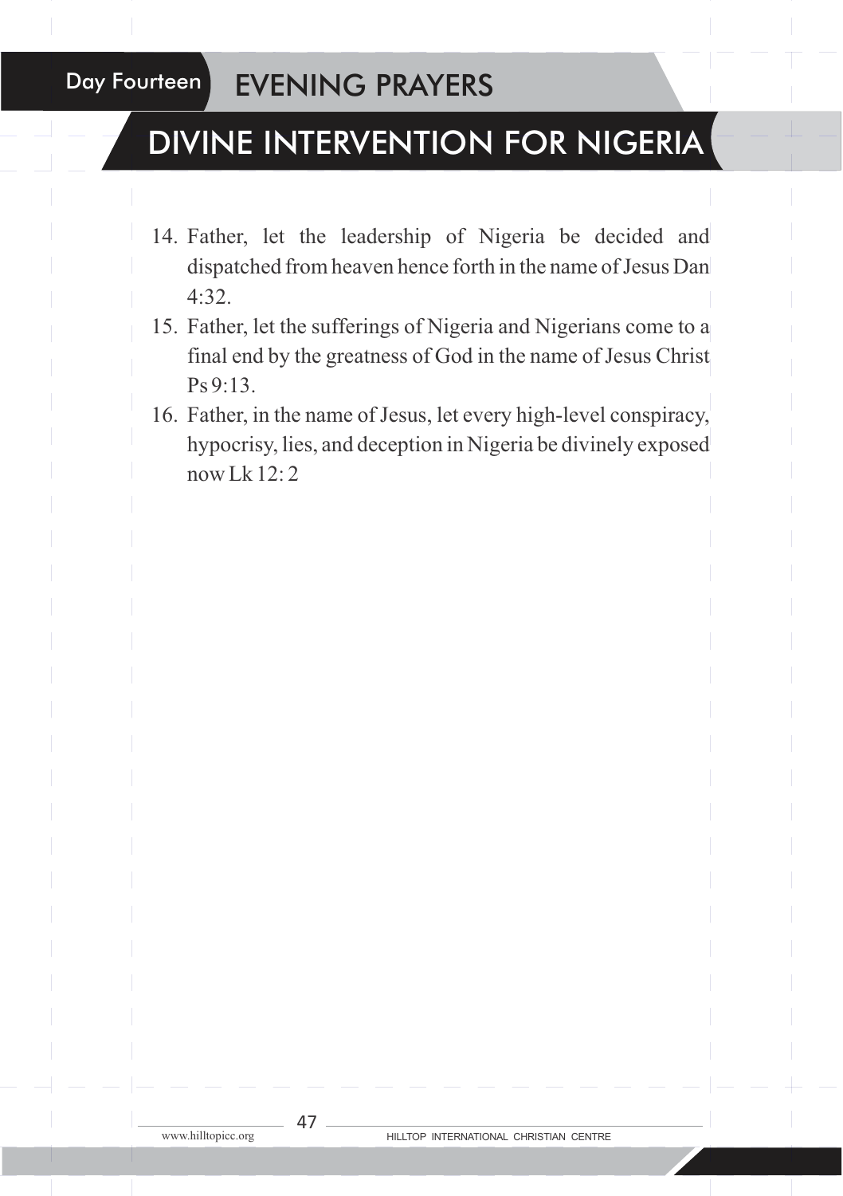Day Fourteen

## EVENING PRAYERS

# DIVINE INTERVENTION FOR NIGERIA

14. Father, let the leadership of Nigeria be decided and dispatched from heaven hence forth in the name of Jesus Dan 4:32.
15. Father, let the sufferings of Nigeria and Nigerians come to a final end by the greatness of God in the name of Jesus Christ Ps 9:13.
16. Father, in the name of Jesus, let every high-level conspiracy, hypocrisy, lies, and deception in Nigeria be divinely exposed now Lk 12: 2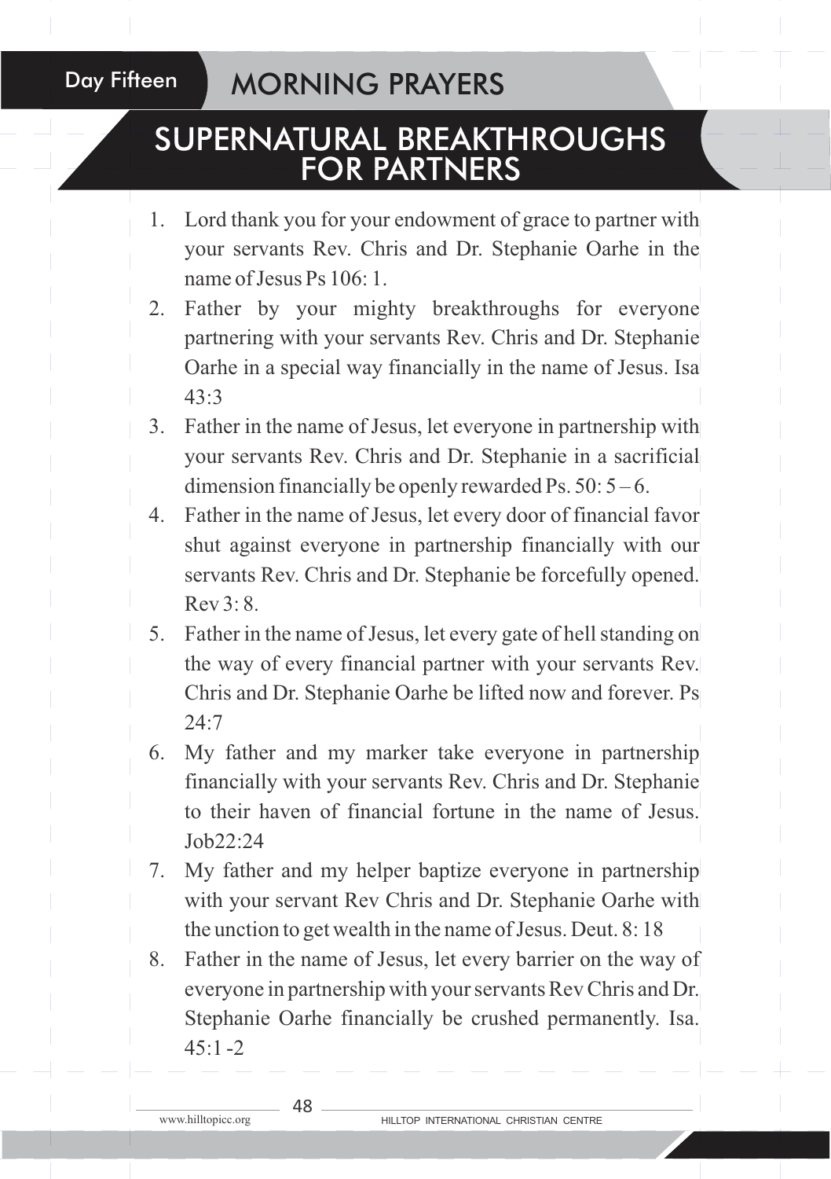Day Fifteen

# MORNING PRAYERS

## SUPERNATURAL BREAKTHROUGHS FOR PARTNERS

1. Lord thank you for your endowment of grace to partner with your servants Rev. Chris and Dr. Stephanie Oarhe in the name of Jesus Ps 106: 1.
2. Father by your mighty breakthroughs for everyone partnering with your servants Rev. Chris and Dr. Stephanie Oarhe in a special way financially in the name of Jesus. Isa 43:3
3. Father in the name of Jesus, let everyone in partnership with your servants Rev. Chris and Dr. Stephanie in a sacrificial dimension financially be openly rewarded Ps. 50: 5 – 6.
4. Father in the name of Jesus, let every door of financial favor shut against everyone in partnership financially with our servants Rev. Chris and Dr. Stephanie be forcefully opened. Rev 3: 8.
5. Father in the name of Jesus, let every gate of hell standing on the way of every financial partner with your servants Rev. Chris and Dr. Stephanie Oarhe be lifted now and forever. Ps 24:7
6. My father and my marker take everyone in partnership financially with your servants Rev. Chris and Dr. Stephanie to their haven of financial fortune in the name of Jesus. Job22:24
7. My father and my helper baptize everyone in partnership with your servant Rev Chris and Dr. Stephanie Oarhe with the unction to get wealth in the name of Jesus. Deut. 8: 18
8. Father in the name of Jesus, let every barrier on the way of everyone in partnership with your servants Rev Chris and Dr. Stephanie Oarhe financially be crushed permanently. Isa. 45:1 -2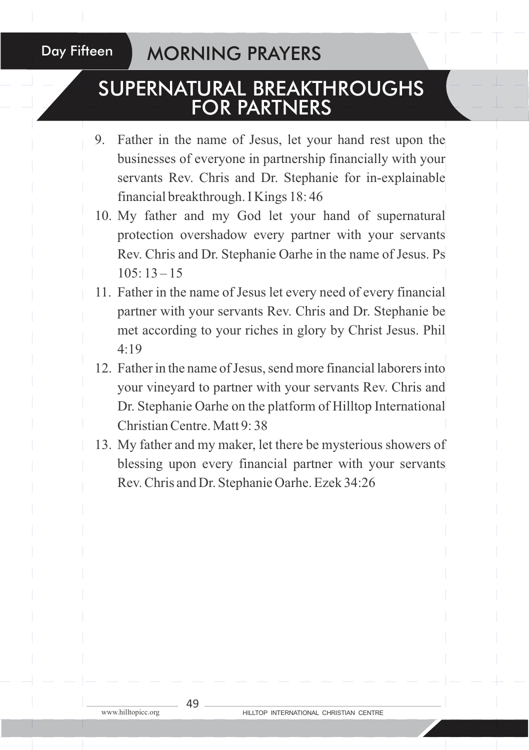Day Fifteen

# MORNING PRAYERS

## SUPERNATURAL BREAKTHROUGHS FOR PARTNERS

9. Father in the name of Jesus, let your hand rest upon the businesses of everyone in partnership financially with your servants Rev. Chris and Dr. Stephanie for in-explainable financial breakthrough. I Kings 18: 46
10. My father and my God let your hand of supernatural protection overshadow every partner with your servants Rev. Chris and Dr. Stephanie Oarhe in the name of Jesus. Ps 105: 13 – 15
11. Father in the name of Jesus let every need of every financial partner with your servants Rev. Chris and Dr. Stephanie be met according to your riches in glory by Christ Jesus. Phil 4:19
12. Father in the name of Jesus, send more financial laborers into your vineyard to partner with your servants Rev. Chris and Dr. Stephanie Oarhe on the platform of Hilltop International Christian Centre. Matt 9: 38
13. My father and my maker, let there be mysterious showers of blessing upon every financial partner with your servants Rev. Chris and Dr. Stephanie Oarhe. Ezek 34:26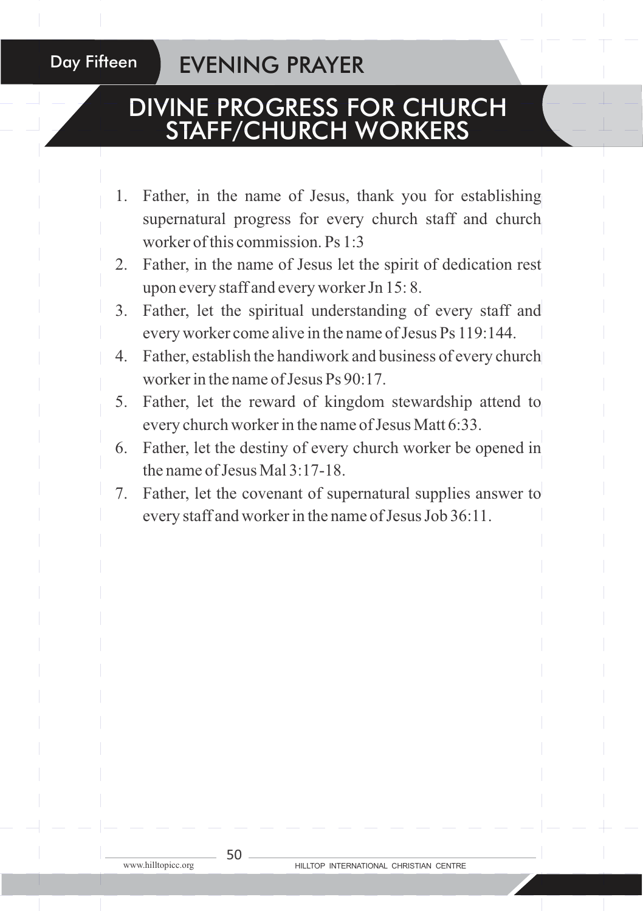Day Fifteen

## EVENING PRAYER

# DIVINE PROGRESS FOR CHURCH STAFF/CHURCH WORKERS

1. Father, in the name of Jesus, thank you for establishing supernatural progress for every church staff and church worker of this commission. Ps 1:3
2. Father, in the name of Jesus let the spirit of dedication rest upon every staff and every worker Jn 15: 8.
3. Father, let the spiritual understanding of every staff and every worker come alive in the name of Jesus Ps 119:144.
4. Father, establish the handiwork and business of every church worker in the name of Jesus Ps 90:17.
5. Father, let the reward of kingdom stewardship attend to every church worker in the name of Jesus Matt 6:33.
6. Father, let the destiny of every church worker be opened in the name of Jesus Mal 3:17-18.
7. Father, let the covenant of supernatural supplies answer to every staff and worker in the name of Jesus Job 36:11.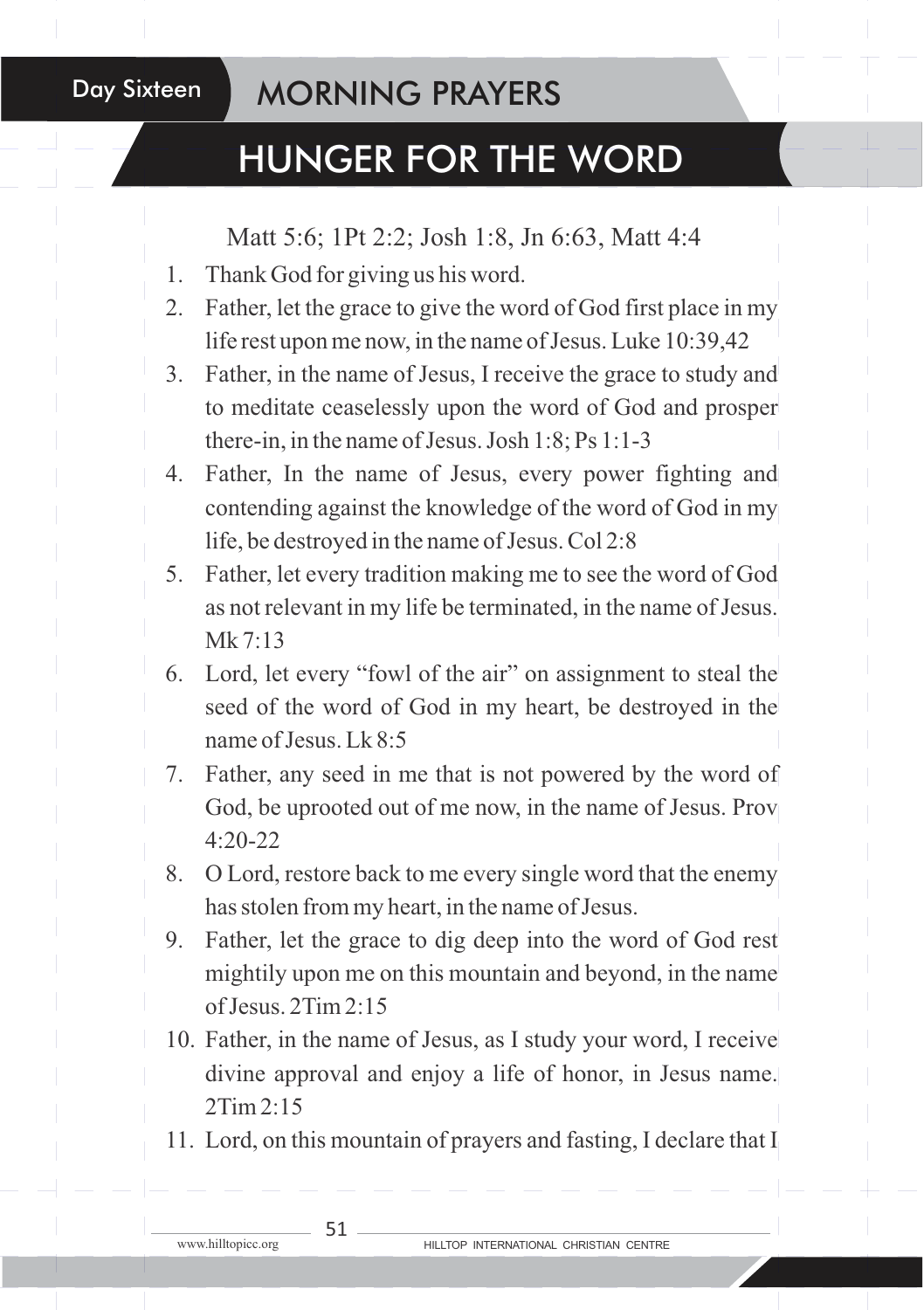Day Sixteen

# MORNING PRAYERS

## HUNGER FOR THE WORD

Matt 5:6; 1Pt 2:2; Josh 1:8, Jn 6:63, Matt 4:4

1. Thank God for giving us his word.
2. Father, let the grace to give the word of God first place in my life rest upon me now, in the name of Jesus. Luke 10:39,42
3. Father, in the name of Jesus, I receive the grace to study and to meditate ceaselessly upon the word of God and prosper there-in, in the name of Jesus. Josh 1:8; Ps 1:1-3
4. Father, In the name of Jesus, every power fighting and contending against the knowledge of the word of God in my life, be destroyed in the name of Jesus. Col 2:8
5. Father, let every tradition making me to see the word of God as not relevant in my life be terminated, in the name of Jesus. Mk 7:13
6. Lord, let every "fowl of the air" on assignment to steal the seed of the word of God in my heart, be destroyed in the name of Jesus. Lk 8:5
7. Father, any seed in me that is not powered by the word of God, be uprooted out of me now, in the name of Jesus. Prov 4:20-22
8. O Lord, restore back to me every single word that the enemy has stolen from my heart, in the name of Jesus.
9. Father, let the grace to dig deep into the word of God rest mightily upon me on this mountain and beyond, in the name of Jesus. 2Tim 2:15
10. Father, in the name of Jesus, as I study your word, I receive divine approval and enjoy a life of honor, in Jesus name. 2Tim 2:15
11. Lord, on this mountain of prayers and fasting, I declare that I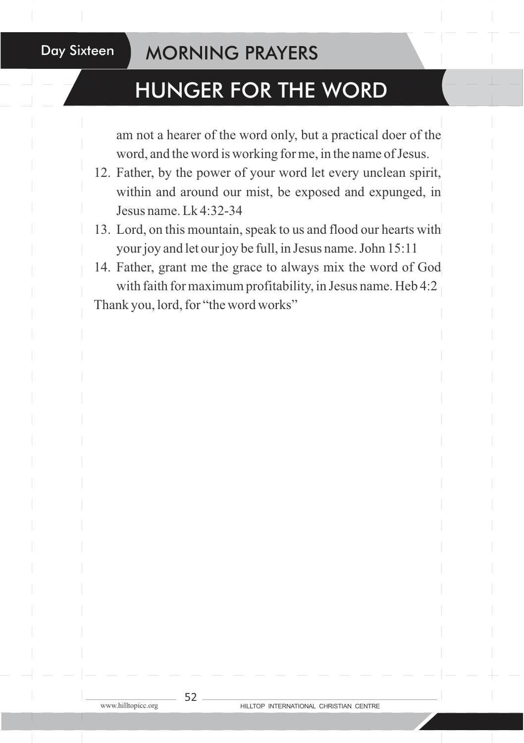am not a hearer of the word only, but a practical doer of the word, and the word is working for me, in the name of Jesus.

12. Father, by the power of your word let every unclean spirit, within and around our mist, be exposed and expunged, in Jesus name. Lk 4:32-34
13. Lord, on this mountain, speak to us and flood our hearts with your joy and let our joy be full, in Jesus name. John 15:11
14. Father, grant me the grace to always mix the word of God with faith for maximum profitability, in Jesus name. Heb 4:2

Thank you, lord, for "the word works"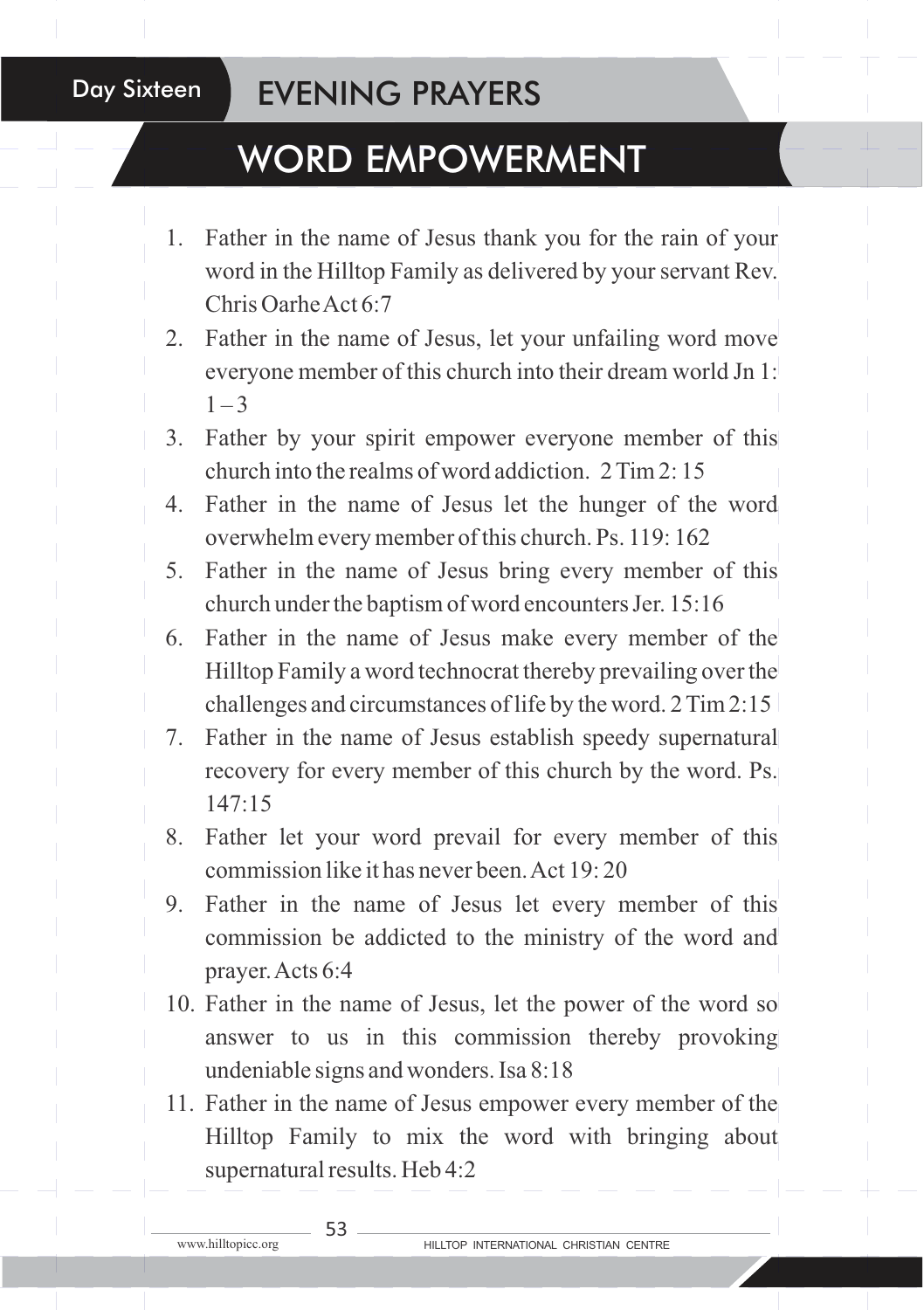Day Sixteen

## EVENING PRAYERS

# WORD EMPOWERMENT

1. Father in the name of Jesus thank you for the rain of your word in the Hilltop Family as delivered by your servant Rev. Chris Oarhe Act 6:7
2. Father in the name of Jesus, let your unfailing word move everyone member of this church into their dream world Jn 1: 1 – 3
3. Father by your spirit empower everyone member of this church into the realms of word addiction. 2 Tim 2: 15
4. Father in the name of Jesus let the hunger of the word overwhelm every member of this church. Ps. 119: 162
5. Father in the name of Jesus bring every member of this church under the baptism of word encounters Jer. 15:16
6. Father in the name of Jesus make every member of the Hilltop Family a word technocrat thereby prevailing over the challenges and circumstances of life by the word. 2 Tim 2:15
7. Father in the name of Jesus establish speedy supernatural recovery for every member of this church by the word. Ps. 147:15
8. Father let your word prevail for every member of this commission like it has never been. Act 19: 20
9. Father in the name of Jesus let every member of this commission be addicted to the ministry of the word and prayer. Acts 6:4
10. Father in the name of Jesus, let the power of the word so answer to us in this commission thereby provoking undeniable signs and wonders. Isa 8:18
11. Father in the name of Jesus empower every member of the Hilltop Family to mix the word with bringing about supernatural results. Heb 4:2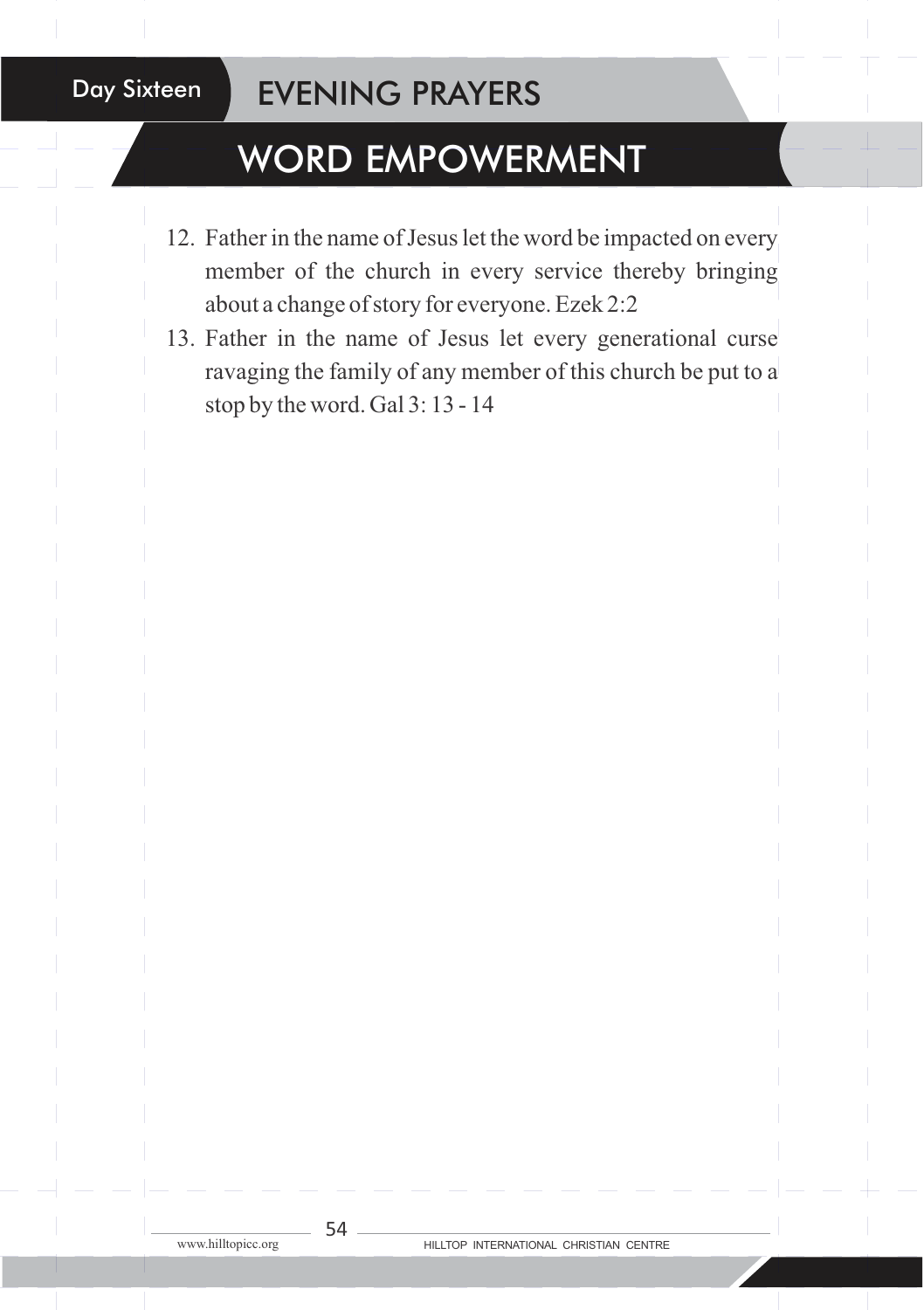Day Sixteen

## EVENING PRAYERS

# WORD EMPOWERMENT

12. Father in the name of Jesus let the word be impacted on every member of the church in every service thereby bringing about a change of story for everyone. Ezek 2:2
13. Father in the name of Jesus let every generational curse ravaging the family of any member of this church be put to a stop by the word. Gal 3: 13 - 14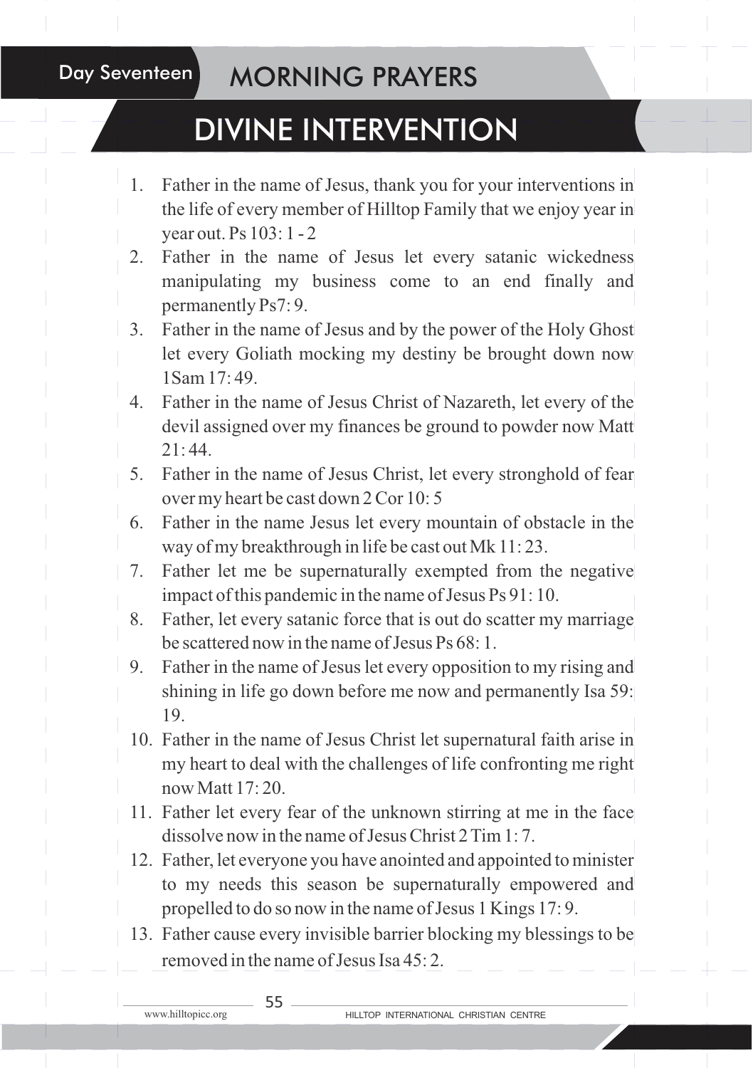Day Seventeen

# MORNING PRAYERS

## DIVINE INTERVENTION

1. Father in the name of Jesus, thank you for your interventions in the life of every member of Hilltop Family that we enjoy year in year out. Ps 103: 1 - 2
2. Father in the name of Jesus let every satanic wickedness manipulating my business come to an end finally and permanently Ps7: 9.
3. Father in the name of Jesus and by the power of the Holy Ghost let every Goliath mocking my destiny be brought down now 1Sam 17: 49.
4. Father in the name of Jesus Christ of Nazareth, let every of the devil assigned over my finances be ground to powder now Matt 21: 44.
5. Father in the name of Jesus Christ, let every stronghold of fear over my heart be cast down 2 Cor 10: 5
6. Father in the name Jesus let every mountain of obstacle in the way of my breakthrough in life be cast out Mk 11: 23.
7. Father let me be supernaturally exempted from the negative impact of this pandemic in the name of Jesus Ps 91: 10.
8. Father, let every satanic force that is out do scatter my marriage be scattered now in the name of Jesus Ps 68: 1.
9. Father in the name of Jesus let every opposition to my rising and shining in life go down before me now and permanently Isa 59: 19.
10. Father in the name of Jesus Christ let supernatural faith arise in my heart to deal with the challenges of life confronting me right now Matt 17: 20.
11. Father let every fear of the unknown stirring at me in the face dissolve now in the name of Jesus Christ 2 Tim 1: 7.
12. Father, let everyone you have anointed and appointed to minister to my needs this season be supernaturally empowered and propelled to do so now in the name of Jesus 1 Kings 17: 9.
13. Father cause every invisible barrier blocking my blessings to be removed in the name of Jesus Isa 45: 2.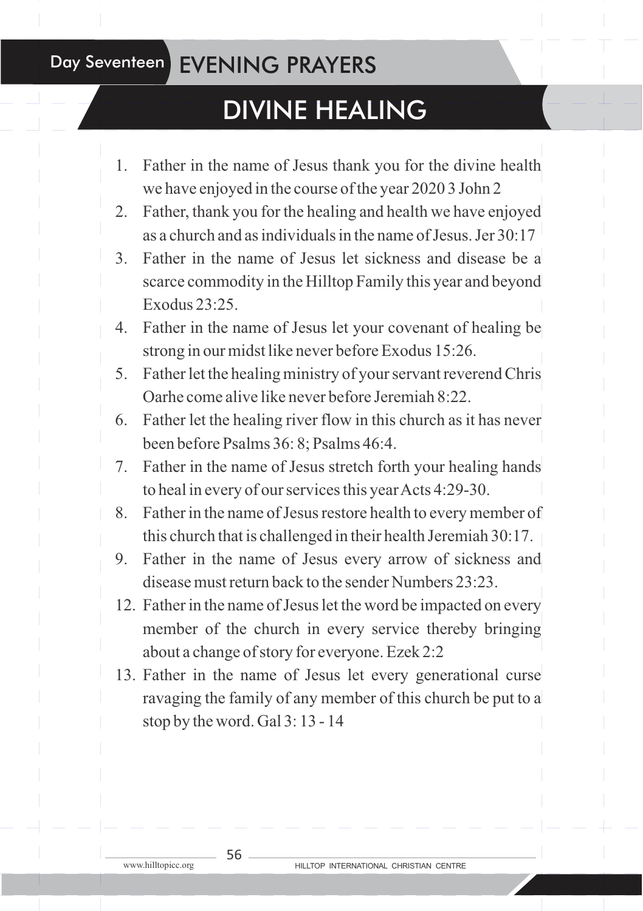Day Seventeen EVENING PRAYERS

# DIVINE HEALING

1. Father in the name of Jesus thank you for the divine health we have enjoyed in the course of the year 2020 3 John 2
2. Father, thank you for the healing and health we have enjoyed as a church and as individuals in the name of Jesus. Jer 30:17
3. Father in the name of Jesus let sickness and disease be a scarce commodity in the Hilltop Family this year and beyond Exodus 23:25.
4. Father in the name of Jesus let your covenant of healing be strong in our midst like never before Exodus 15:26.
5. Father let the healing ministry of your servant reverend Chris Oarhe come alive like never before Jeremiah 8:22.
6. Father let the healing river flow in this church as it has never been before Psalms 36: 8; Psalms 46:4.
7. Father in the name of Jesus stretch forth your healing hands to heal in every of our services this year Acts 4:29-30.
8. Father in the name of Jesus restore health to every member of this church that is challenged in their health Jeremiah 30:17.
9. Father in the name of Jesus every arrow of sickness and disease must return back to the sender Numbers 23:23.

12. Father in the name of Jesus let the word be impacted on every member of the church in every service thereby bringing about a change of story for everyone. Ezek 2:2
13. Father in the name of Jesus let every generational curse ravaging the family of any member of this church be put to a stop by the word. Gal 3: 13 - 14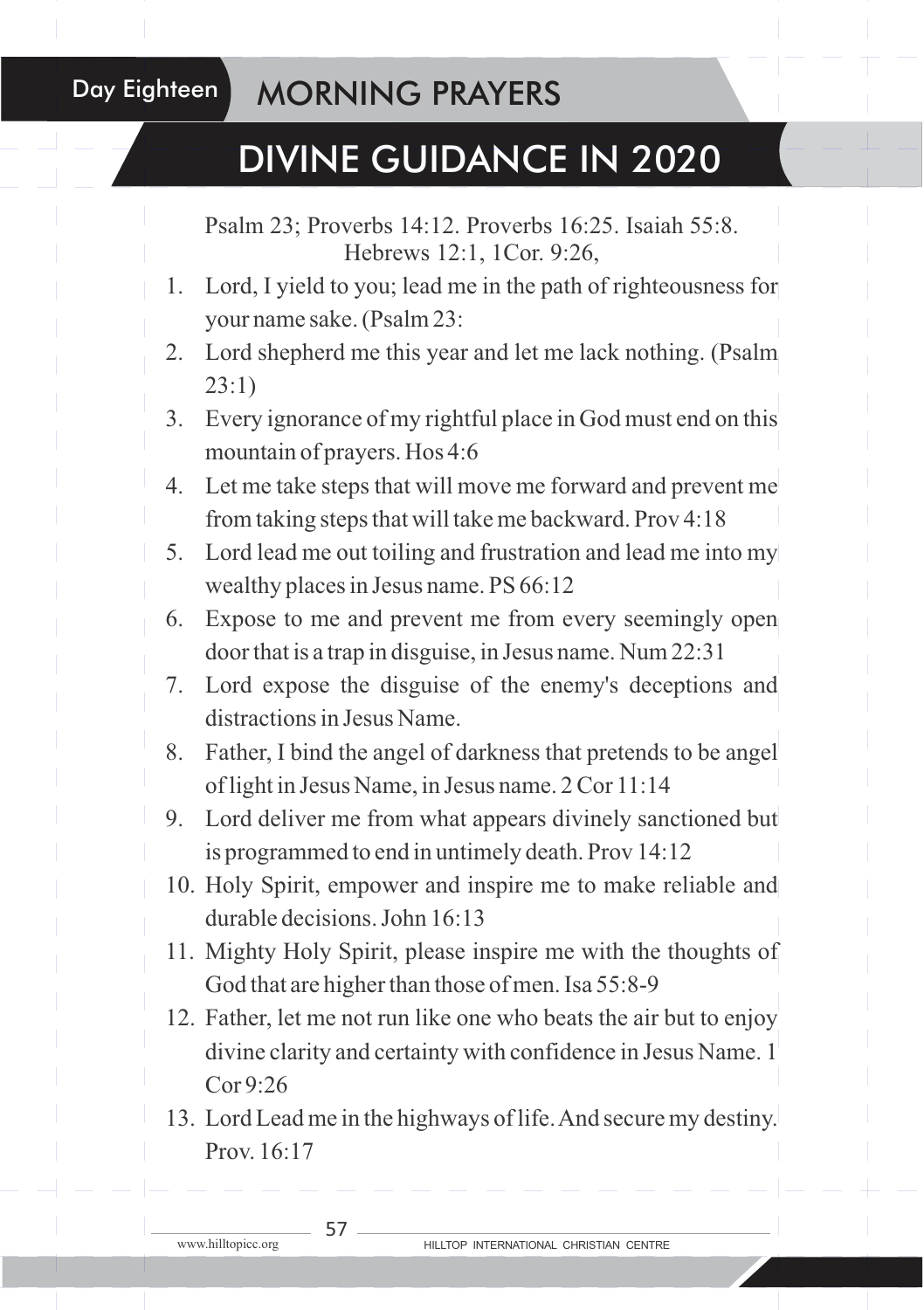Day Eighteen

## MORNING PRAYERS

# DIVINE GUIDANCE IN 2020

Psalm 23; Proverbs 14:12. Proverbs 16:25. Isaiah 55:8. Hebrews 12:1, 1Cor. 9:26,

1. Lord, I yield to you; lead me in the path of righteousness for your name sake. (Psalm 23:
2. Lord shepherd me this year and let me lack nothing. (Psalm 23:1)
3. Every ignorance of my rightful place in God must end on this mountain of prayers. Hos 4:6
4. Let me take steps that will move me forward and prevent me from taking steps that will take me backward. Prov 4:18
5. Lord lead me out toiling and frustration and lead me into my wealthy places in Jesus name. PS 66:12
6. Expose to me and prevent me from every seemingly open door that is a trap in disguise, in Jesus name. Num 22:31
7. Lord expose the disguise of the enemy's deceptions and distractions in Jesus Name.
8. Father, I bind the angel of darkness that pretends to be angel of light in Jesus Name, in Jesus name. 2 Cor 11:14
9. Lord deliver me from what appears divinely sanctioned but is programmed to end in untimely death. Prov 14:12
10. Holy Spirit, empower and inspire me to make reliable and durable decisions. John 16:13
11. Mighty Holy Spirit, please inspire me with the thoughts of God that are higher than those of men. Isa 55:8-9
12. Father, let me not run like one who beats the air but to enjoy divine clarity and certainty with confidence in Jesus Name. 1 Cor 9:26
13. Lord Lead me in the highways of life. And secure my destiny. Prov. 16:17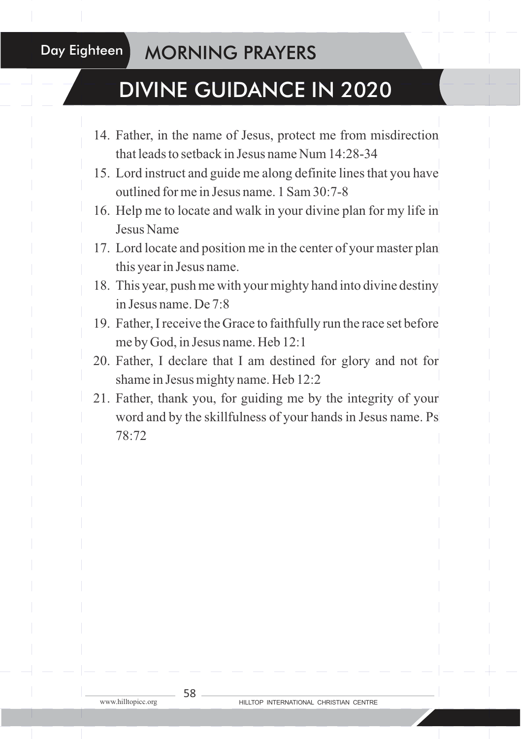Day Eighteen MORNING PRAYERS

# DIVINE GUIDANCE IN 2020

14. Father, in the name of Jesus, protect me from misdirection that leads to setback in Jesus name Num 14:28-34
15. Lord instruct and guide me along definite lines that you have outlined for me in Jesus name. 1 Sam 30:7-8
16. Help me to locate and walk in your divine plan for my life in Jesus Name
17. Lord locate and position me in the center of your master plan this year in Jesus name.
18. This year, push me with your mighty hand into divine destiny in Jesus name. De 7:8
19. Father, I receive the Grace to faithfully run the race set before me by God, in Jesus name. Heb 12:1
20. Father, I declare that I am destined for glory and not for shame in Jesus mighty name. Heb 12:2
21. Father, thank you, for guiding me by the integrity of your word and by the skillfulness of your hands in Jesus name. Ps 78:72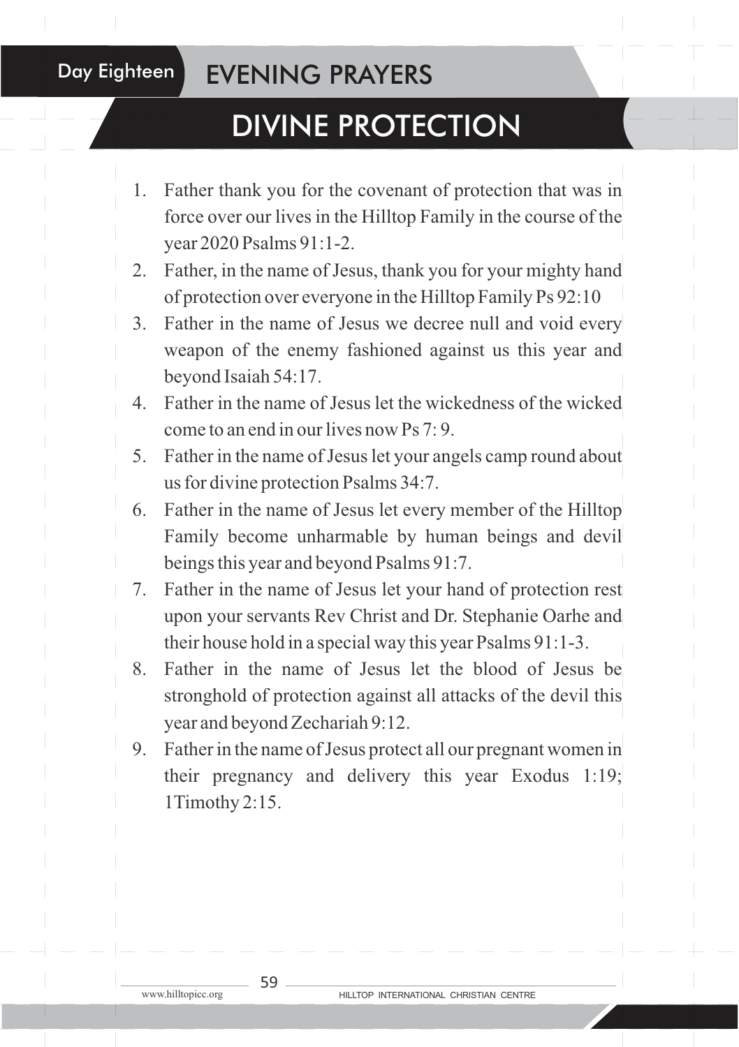Day Eighteen

# EVENING PRAYERS

## DIVINE PROTECTION

1. Father thank you for the covenant of protection that was in force over our lives in the Hilltop Family in the course of the year 2020 Psalms 91:1-2.
2. Father, in the name of Jesus, thank you for your mighty hand of protection over everyone in the Hilltop Family Ps 92:10
3. Father in the name of Jesus we decree null and void every weapon of the enemy fashioned against us this year and beyond Isaiah 54:17.
4. Father in the name of Jesus let the wickedness of the wicked come to an end in our lives now Ps 7: 9.
5. Father in the name of Jesus let your angels camp round about us for divine protection Psalms 34:7.
6. Father in the name of Jesus let every member of the Hilltop Family become unharmable by human beings and devil beings this year and beyond Psalms 91:7.
7. Father in the name of Jesus let your hand of protection rest upon your servants Rev Christ and Dr. Stephanie Oarhe and their house hold in a special way this year Psalms 91:1-3.
8. Father in the name of Jesus let the blood of Jesus be stronghold of protection against all attacks of the devil this year and beyond Zechariah 9:12.
9. Father in the name of Jesus protect all our pregnant women in their pregnancy and delivery this year Exodus 1:19; 1Timothy 2:15.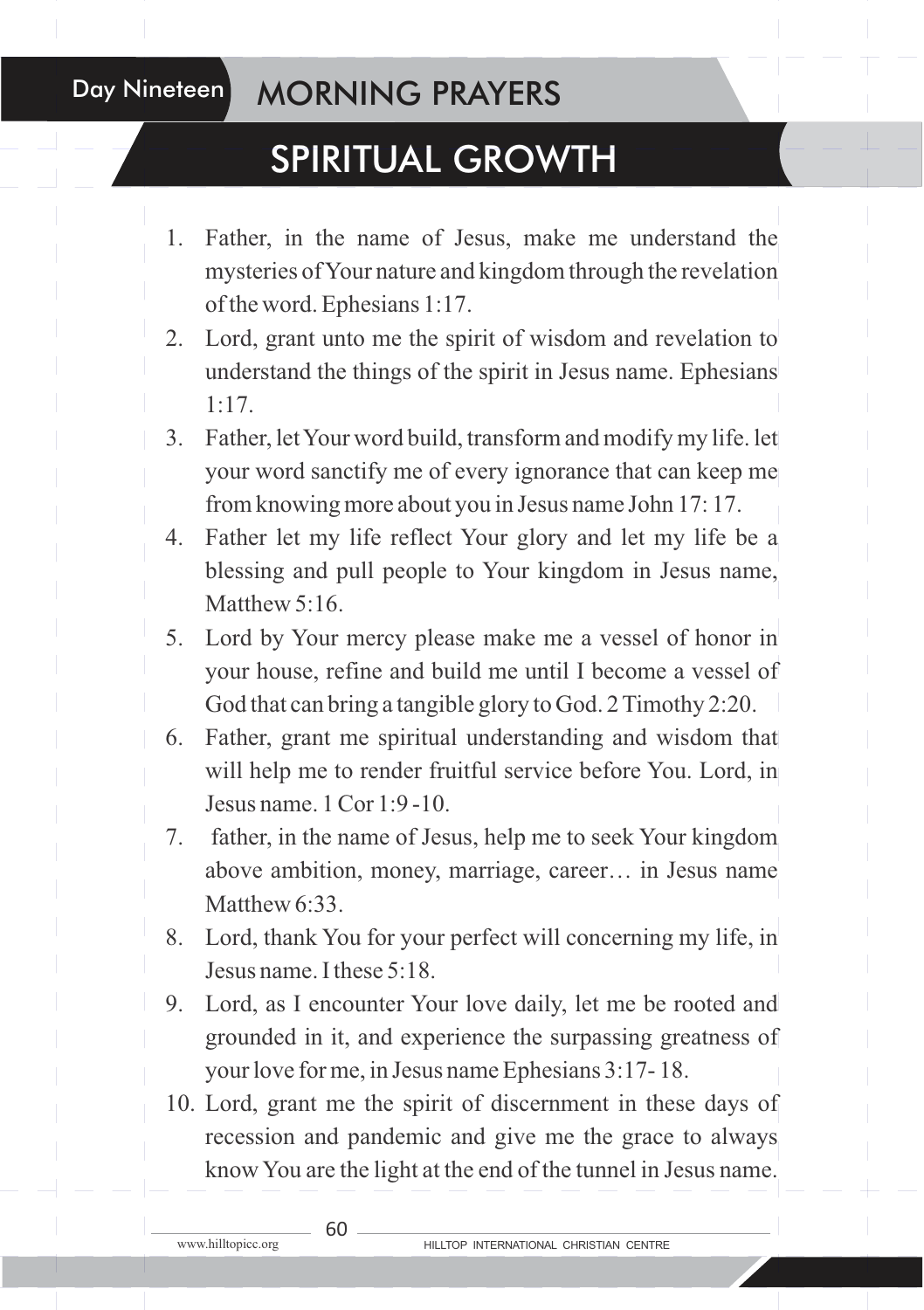Day Nineteen

# MORNING PRAYERS

## SPIRITUAL GROWTH

1. Father, in the name of Jesus, make me understand the mysteries of Your nature and kingdom through the revelation of the word. Ephesians 1:17.
2. Lord, grant unto me the spirit of wisdom and revelation to understand the things of the spirit in Jesus name. Ephesians 1:17.
3. Father, let Your word build, transform and modify my life. let your word sanctify me of every ignorance that can keep me from knowing more about you in Jesus name John 17: 17.
4. Father let my life reflect Your glory and let my life be a blessing and pull people to Your kingdom in Jesus name, Matthew 5:16.
5. Lord by Your mercy please make me a vessel of honor in your house, refine and build me until I become a vessel of God that can bring a tangible glory to God. 2 Timothy 2:20.
6. Father, grant me spiritual understanding and wisdom that will help me to render fruitful service before You. Lord, in Jesus name. 1 Cor 1:9 -10.
7. father, in the name of Jesus, help me to seek Your kingdom above ambition, money, marriage, career… in Jesus name Matthew 6:33.
8. Lord, thank You for your perfect will concerning my life, in Jesus name. I these 5:18.
9. Lord, as I encounter Your love daily, let me be rooted and grounded in it, and experience the surpassing greatness of your love for me, in Jesus name Ephesians 3:17- 18.
10. Lord, grant me the spirit of discernment in these days of recession and pandemic and give me the grace to always know You are the light at the end of the tunnel in Jesus name.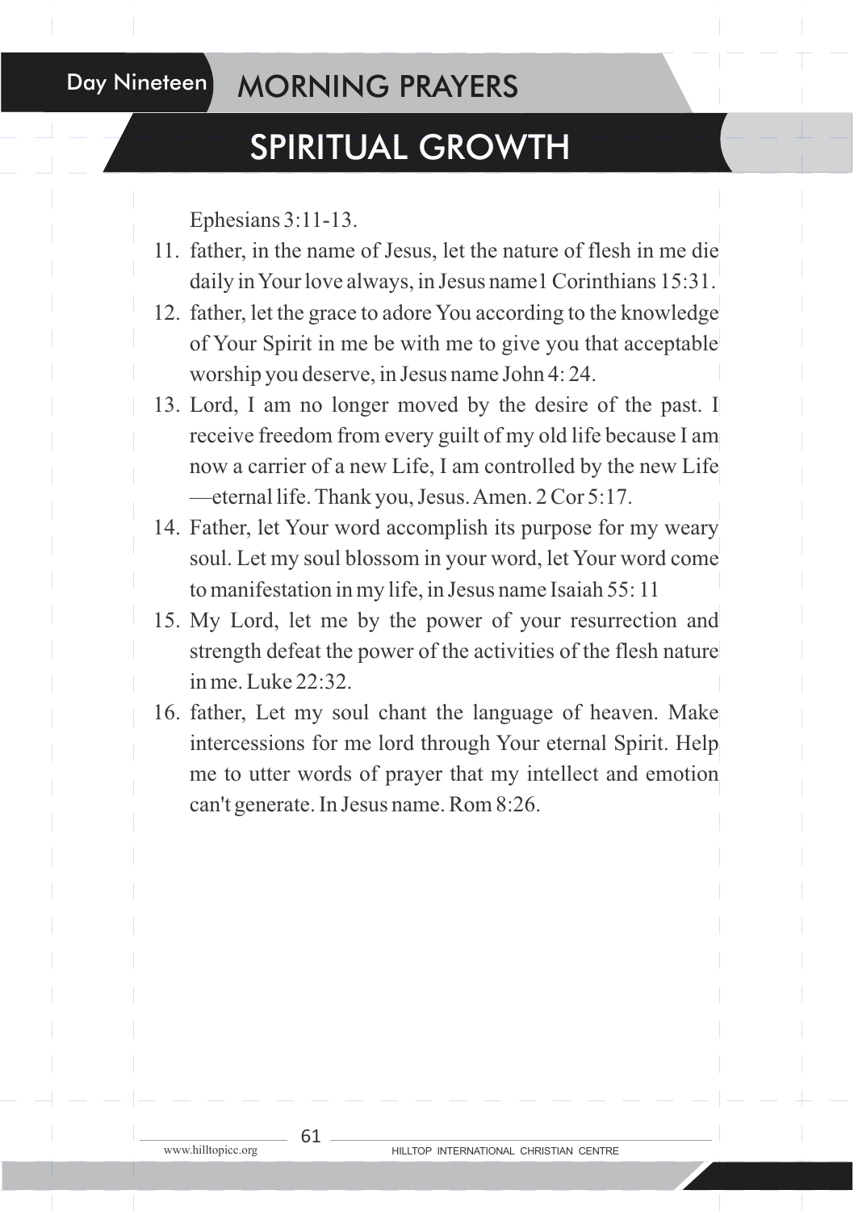Day Nineteen MORNING PRAYERS

# SPIRITUAL GROWTH

Ephesians 3:11-13.

11. father, in the name of Jesus, let the nature of flesh in me die daily in Your love always, in Jesus name1 Corinthians 15:31.
12. father, let the grace to adore You according to the knowledge of Your Spirit in me be with me to give you that acceptable worship you deserve, in Jesus name John 4: 24.
13. Lord, I am no longer moved by the desire of the past. I receive freedom from every guilt of my old life because I am now a carrier of a new Life, I am controlled by the new Life —eternal life. Thank you, Jesus. Amen. 2 Cor 5:17.
14. Father, let Your word accomplish its purpose for my weary soul. Let my soul blossom in your word, let Your word come to manifestation in my life, in Jesus name Isaiah 55: 11
15. My Lord, let me by the power of your resurrection and strength defeat the power of the activities of the flesh nature in me. Luke 22:32.
16. father, Let my soul chant the language of heaven. Make intercessions for me lord through Your eternal Spirit. Help me to utter words of prayer that my intellect and emotion can't generate. In Jesus name. Rom 8:26.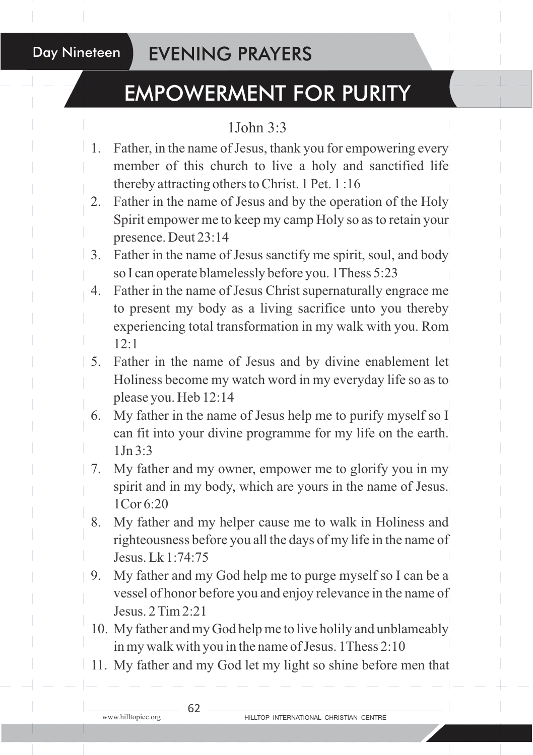Day Nineteen **EVENING PRAYERS**

# EMPOWERMENT FOR PURITY

1John 3:3

1. Father, in the name of Jesus, thank you for empowering every member of this church to live a holy and sanctified life thereby attracting others to Christ. 1 Pet. 1 :16
2. Father in the name of Jesus and by the operation of the Holy Spirit empower me to keep my camp Holy so as to retain your presence. Deut 23:14
3. Father in the name of Jesus sanctify me spirit, soul, and body so I can operate blamelessly before you. 1Thess 5:23
4. Father in the name of Jesus Christ supernaturally engrace me to present my body as a living sacrifice unto you thereby experiencing total transformation in my walk with you. Rom 12:1
5. Father in the name of Jesus and by divine enablement let Holiness become my watch word in my everyday life so as to please you. Heb 12:14
6. My father in the name of Jesus help me to purify myself so I can fit into your divine programme for my life on the earth. 1Jn 3:3
7. My father and my owner, empower me to glorify you in my spirit and in my body, which are yours in the name of Jesus. 1Cor 6:20
8. My father and my helper cause me to walk in Holiness and righteousness before you all the days of my life in the name of Jesus. Lk 1:74:75
9. My father and my God help me to purge myself so I can be a vessel of honor before you and enjoy relevance in the name of Jesus. 2 Tim 2:21
10. My father and my God help me to live holily and unblameably in my walk with you in the name of Jesus. 1Thess 2:10
11. My father and my God let my light so shine before men that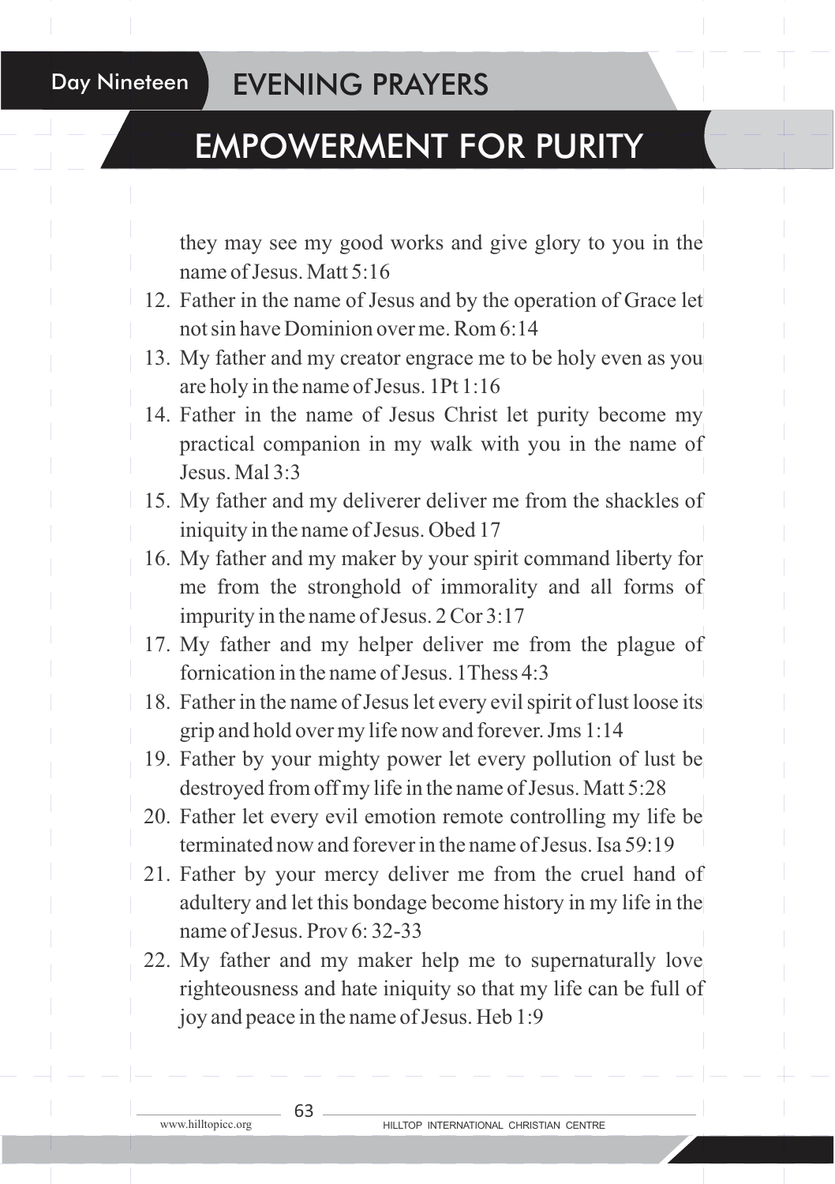## Day Nineteen EVENING PRAYERS

# EMPOWERMENT FOR PURITY

they may see my good works and give glory to you in the name of Jesus. Matt 5:16

12. Father in the name of Jesus and by the operation of Grace let not sin have Dominion over me. Rom 6:14
13. My father and my creator engrace me to be holy even as you are holy in the name of Jesus. 1Pt 1:16
14. Father in the name of Jesus Christ let purity become my practical companion in my walk with you in the name of Jesus. Mal 3:3
15. My father and my deliverer deliver me from the shackles of iniquity in the name of Jesus. Obed 17
16. My father and my maker by your spirit command liberty for me from the stronghold of immorality and all forms of impurity in the name of Jesus. 2 Cor 3:17
17. My father and my helper deliver me from the plague of fornication in the name of Jesus. 1Thess 4:3
18. Father in the name of Jesus let every evil spirit of lust loose its grip and hold over my life now and forever. Jms 1:14
19. Father by your mighty power let every pollution of lust be destroyed from off my life in the name of Jesus. Matt 5:28
20. Father let every evil emotion remote controlling my life be terminated now and forever in the name of Jesus. Isa 59:19
21. Father by your mercy deliver me from the cruel hand of adultery and let this bondage become history in my life in the name of Jesus. Prov 6: 32-33
22. My father and my maker help me to supernaturally love righteousness and hate iniquity so that my life can be full of joy and peace in the name of Jesus. Heb 1:9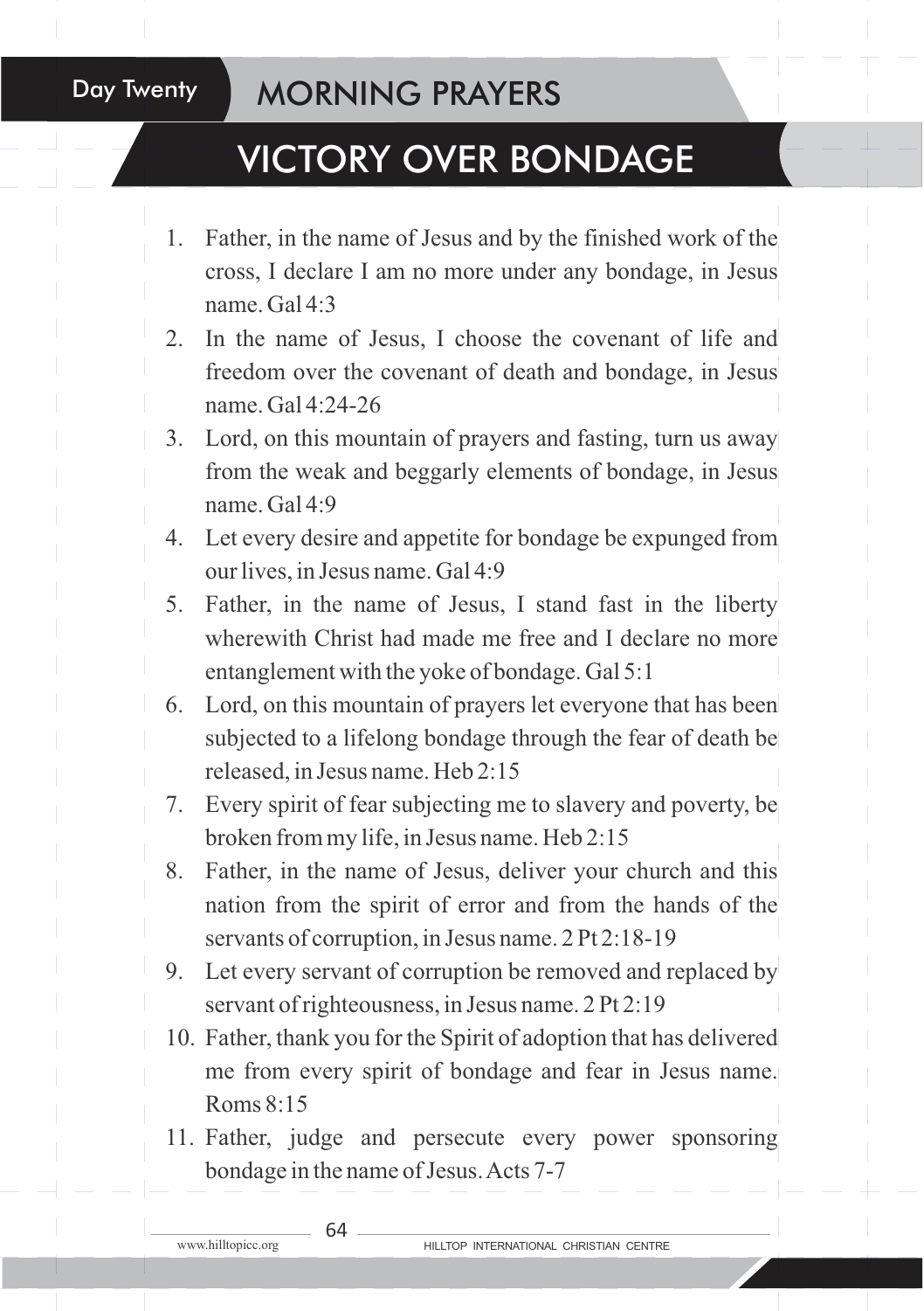Day Twenty

# MORNING PRAYERS

## VICTORY OVER BONDAGE

1. Father, in the name of Jesus and by the finished work of the cross, I declare I am no more under any bondage, in Jesus name. Gal 4:3
2. In the name of Jesus, I choose the covenant of life and freedom over the covenant of death and bondage, in Jesus name. Gal 4:24-26
3. Lord, on this mountain of prayers and fasting, turn us away from the weak and beggarly elements of bondage, in Jesus name. Gal 4:9
4. Let every desire and appetite for bondage be expunged from our lives, in Jesus name. Gal 4:9
5. Father, in the name of Jesus, I stand fast in the liberty wherewith Christ had made me free and I declare no more entanglement with the yoke of bondage. Gal 5:1
6. Lord, on this mountain of prayers let everyone that has been subjected to a lifelong bondage through the fear of death be released, in Jesus name. Heb 2:15
7. Every spirit of fear subjecting me to slavery and poverty, be broken from my life, in Jesus name. Heb 2:15
8. Father, in the name of Jesus, deliver your church and this nation from the spirit of error and from the hands of the servants of corruption, in Jesus name. 2 Pt 2:18-19
9. Let every servant of corruption be removed and replaced by servant of righteousness, in Jesus name. 2 Pt 2:19
10. Father, thank you for the Spirit of adoption that has delivered me from every spirit of bondage and fear in Jesus name. Roms 8:15
11. Father, judge and persecute every power sponsoring bondage in the name of Jesus. Acts 7-7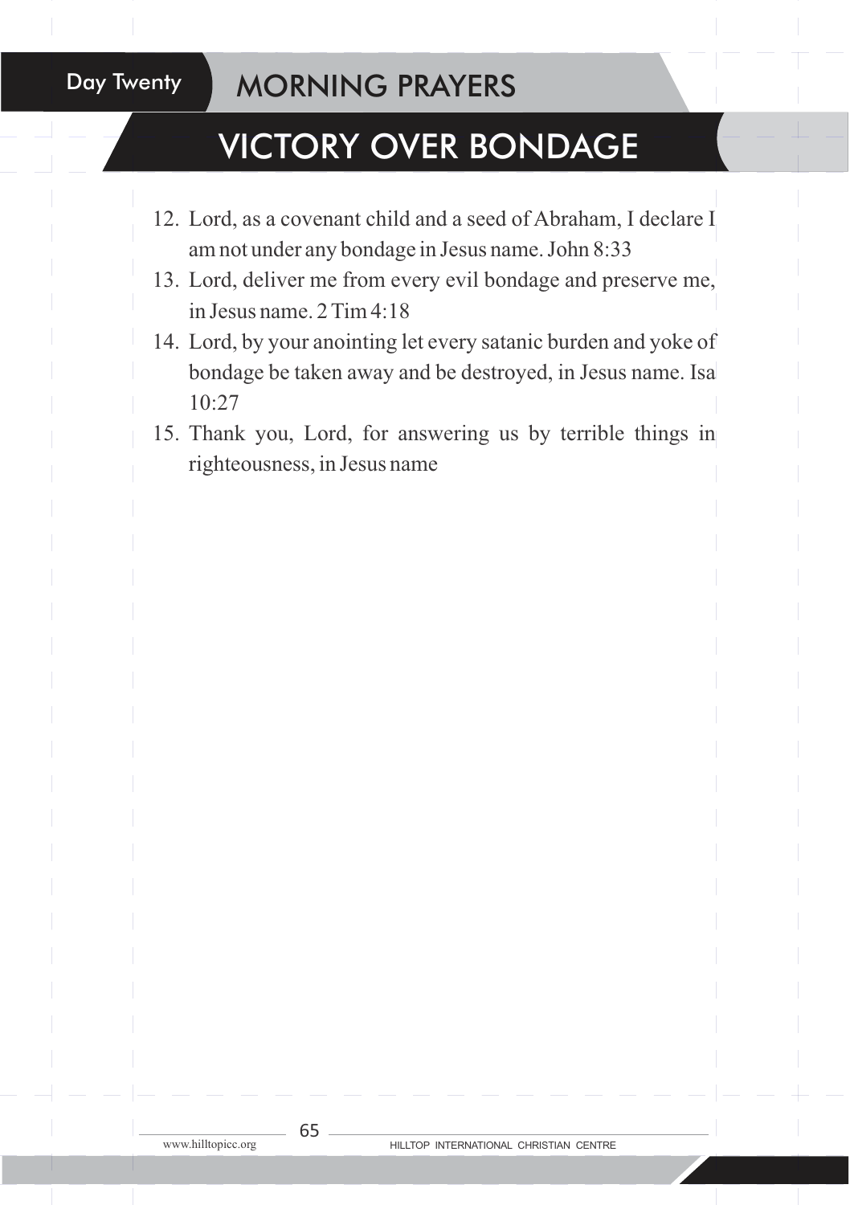Day Twenty

## MORNING PRAYERS

# VICTORY OVER BONDAGE

12. Lord, as a covenant child and a seed of Abraham, I declare I am not under any bondage in Jesus name. John 8:33
13. Lord, deliver me from every evil bondage and preserve me, in Jesus name. 2 Tim 4:18
14. Lord, by your anointing let every satanic burden and yoke of bondage be taken away and be destroyed, in Jesus name. Isa 10:27
15. Thank you, Lord, for answering us by terrible things in righteousness, in Jesus name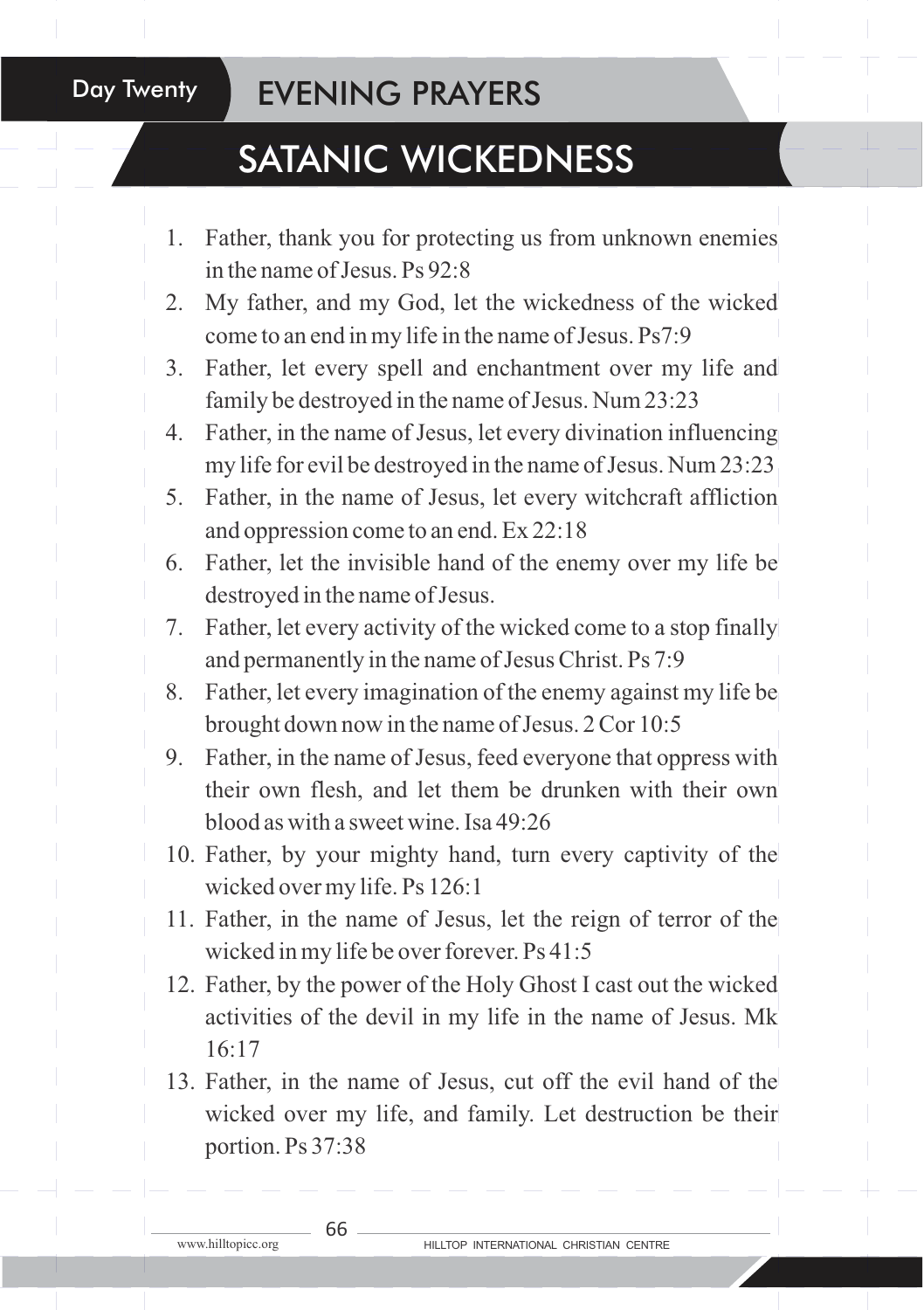Day Twenty

## EVENING PRAYERS

# SATANIC WICKEDNESS

1. Father, thank you for protecting us from unknown enemies in the name of Jesus. Ps 92:8
2. My father, and my God, let the wickedness of the wicked come to an end in my life in the name of Jesus. Ps7:9
3. Father, let every spell and enchantment over my life and family be destroyed in the name of Jesus. Num 23:23
4. Father, in the name of Jesus, let every divination influencing my life for evil be destroyed in the name of Jesus. Num 23:23
5. Father, in the name of Jesus, let every witchcraft affliction and oppression come to an end. Ex 22:18
6. Father, let the invisible hand of the enemy over my life be destroyed in the name of Jesus.
7. Father, let every activity of the wicked come to a stop finally and permanently in the name of Jesus Christ. Ps 7:9
8. Father, let every imagination of the enemy against my life be brought down now in the name of Jesus. 2 Cor 10:5
9. Father, in the name of Jesus, feed everyone that oppress with their own flesh, and let them be drunken with their own blood as with a sweet wine. Isa 49:26
10. Father, by your mighty hand, turn every captivity of the wicked over my life. Ps 126:1
11. Father, in the name of Jesus, let the reign of terror of the wicked in my life be over forever. Ps 41:5
12. Father, by the power of the Holy Ghost I cast out the wicked activities of the devil in my life in the name of Jesus. Mk 16:17
13. Father, in the name of Jesus, cut off the evil hand of the wicked over my life, and family. Let destruction be their portion. Ps 37:38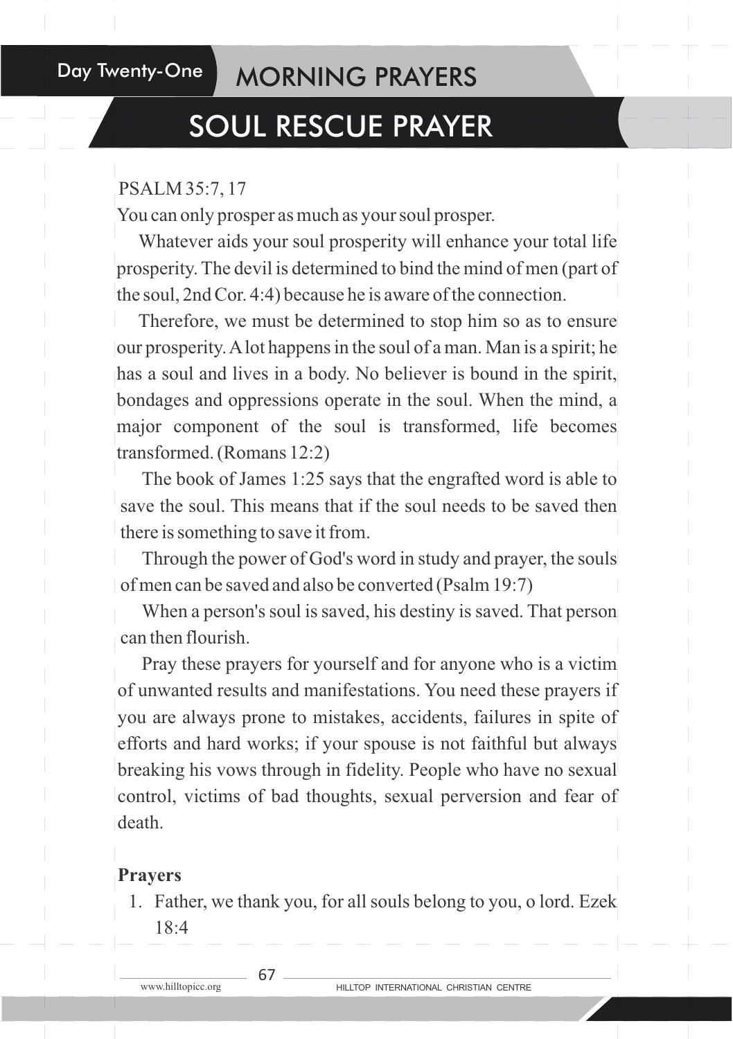Day Twenty-One

## MORNING PRAYERS

# SOUL RESCUE PRAYER

PSALM 35:7, 17

You can only prosper as much as your soul prosper.

Whatever aids your soul prosperity will enhance your total life prosperity. The devil is determined to bind the mind of men (part of the soul, 2nd Cor. 4:4) because he is aware of the connection.

Therefore, we must be determined to stop him so as to ensure our prosperity. A lot happens in the soul of a man. Man is a spirit; he has a soul and lives in a body. No believer is bound in the spirit, bondages and oppressions operate in the soul. When the mind, a major component of the soul is transformed, life becomes transformed. (Romans 12:2)

The book of James 1:25 says that the engrafted word is able to save the soul. This means that if the soul needs to be saved then there is something to save it from.

Through the power of God's word in study and prayer, the souls of men can be saved and also be converted (Psalm 19:7)

When a person's soul is saved, his destiny is saved. That person can then flourish.

Pray these prayers for yourself and for anyone who is a victim of unwanted results and manifestations. You need these prayers if you are always prone to mistakes, accidents, failures in spite of efforts and hard works; if your spouse is not faithful but always breaking his vows through in fidelity. People who have no sexual control, victims of bad thoughts, sexual perversion and fear of death.

**Prayers**

1. Father, we thank you, for all souls belong to you, o lord. Ezek 18:4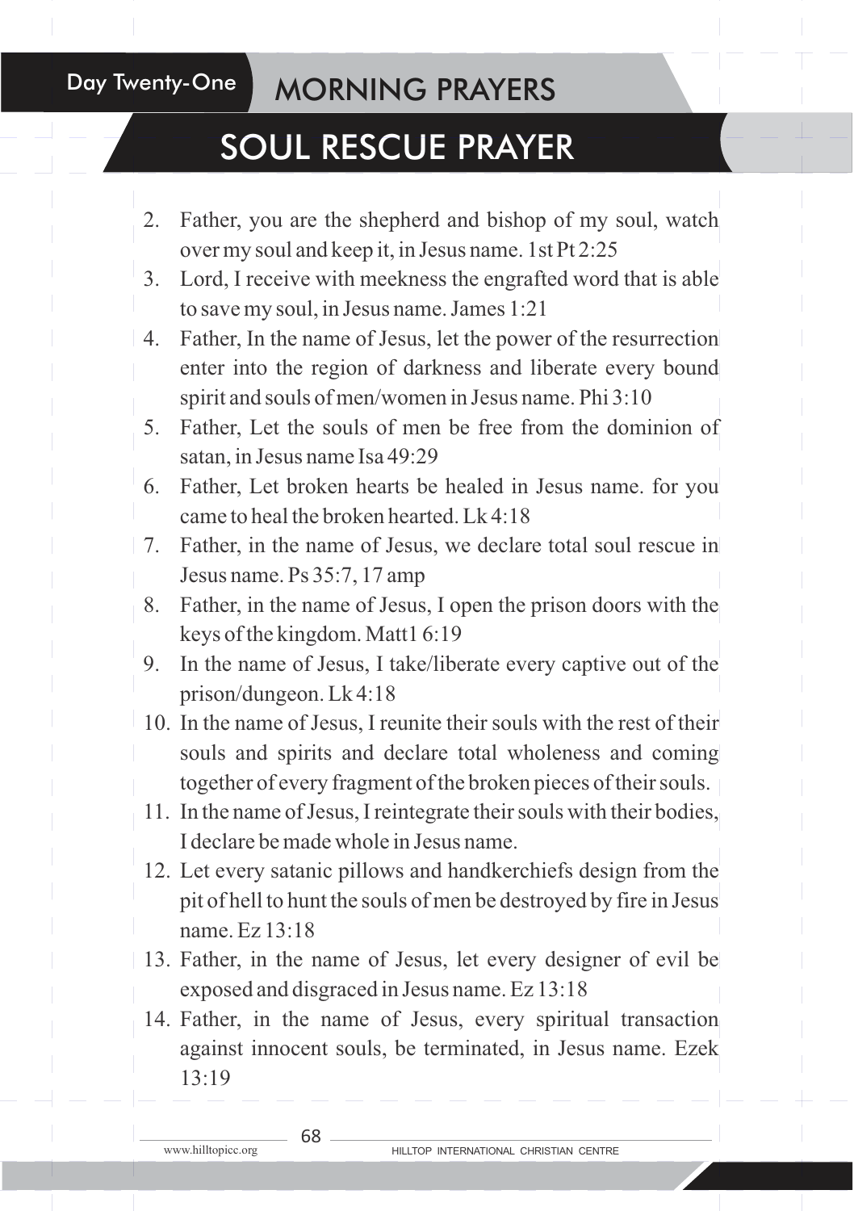Day Twenty-One MORNING PRAYERS

# SOUL RESCUE PRAYER

2. Father, you are the shepherd and bishop of my soul, watch over my soul and keep it, in Jesus name. 1st Pt 2:25
3. Lord, I receive with meekness the engrafted word that is able to save my soul, in Jesus name. James 1:21
4. Father, In the name of Jesus, let the power of the resurrection enter into the region of darkness and liberate every bound spirit and souls of men/women in Jesus name. Phi 3:10
5. Father, Let the souls of men be free from the dominion of satan, in Jesus name Isa 49:29
6. Father, Let broken hearts be healed in Jesus name. for you came to heal the broken hearted. Lk 4:18
7. Father, in the name of Jesus, we declare total soul rescue in Jesus name. Ps 35:7, 17 amp
8. Father, in the name of Jesus, I open the prison doors with the keys of the kingdom. Matt1 6:19
9. In the name of Jesus, I take/liberate every captive out of the prison/dungeon. Lk 4:18
10. In the name of Jesus, I reunite their souls with the rest of their souls and spirits and declare total wholeness and coming together of every fragment of the broken pieces of their souls.
11. In the name of Jesus, I reintegrate their souls with their bodies, I declare be made whole in Jesus name.
12. Let every satanic pillows and handkerchiefs design from the pit of hell to hunt the souls of men be destroyed by fire in Jesus name. Ez 13:18
13. Father, in the name of Jesus, let every designer of evil be exposed and disgraced in Jesus name. Ez 13:18
14. Father, in the name of Jesus, every spiritual transaction against innocent souls, be terminated, in Jesus name. Ezek 13:19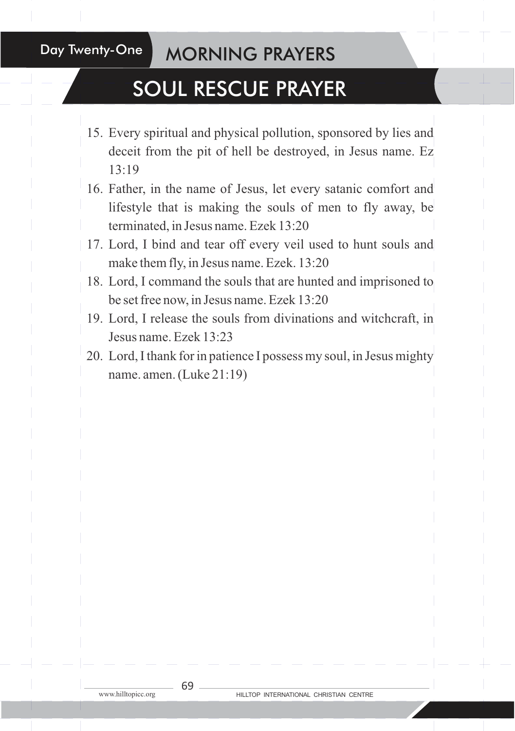Day Twenty-One

## MORNING PRAYERS

# SOUL RESCUE PRAYER

15. Every spiritual and physical pollution, sponsored by lies and deceit from the pit of hell be destroyed, in Jesus name. Ez 13:19
16. Father, in the name of Jesus, let every satanic comfort and lifestyle that is making the souls of men to fly away, be terminated, in Jesus name. Ezek 13:20
17. Lord, I bind and tear off every veil used to hunt souls and make them fly, in Jesus name. Ezek. 13:20
18. Lord, I command the souls that are hunted and imprisoned to be set free now, in Jesus name. Ezek 13:20
19. Lord, I release the souls from divinations and witchcraft, in Jesus name. Ezek 13:23
20. Lord, I thank for in patience I possess my soul, in Jesus mighty name. amen. (Luke 21:19)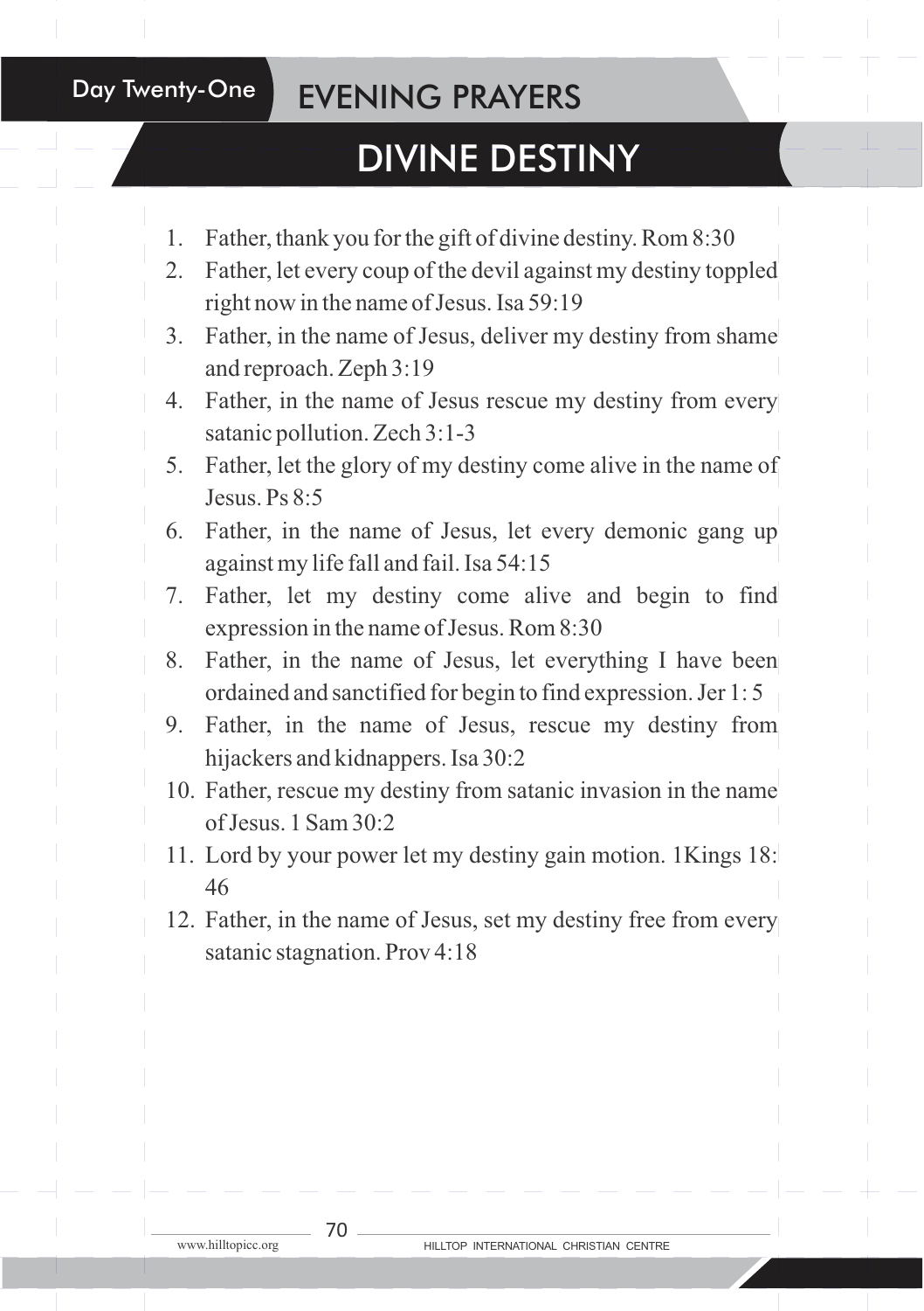Day Twenty-One **EVENING PRAYERS**

# DIVINE DESTINY

1. Father, thank you for the gift of divine destiny. Rom 8:30
2. Father, let every coup of the devil against my destiny toppled right now in the name of Jesus. Isa 59:19
3. Father, in the name of Jesus, deliver my destiny from shame and reproach. Zeph 3:19
4. Father, in the name of Jesus rescue my destiny from every satanic pollution. Zech 3:1-3
5. Father, let the glory of my destiny come alive in the name of Jesus. Ps 8:5
6. Father, in the name of Jesus, let every demonic gang up against my life fall and fail. Isa 54:15
7. Father, let my destiny come alive and begin to find expression in the name of Jesus. Rom 8:30
8. Father, in the name of Jesus, let everything I have been ordained and sanctified for begin to find expression. Jer 1: 5
9. Father, in the name of Jesus, rescue my destiny from hijackers and kidnappers. Isa 30:2
10. Father, rescue my destiny from satanic invasion in the name of Jesus. 1 Sam 30:2
11. Lord by your power let my destiny gain motion. 1Kings 18: 46
12. Father, in the name of Jesus, set my destiny free from every satanic stagnation. Prov 4:18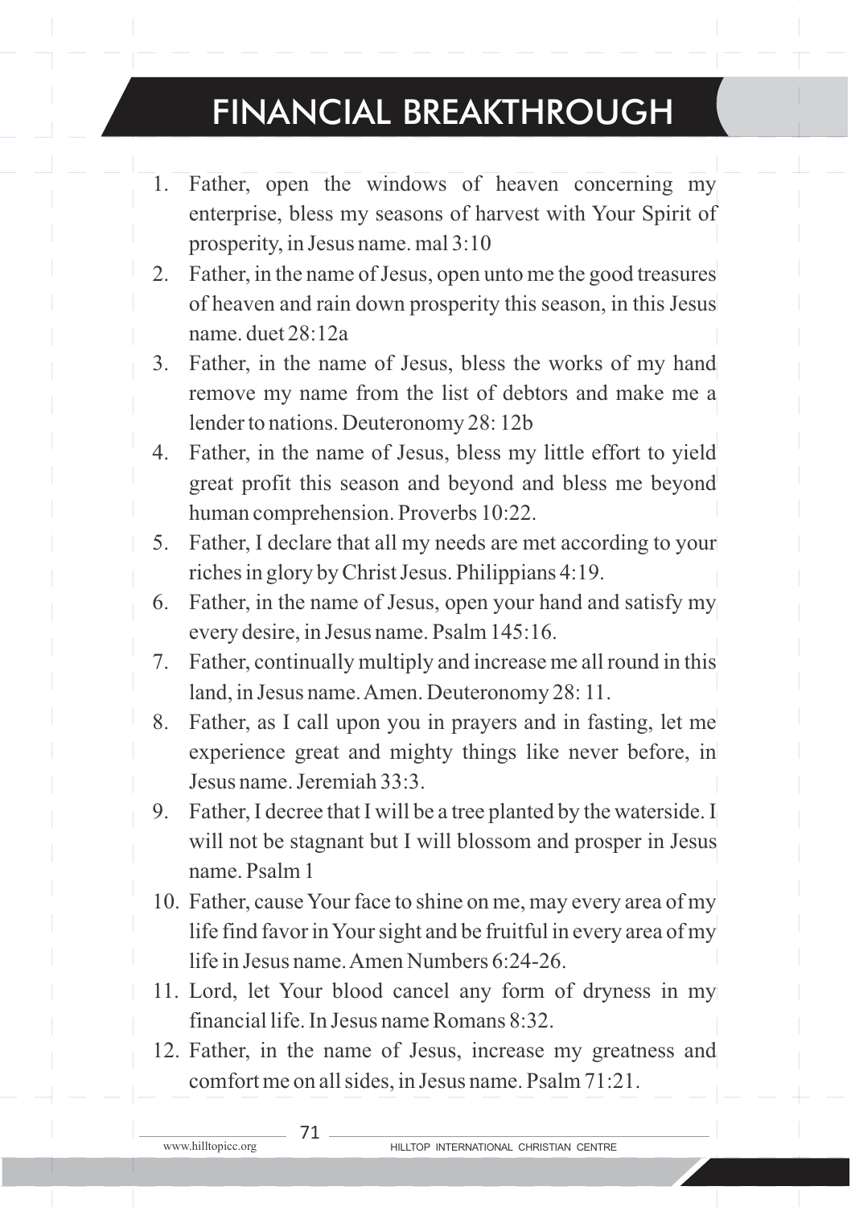# FINANCIAL BREAKTHROUGH

1. Father, open the windows of heaven concerning my enterprise, bless my seasons of harvest with Your Spirit of prosperity, in Jesus name. mal 3:10
2. Father, in the name of Jesus, open unto me the good treasures of heaven and rain down prosperity this season, in this Jesus name. duet 28:12a
3. Father, in the name of Jesus, bless the works of my hand remove my name from the list of debtors and make me a lender to nations. Deuteronomy 28: 12b
4. Father, in the name of Jesus, bless my little effort to yield great profit this season and beyond and bless me beyond human comprehension. Proverbs 10:22.
5. Father, I declare that all my needs are met according to your riches in glory by Christ Jesus. Philippians 4:19.
6. Father, in the name of Jesus, open your hand and satisfy my every desire, in Jesus name. Psalm 145:16.
7. Father, continually multiply and increase me all round in this land, in Jesus name. Amen. Deuteronomy 28: 11.
8. Father, as I call upon you in prayers and in fasting, let me experience great and mighty things like never before, in Jesus name. Jeremiah 33:3.
9. Father, I decree that I will be a tree planted by the waterside. I will not be stagnant but I will blossom and prosper in Jesus name. Psalm 1
10. Father, cause Your face to shine on me, may every area of my life find favor in Your sight and be fruitful in every area of my life in Jesus name. Amen Numbers 6:24-26.
11. Lord, let Your blood cancel any form of dryness in my financial life. In Jesus name Romans 8:32.
12. Father, in the name of Jesus, increase my greatness and comfort me on all sides, in Jesus name. Psalm 71:21.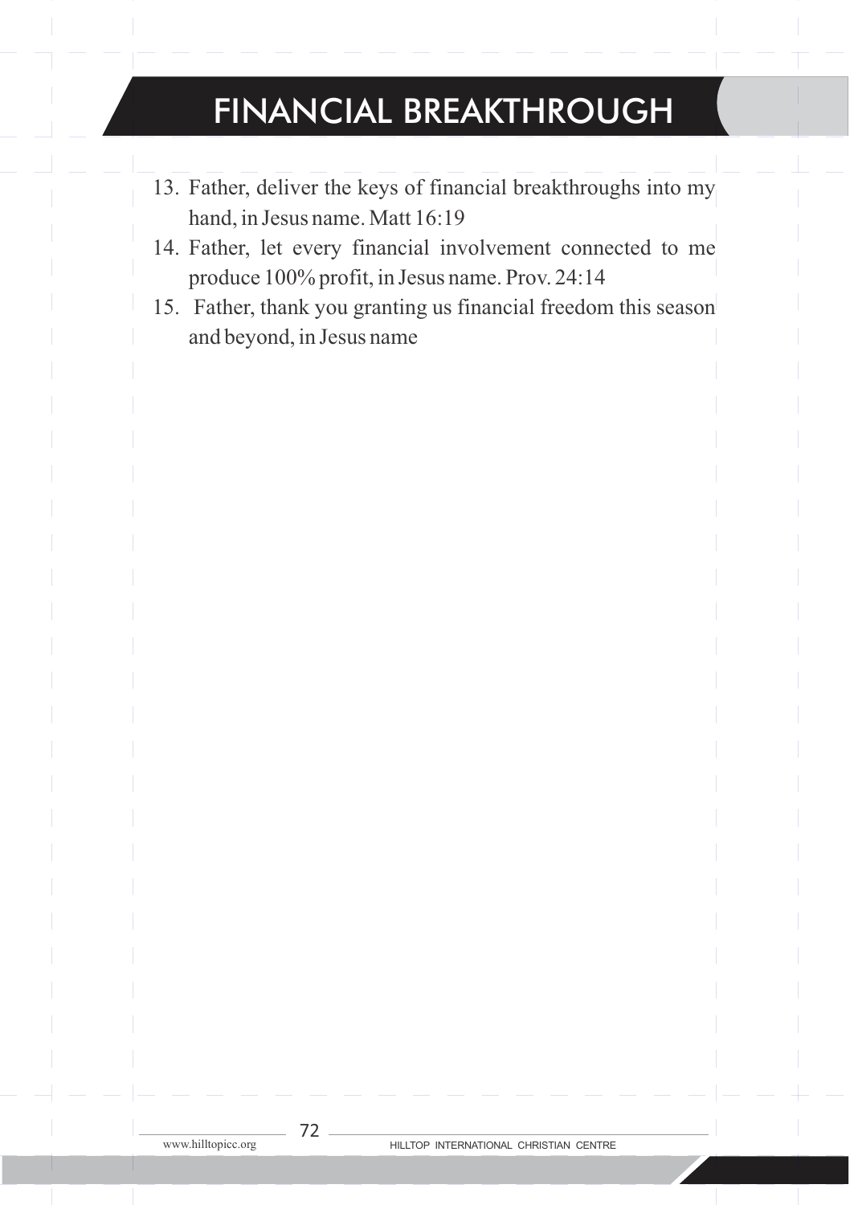# FINANCIAL BREAKTHROUGH

13. Father, deliver the keys of financial breakthroughs into my hand, in Jesus name. Matt 16:19
14. Father, let every financial involvement connected to me produce 100% profit, in Jesus name. Prov. 24:14
15. Father, thank you granting us financial freedom this season and beyond, in Jesus name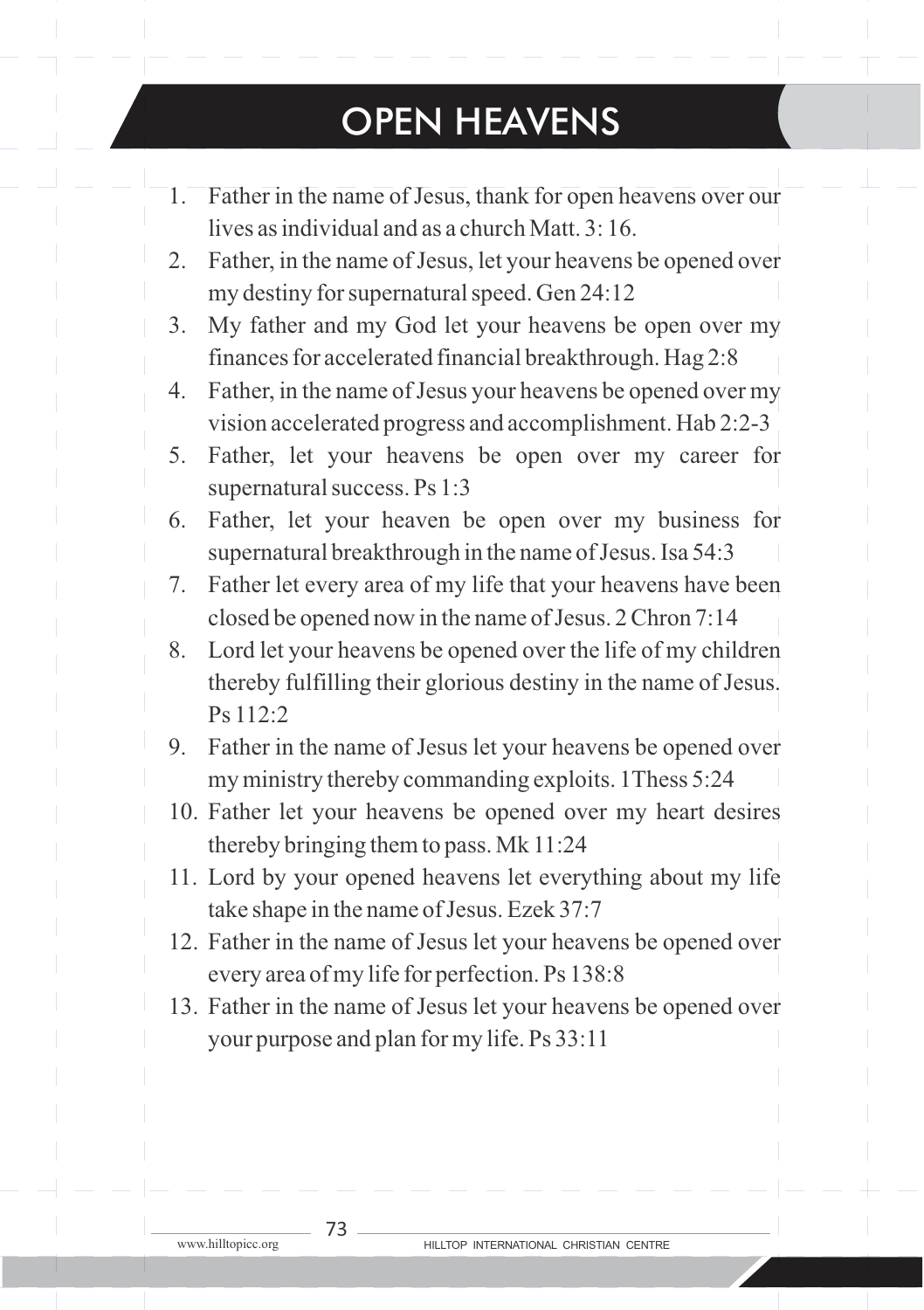# OPEN HEAVENS

1. Father in the name of Jesus, thank for open heavens over our lives as individual and as a church Matt. 3: 16.
2. Father, in the name of Jesus, let your heavens be opened over my destiny for supernatural speed. Gen 24:12
3. My father and my God let your heavens be open over my finances for accelerated financial breakthrough. Hag 2:8
4. Father, in the name of Jesus your heavens be opened over my vision accelerated progress and accomplishment. Hab 2:2-3
5. Father, let your heavens be open over my career for supernatural success. Ps 1:3
6. Father, let your heaven be open over my business for supernatural breakthrough in the name of Jesus. Isa 54:3
7. Father let every area of my life that your heavens have been closed be opened now in the name of Jesus. 2 Chron 7:14
8. Lord let your heavens be opened over the life of my children thereby fulfilling their glorious destiny in the name of Jesus. Ps 112:2
9. Father in the name of Jesus let your heavens be opened over my ministry thereby commanding exploits. 1Thess 5:24
10. Father let your heavens be opened over my heart desires thereby bringing them to pass. Mk 11:24
11. Lord by your opened heavens let everything about my life take shape in the name of Jesus. Ezek 37:7
12. Father in the name of Jesus let your heavens be opened over every area of my life for perfection. Ps 138:8
13. Father in the name of Jesus let your heavens be opened over your purpose and plan for my life. Ps 33:11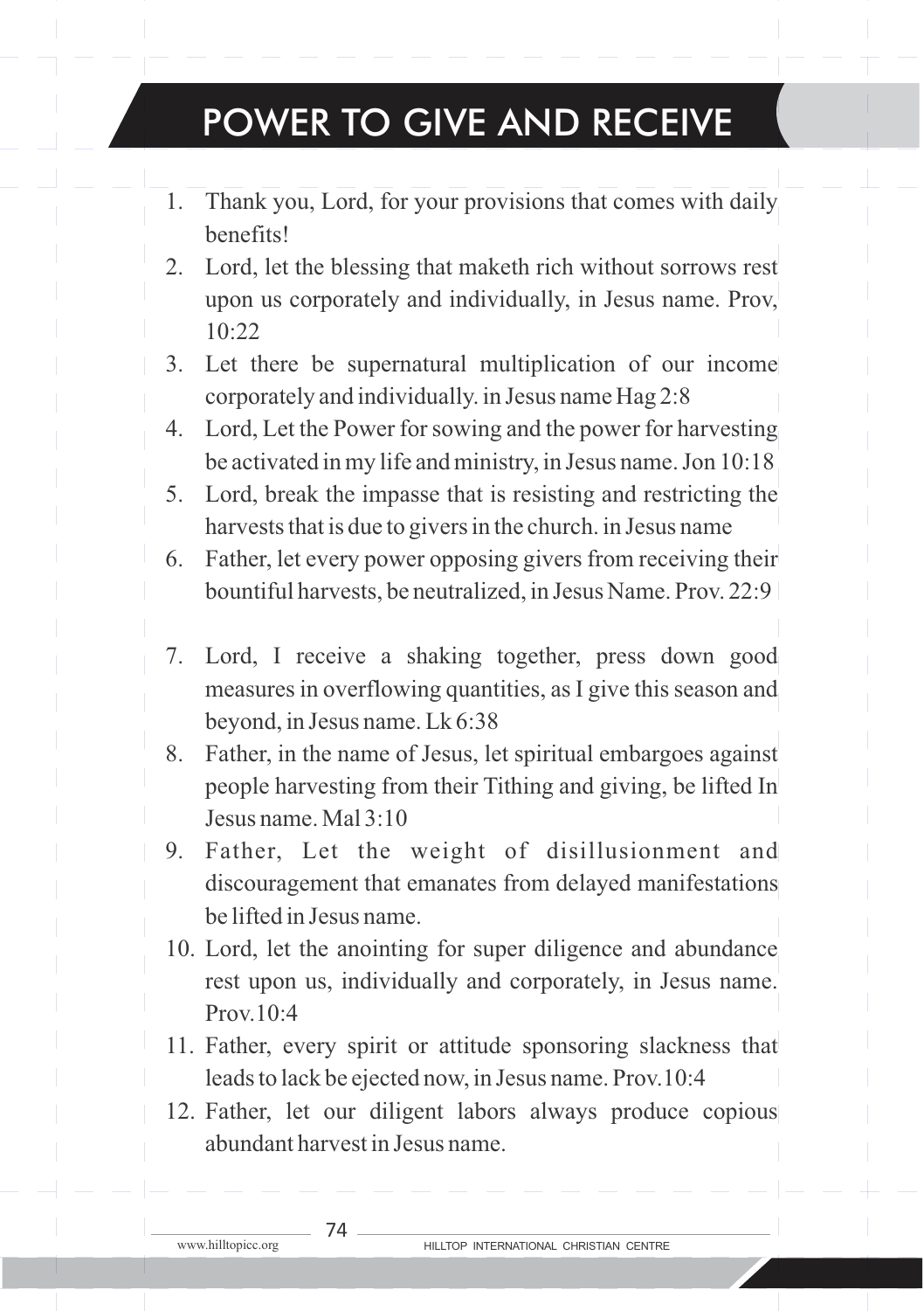# POWER TO GIVE AND RECEIVE

1. Thank you, Lord, for your provisions that comes with daily benefits!
2. Lord, let the blessing that maketh rich without sorrows rest upon us corporately and individually, in Jesus name. Prov, 10:22
3. Let there be supernatural multiplication of our income corporately and individually. in Jesus name Hag 2:8
4. Lord, Let the Power for sowing and the power for harvesting be activated in my life and ministry, in Jesus name. Jon 10:18
5. Lord, break the impasse that is resisting and restricting the harvests that is due to givers in the church. in Jesus name
6. Father, let every power opposing givers from receiving their bountiful harvests, be neutralized, in Jesus Name. Prov. 22:9
7. Lord, I receive a shaking together, press down good measures in overflowing quantities, as I give this season and beyond, in Jesus name. Lk 6:38
8. Father, in the name of Jesus, let spiritual embargoes against people harvesting from their Tithing and giving, be lifted In Jesus name. Mal 3:10
9. Father, Let the weight of disillusionment and discouragement that emanates from delayed manifestations be lifted in Jesus name.
10. Lord, let the anointing for super diligence and abundance rest upon us, individually and corporately, in Jesus name. Prov.10:4
11. Father, every spirit or attitude sponsoring slackness that leads to lack be ejected now, in Jesus name. Prov.10:4
12. Father, let our diligent labors always produce copious abundant harvest in Jesus name.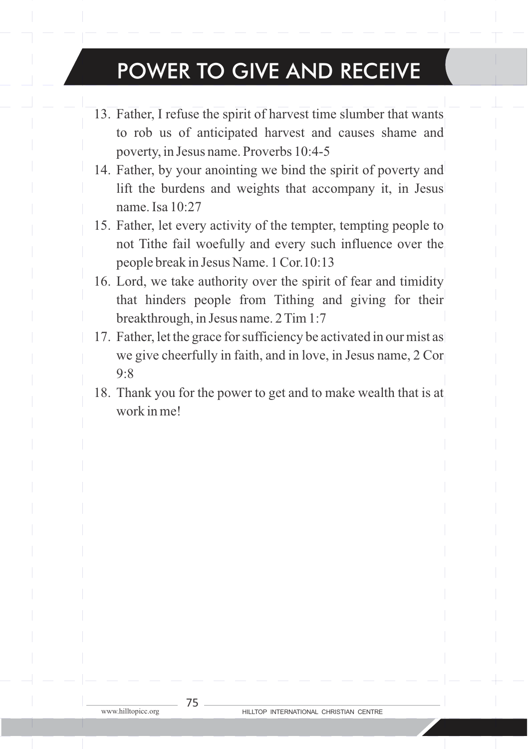# POWER TO GIVE AND RECEIVE

13. Father, I refuse the spirit of harvest time slumber that wants to rob us of anticipated harvest and causes shame and poverty, in Jesus name. Proverbs 10:4-5
14. Father, by your anointing we bind the spirit of poverty and lift the burdens and weights that accompany it, in Jesus name. Isa 10:27
15. Father, let every activity of the tempter, tempting people to not Tithe fail woefully and every such influence over the people break in Jesus Name. 1 Cor.10:13
16. Lord, we take authority over the spirit of fear and timidity that hinders people from Tithing and giving for their breakthrough, in Jesus name. 2 Tim 1:7
17. Father, let the grace for sufficiency be activated in our mist as we give cheerfully in faith, and in love, in Jesus name, 2 Cor 9:8
18. Thank you for the power to get and to make wealth that is at work in me!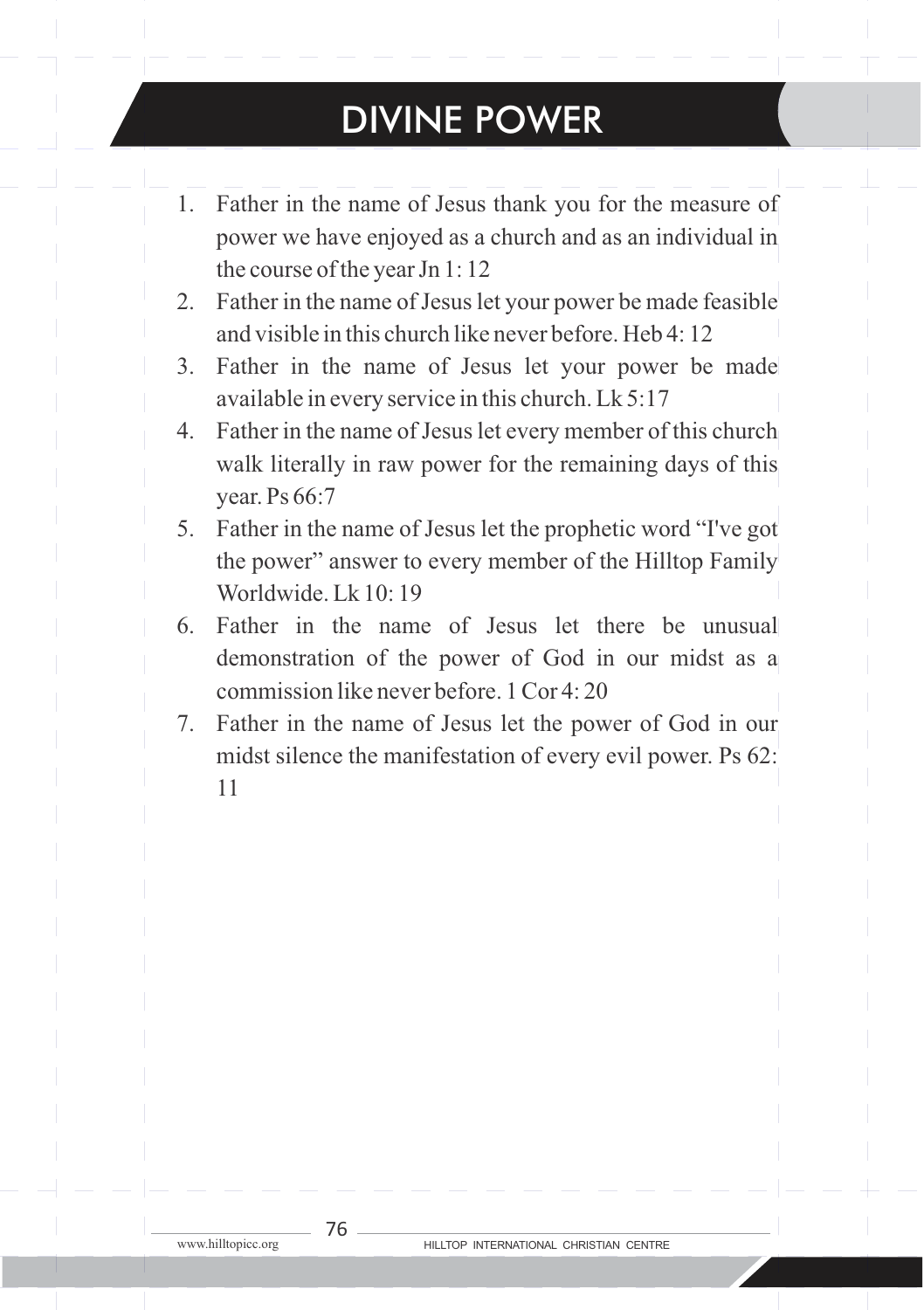# DIVINE POWER

1. Father in the name of Jesus thank you for the measure of power we have enjoyed as a church and as an individual in the course of the year Jn 1: 12
2. Father in the name of Jesus let your power be made feasible and visible in this church like never before. Heb 4: 12
3. Father in the name of Jesus let your power be made available in every service in this church. Lk 5:17
4. Father in the name of Jesus let every member of this church walk literally in raw power for the remaining days of this year. Ps 66:7
5. Father in the name of Jesus let the prophetic word "I've got the power" answer to every member of the Hilltop Family Worldwide. Lk 10: 19
6. Father in the name of Jesus let there be unusual demonstration of the power of God in our midst as a commission like never before. 1 Cor 4: 20
7. Father in the name of Jesus let the power of God in our midst silence the manifestation of every evil power. Ps 62: 11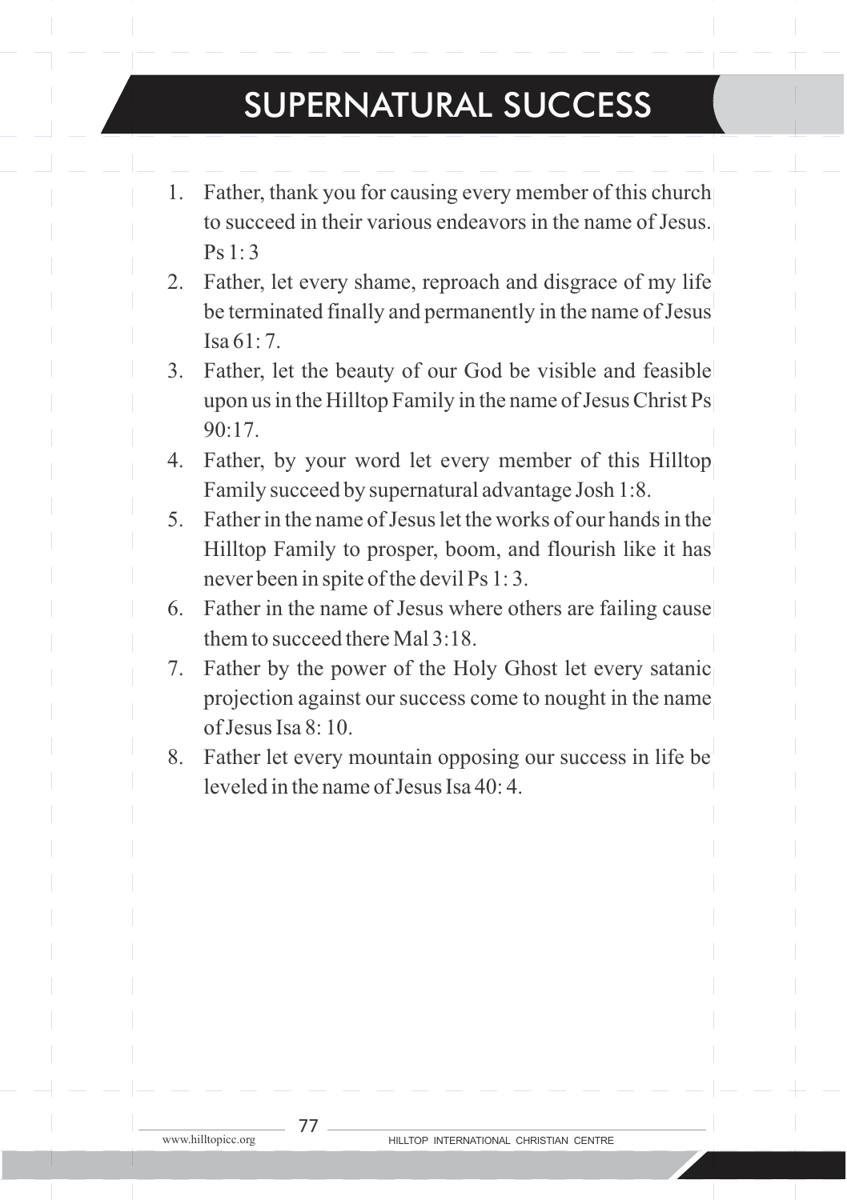# SUPERNATURAL SUCCESS

1. Father, thank you for causing every member of this church to succeed in their various endeavors in the name of Jesus. Ps 1: 3
2. Father, let every shame, reproach and disgrace of my life be terminated finally and permanently in the name of Jesus Isa 61: 7.
3. Father, let the beauty of our God be visible and feasible upon us in the Hilltop Family in the name of Jesus Christ Ps 90:17.
4. Father, by your word let every member of this Hilltop Family succeed by supernatural advantage Josh 1:8.
5. Father in the name of Jesus let the works of our hands in the Hilltop Family to prosper, boom, and flourish like it has never been in spite of the devil Ps 1: 3.
6. Father in the name of Jesus where others are failing cause them to succeed there Mal 3:18.
7. Father by the power of the Holy Ghost let every satanic projection against our success come to nought in the name of Jesus Isa 8: 10.
8. Father let every mountain opposing our success in life be leveled in the name of Jesus Isa 40: 4.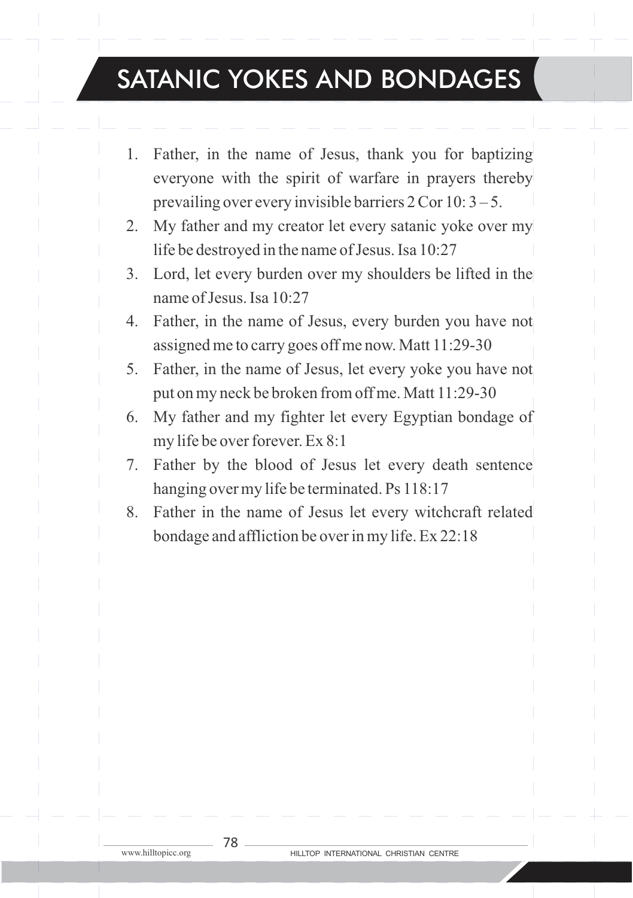# SATANIC YOKES AND BONDAGES

1. Father, in the name of Jesus, thank you for baptizing everyone with the spirit of warfare in prayers thereby prevailing over every invisible barriers 2 Cor 10: 3 – 5.
2. My father and my creator let every satanic yoke over my life be destroyed in the name of Jesus. Isa 10:27
3. Lord, let every burden over my shoulders be lifted in the name of Jesus. Isa 10:27
4. Father, in the name of Jesus, every burden you have not assigned me to carry goes off me now. Matt 11:29-30
5. Father, in the name of Jesus, let every yoke you have not put on my neck be broken from off me. Matt 11:29-30
6. My father and my fighter let every Egyptian bondage of my life be over forever. Ex 8:1
7. Father by the blood of Jesus let every death sentence hanging over my life be terminated. Ps 118:17
8. Father in the name of Jesus let every witchcraft related bondage and affliction be over in my life. Ex 22:18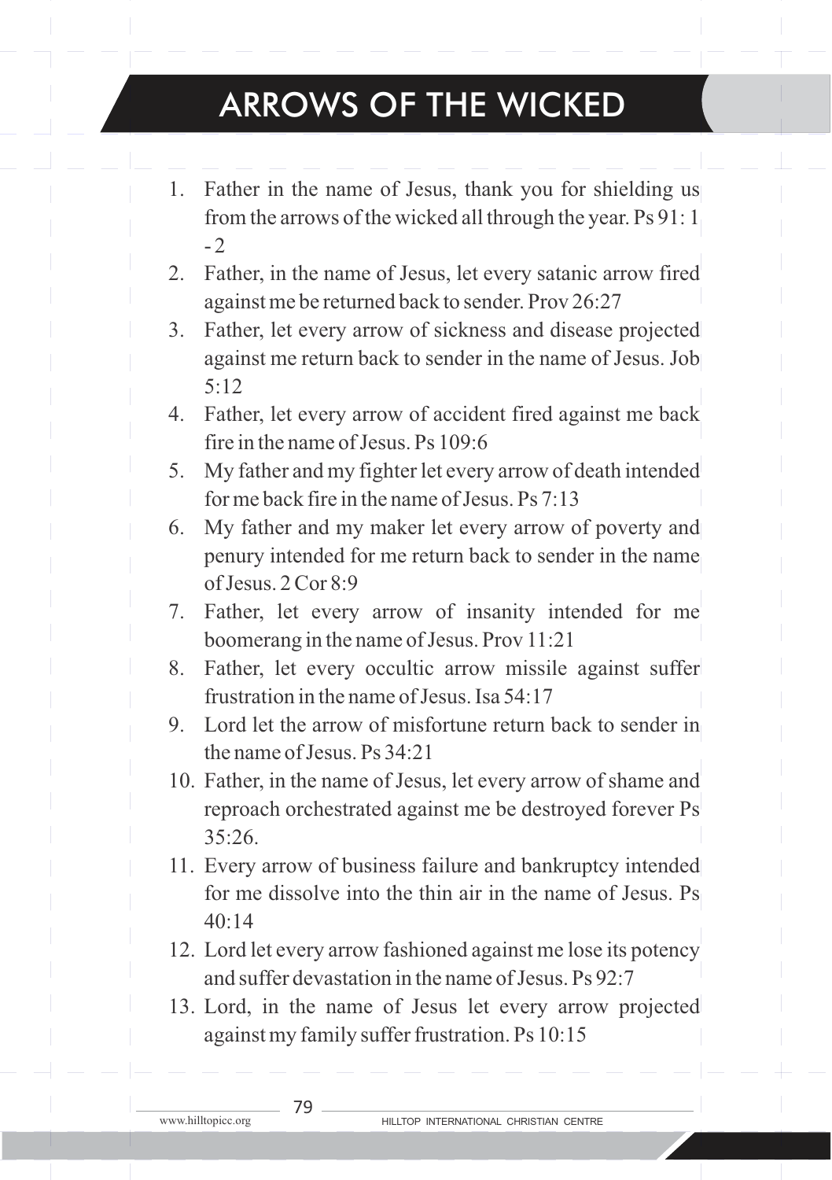# ARROWS OF THE WICKED

1. Father in the name of Jesus, thank you for shielding us from the arrows of the wicked all through the year. Ps 91: 1 - 2
2. Father, in the name of Jesus, let every satanic arrow fired against me be returned back to sender. Prov 26:27
3. Father, let every arrow of sickness and disease projected against me return back to sender in the name of Jesus. Job 5:12
4. Father, let every arrow of accident fired against me back fire in the name of Jesus. Ps 109:6
5. My father and my fighter let every arrow of death intended for me back fire in the name of Jesus. Ps 7:13
6. My father and my maker let every arrow of poverty and penury intended for me return back to sender in the name of Jesus. 2 Cor 8:9
7. Father, let every arrow of insanity intended for me boomerang in the name of Jesus. Prov 11:21
8. Father, let every occultic arrow missile against suffer frustration in the name of Jesus. Isa 54:17
9. Lord let the arrow of misfortune return back to sender in the name of Jesus. Ps 34:21
10. Father, in the name of Jesus, let every arrow of shame and reproach orchestrated against me be destroyed forever Ps 35:26.
11. Every arrow of business failure and bankruptcy intended for me dissolve into the thin air in the name of Jesus. Ps 40:14
12. Lord let every arrow fashioned against me lose its potency and suffer devastation in the name of Jesus. Ps 92:7
13. Lord, in the name of Jesus let every arrow projected against my family suffer frustration. Ps 10:15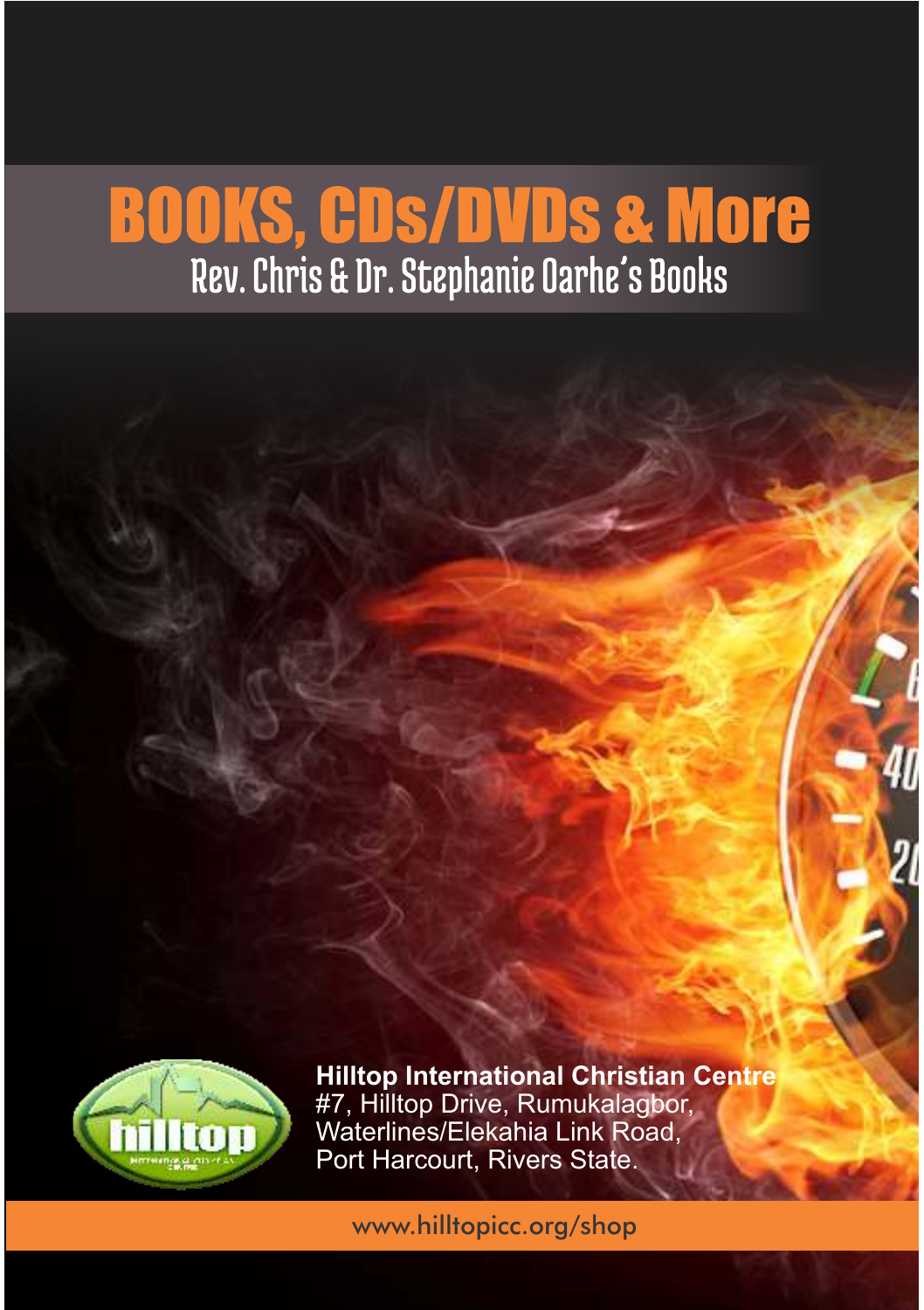# BOOKS, CDs/DVDs & More

## Rev. Chris & Dr. Stephanie Oarhe's Books

**Hilltop International Christian Centre**
#7, Hilltop Drive, Rumukalagbor,
Waterlines/Elekahia Link Road,
Port Harcourt, Rivers State.

www.hilltopicc.org/shop